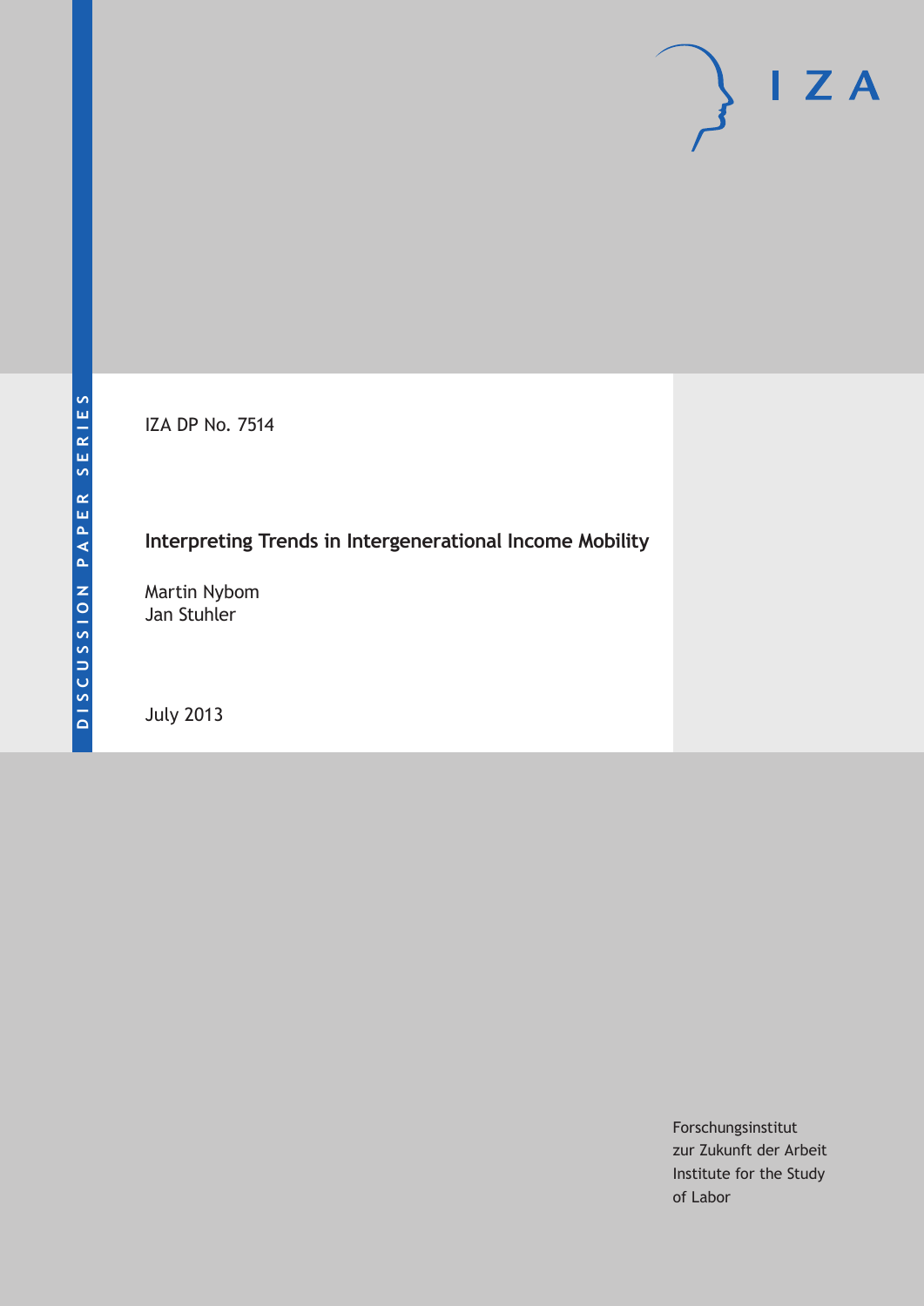DISCUSSION PAPER SERIES

IZA

IZA DP No. 7514

# Interpreting Trends in Intergenerational Income Mobility

Martin Nybom
Jan Stuhler

July 2013

Forschungsinstitut
zur Zukunft der Arbeit
Institute for the Study
of Labor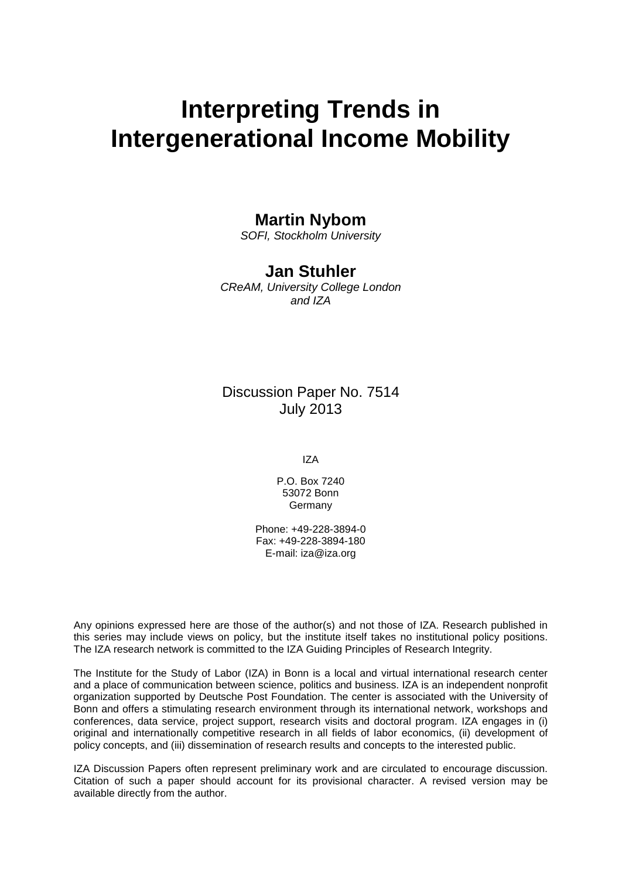# Interpreting Trends in Intergenerational Income Mobility

**Martin Nybom**
*SOFI, Stockholm University*

**Jan Stuhler**
*CReAM, University College London and IZA*

Discussion Paper No. 7514
July 2013

IZA

P.O. Box 7240
53072 Bonn
Germany

Phone: +49-228-3894-0
Fax: +49-228-3894-180
E-mail: iza@iza.org

Any opinions expressed here are those of the author(s) and not those of IZA. Research published in this series may include views on policy, but the institute itself takes no institutional policy positions. The IZA research network is committed to the IZA Guiding Principles of Research Integrity.

The Institute for the Study of Labor (IZA) in Bonn is a local and virtual international research center and a place of communication between science, politics and business. IZA is an independent nonprofit organization supported by Deutsche Post Foundation. The center is associated with the University of Bonn and offers a stimulating research environment through its international network, workshops and conferences, data service, project support, research visits and doctoral program. IZA engages in (i) original and internationally competitive research in all fields of labor economics, (ii) development of policy concepts, and (iii) dissemination of research results and concepts to the interested public.

IZA Discussion Papers often represent preliminary work and are circulated to encourage discussion. Citation of such a paper should account for its provisional character. A revised version may be available directly from the author.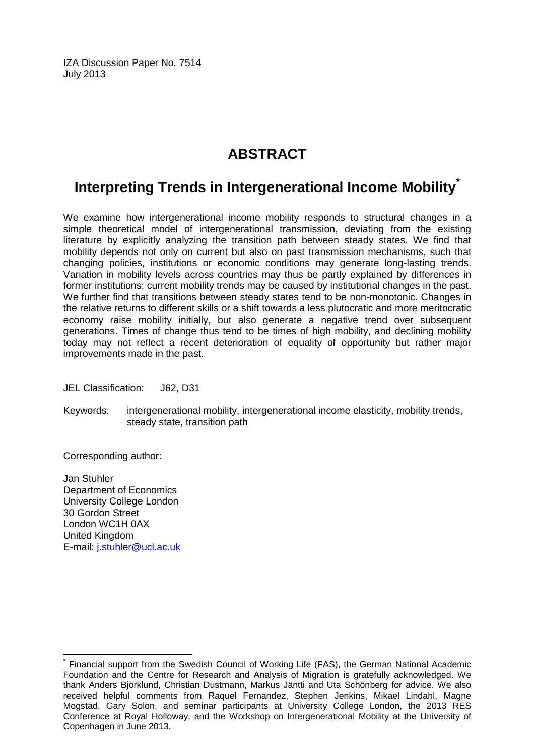IZA Discussion Paper No. 7514
July 2013

# ABSTRACT

## Interpreting Trends in Intergenerational Income Mobility*

We examine how intergenerational income mobility responds to structural changes in a simple theoretical model of intergenerational transmission, deviating from the existing literature by explicitly analyzing the transition path between steady states. We find that mobility depends not only on current but also on past transmission mechanisms, such that changing policies, institutions or economic conditions may generate long-lasting trends. Variation in mobility levels across countries may thus be partly explained by differences in former institutions; current mobility trends may be caused by institutional changes in the past. We further find that transitions between steady states tend to be non-monotonic. Changes in the relative returns to different skills or a shift towards a less plutocratic and more meritocratic economy raise mobility initially, but also generate a negative trend over subsequent generations. Times of change thus tend to be times of high mobility, and declining mobility today may not reflect a recent deterioration of equality of opportunity but rather major improvements made in the past.

JEL Classification: J62, D31

Keywords: intergenerational mobility, intergenerational income elasticity, mobility trends, steady state, transition path

Corresponding author:

Jan Stuhler
Department of Economics
University College London
30 Gordon Street
London WC1H 0AX
United Kingdom
E-mail: j.stuhler@ucl.ac.uk

---

* Financial support from the Swedish Council of Working Life (FAS), the German National Academic Foundation and the Centre for Research and Analysis of Migration is gratefully acknowledged. We thank Anders Björklund, Christian Dustmann, Markus Jäntti and Uta Schönberg for advice. We also received helpful comments from Raquel Fernandez, Stephen Jenkins, Mikael Lindahl, Magne Mogstad, Gary Solon, and seminar participants at University College London, the 2013 RES Conference at Royal Holloway, and the Workshop on Intergenerational Mobility at the University of Copenhagen in June 2013.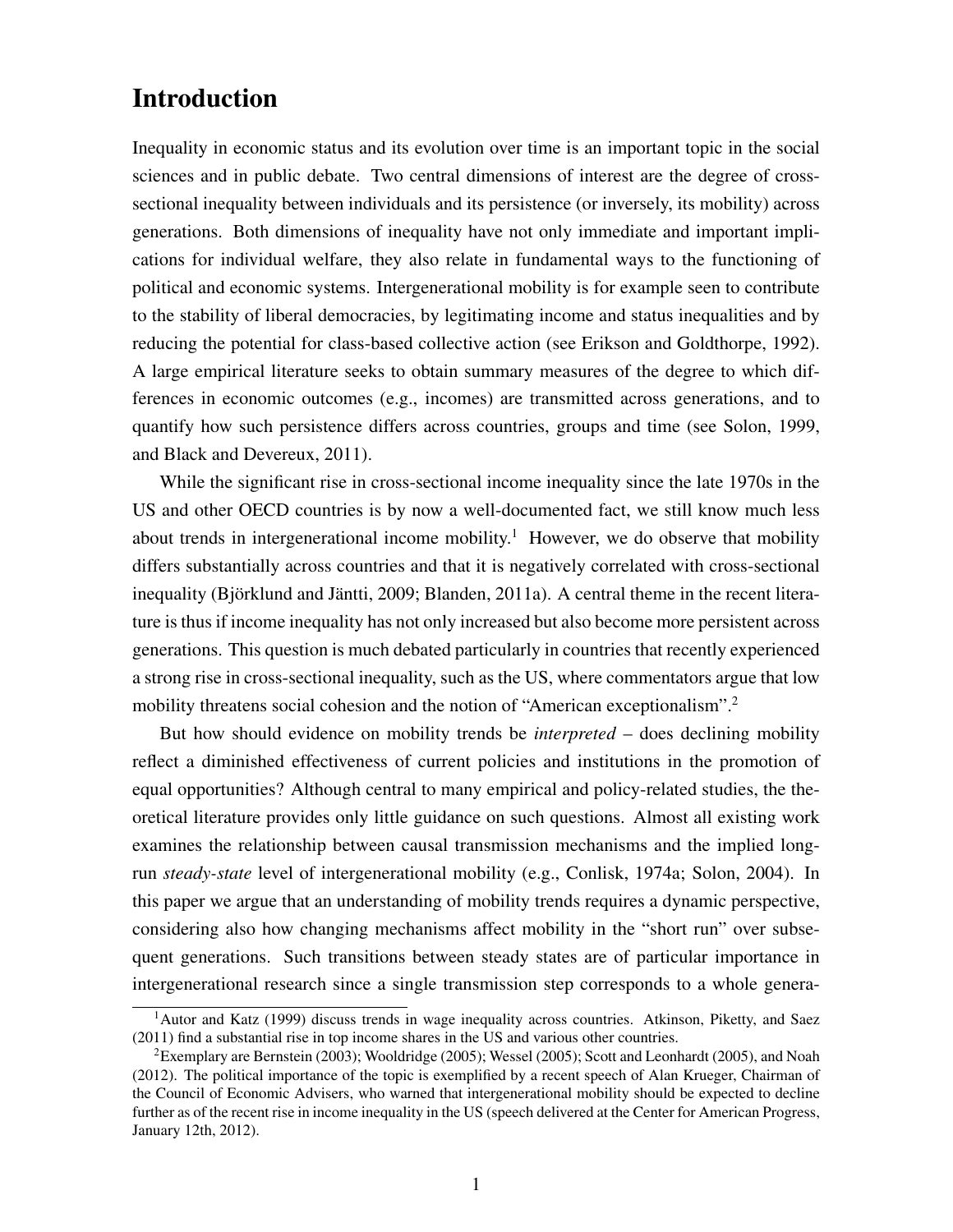# Introduction

Inequality in economic status and its evolution over time is an important topic in the social sciences and in public debate. Two central dimensions of interest are the degree of cross-sectional inequality between individuals and its persistence (or inversely, its mobility) across generations. Both dimensions of inequality have not only immediate and important implications for individual welfare, they also relate in fundamental ways to the functioning of political and economic systems. Intergenerational mobility is for example seen to contribute to the stability of liberal democracies, by legitimating income and status inequalities and by reducing the potential for class-based collective action (see Erikson and Goldthorpe, 1992). A large empirical literature seeks to obtain summary measures of the degree to which differences in economic outcomes (e.g., incomes) are transmitted across generations, and to quantify how such persistence differs across countries, groups and time (see Solon, 1999, and Black and Devereux, 2011).

While the significant rise in cross-sectional income inequality since the late 1970s in the US and other OECD countries is by now a well-documented fact, we still know much less about trends in intergenerational income mobility.[1] However, we do observe that mobility differs substantially across countries and that it is negatively correlated with cross-sectional inequality (Björklund and Jäntti, 2009; Blanden, 2011a). A central theme in the recent literature is thus if income inequality has not only increased but also become more persistent across generations. This question is much debated particularly in countries that recently experienced a strong rise in cross-sectional inequality, such as the US, where commentators argue that low mobility threatens social cohesion and the notion of "American exceptionalism".[2]

But how should evidence on mobility trends be *interpreted* – does declining mobility reflect a diminished effectiveness of current policies and institutions in the promotion of equal opportunities? Although central to many empirical and policy-related studies, the theoretical literature provides only little guidance on such questions. Almost all existing work examines the relationship between causal transmission mechanisms and the implied long-run *steady-state* level of intergenerational mobility (e.g., Conlisk, 1974a; Solon, 2004). In this paper we argue that an understanding of mobility trends requires a dynamic perspective, considering also how changing mechanisms affect mobility in the "short run" over subsequent generations. Such transitions between steady states are of particular importance in intergenerational research since a single transmission step corresponds to a whole genera-

[1] Autor and Katz (1999) discuss trends in wage inequality across countries. Atkinson, Piketty, and Saez (2011) find a substantial rise in top income shares in the US and various other countries.

[2] Exemplary are Bernstein (2003); Wooldridge (2005); Wessel (2005); Scott and Leonhardt (2005), and Noah (2012). The political importance of the topic is exemplified by a recent speech of Alan Krueger, Chairman of the Council of Economic Advisers, who warned that intergenerational mobility should be expected to decline further as of the recent rise in income inequality in the US (speech delivered at the Center for American Progress, January 12th, 2012).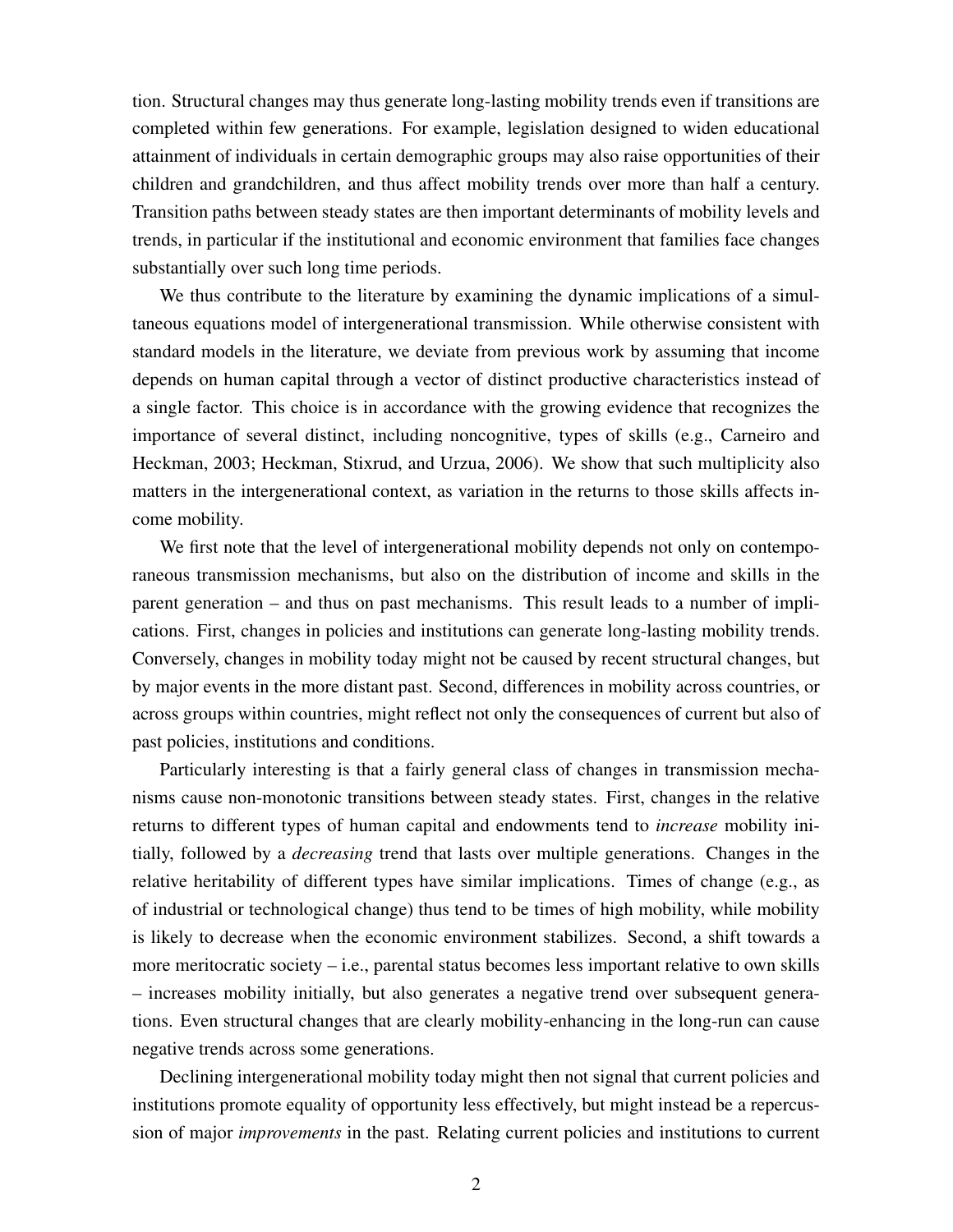tion. Structural changes may thus generate long-lasting mobility trends even if transitions are completed within few generations. For example, legislation designed to widen educational attainment of individuals in certain demographic groups may also raise opportunities of their children and grandchildren, and thus affect mobility trends over more than half a century. Transition paths between steady states are then important determinants of mobility levels and trends, in particular if the institutional and economic environment that families face changes substantially over such long time periods.

We thus contribute to the literature by examining the dynamic implications of a simultaneous equations model of intergenerational transmission. While otherwise consistent with standard models in the literature, we deviate from previous work by assuming that income depends on human capital through a vector of distinct productive characteristics instead of a single factor. This choice is in accordance with the growing evidence that recognizes the importance of several distinct, including noncognitive, types of skills (e.g., Carneiro and Heckman, 2003; Heckman, Stixrud, and Urzua, 2006). We show that such multiplicity also matters in the intergenerational context, as variation in the returns to those skills affects income mobility.

We first note that the level of intergenerational mobility depends not only on contemporaneous transmission mechanisms, but also on the distribution of income and skills in the parent generation – and thus on past mechanisms. This result leads to a number of implications. First, changes in policies and institutions can generate long-lasting mobility trends. Conversely, changes in mobility today might not be caused by recent structural changes, but by major events in the more distant past. Second, differences in mobility across countries, or across groups within countries, might reflect not only the consequences of current but also of past policies, institutions and conditions.

Particularly interesting is that a fairly general class of changes in transmission mechanisms cause non-monotonic transitions between steady states. First, changes in the relative returns to different types of human capital and endowments tend to *increase* mobility initially, followed by a *decreasing* trend that lasts over multiple generations. Changes in the relative heritability of different types have similar implications. Times of change (e.g., as of industrial or technological change) thus tend to be times of high mobility, while mobility is likely to decrease when the economic environment stabilizes. Second, a shift towards a more meritocratic society – i.e., parental status becomes less important relative to own skills – increases mobility initially, but also generates a negative trend over subsequent generations. Even structural changes that are clearly mobility-enhancing in the long-run can cause negative trends across some generations.

Declining intergenerational mobility today might then not signal that current policies and institutions promote equality of opportunity less effectively, but might instead be a repercussion of major *improvements* in the past. Relating current policies and institutions to current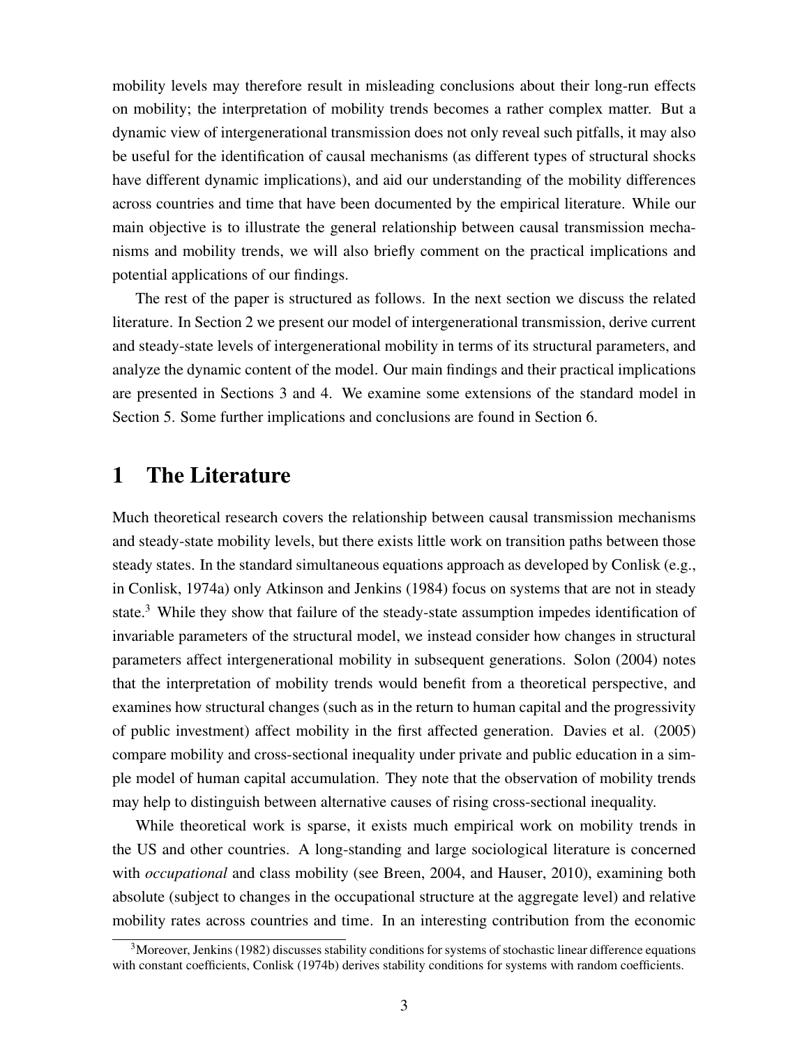mobility levels may therefore result in misleading conclusions about their long-run effects on mobility; the interpretation of mobility trends becomes a rather complex matter. But a dynamic view of intergenerational transmission does not only reveal such pitfalls, it may also be useful for the identification of causal mechanisms (as different types of structural shocks have different dynamic implications), and aid our understanding of the mobility differences across countries and time that have been documented by the empirical literature. While our main objective is to illustrate the general relationship between causal transmission mechanisms and mobility trends, we will also briefly comment on the practical implications and potential applications of our findings.

The rest of the paper is structured as follows. In the next section we discuss the related literature. In Section 2 we present our model of intergenerational transmission, derive current and steady-state levels of intergenerational mobility in terms of its structural parameters, and analyze the dynamic content of the model. Our main findings and their practical implications are presented in Sections 3 and 4. We examine some extensions of the standard model in Section 5. Some further implications and conclusions are found in Section 6.

# 1 The Literature

Much theoretical research covers the relationship between causal transmission mechanisms and steady-state mobility levels, but there exists little work on transition paths between those steady states. In the standard simultaneous equations approach as developed by Conlisk (e.g., in Conlisk, 1974a) only Atkinson and Jenkins (1984) focus on systems that are not in steady state.[3] While they show that failure of the steady-state assumption impedes identification of invariable parameters of the structural model, we instead consider how changes in structural parameters affect intergenerational mobility in subsequent generations. Solon (2004) notes that the interpretation of mobility trends would benefit from a theoretical perspective, and examines how structural changes (such as in the return to human capital and the progressivity of public investment) affect mobility in the first affected generation. Davies et al. (2005) compare mobility and cross-sectional inequality under private and public education in a simple model of human capital accumulation. They note that the observation of mobility trends may help to distinguish between alternative causes of rising cross-sectional inequality.

While theoretical work is sparse, it exists much empirical work on mobility trends in the US and other countries. A long-standing and large sociological literature is concerned with *occupational* and class mobility (see Breen, 2004, and Hauser, 2010), examining both absolute (subject to changes in the occupational structure at the aggregate level) and relative mobility rates across countries and time. In an interesting contribution from the economic

[3] Moreover, Jenkins (1982) discusses stability conditions for systems of stochastic linear difference equations with constant coefficients, Conlisk (1974b) derives stability conditions for systems with random coefficients.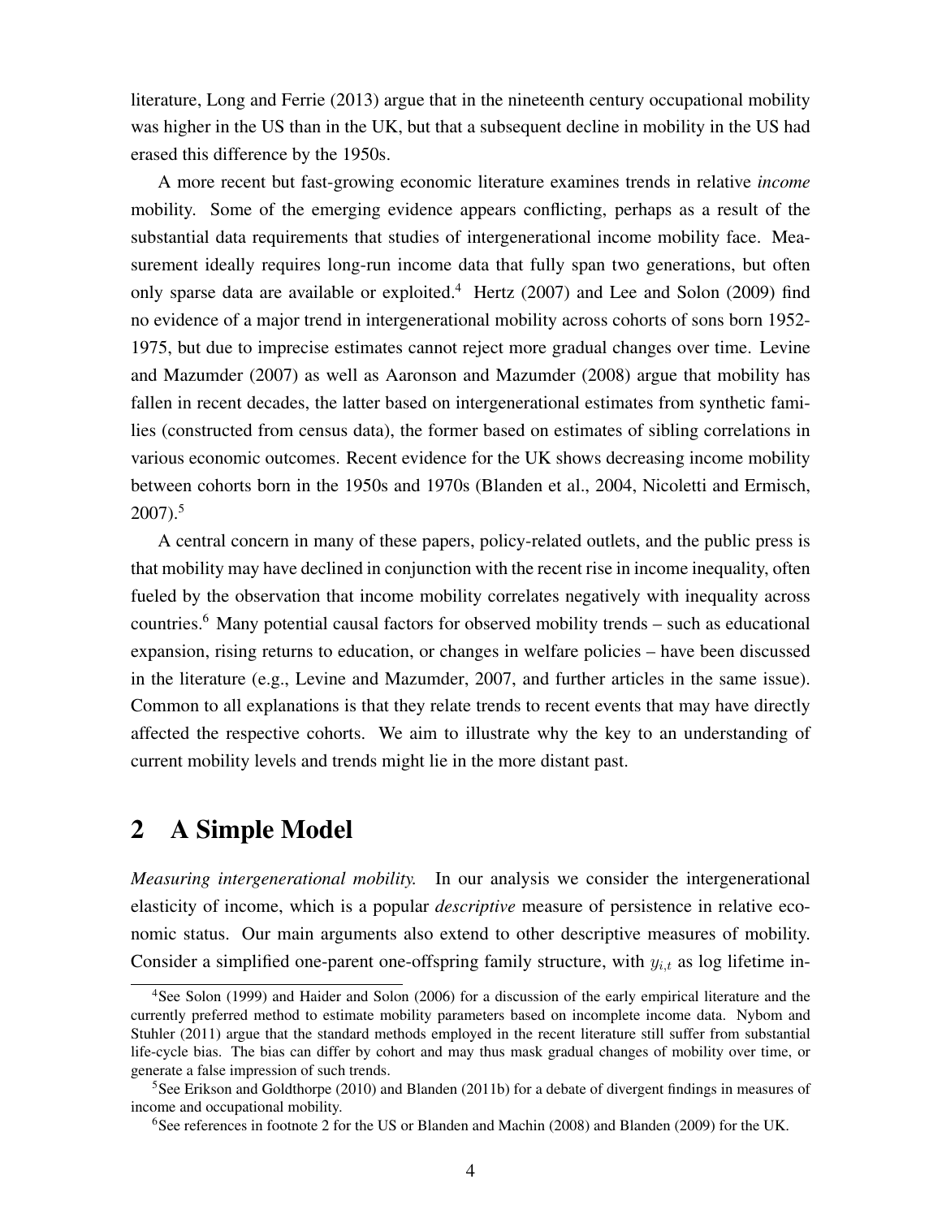literature, Long and Ferrie (2013) argue that in the nineteenth century occupational mobility was higher in the US than in the UK, but that a subsequent decline in mobility in the US had erased this difference by the 1950s.

A more recent but fast-growing economic literature examines trends in relative *income* mobility. Some of the emerging evidence appears conflicting, perhaps as a result of the substantial data requirements that studies of intergenerational income mobility face. Measurement ideally requires long-run income data that fully span two generations, but often only sparse data are available or exploited.[4] Hertz (2007) and Lee and Solon (2009) find no evidence of a major trend in intergenerational mobility across cohorts of sons born 1952-1975, but due to imprecise estimates cannot reject more gradual changes over time. Levine and Mazumder (2007) as well as Aaronson and Mazumder (2008) argue that mobility has fallen in recent decades, the latter based on intergenerational estimates from synthetic families (constructed from census data), the former based on estimates of sibling correlations in various economic outcomes. Recent evidence for the UK shows decreasing income mobility between cohorts born in the 1950s and 1970s (Blanden et al., 2004, Nicoletti and Ermisch, 2007).[5]

A central concern in many of these papers, policy-related outlets, and the public press is that mobility may have declined in conjunction with the recent rise in income inequality, often fueled by the observation that income mobility correlates negatively with inequality across countries.[6] Many potential causal factors for observed mobility trends – such as educational expansion, rising returns to education, or changes in welfare policies – have been discussed in the literature (e.g., Levine and Mazumder, 2007, and further articles in the same issue). Common to all explanations is that they relate trends to recent events that may have directly affected the respective cohorts. We aim to illustrate why the key to an understanding of current mobility levels and trends might lie in the more distant past.

## 2 A Simple Model

*Measuring intergenerational mobility.* In our analysis we consider the intergenerational elasticity of income, which is a popular *descriptive* measure of persistence in relative economic status. Our main arguments also extend to other descriptive measures of mobility. Consider a simplified one-parent one-offspring family structure, with $y_{i,t}$ as log lifetime in-

[4] See Solon (1999) and Haider and Solon (2006) for a discussion of the early empirical literature and the currently preferred method to estimate mobility parameters based on incomplete income data. Nybom and Stuhler (2011) argue that the standard methods employed in the recent literature still suffer from substantial life-cycle bias. The bias can differ by cohort and may thus mask gradual changes of mobility over time, or generate a false impression of such trends.

[5] See Erikson and Goldthorpe (2010) and Blanden (2011b) for a debate of divergent findings in measures of income and occupational mobility.

[6] See references in footnote 2 for the US or Blanden and Machin (2008) and Blanden (2009) for the UK.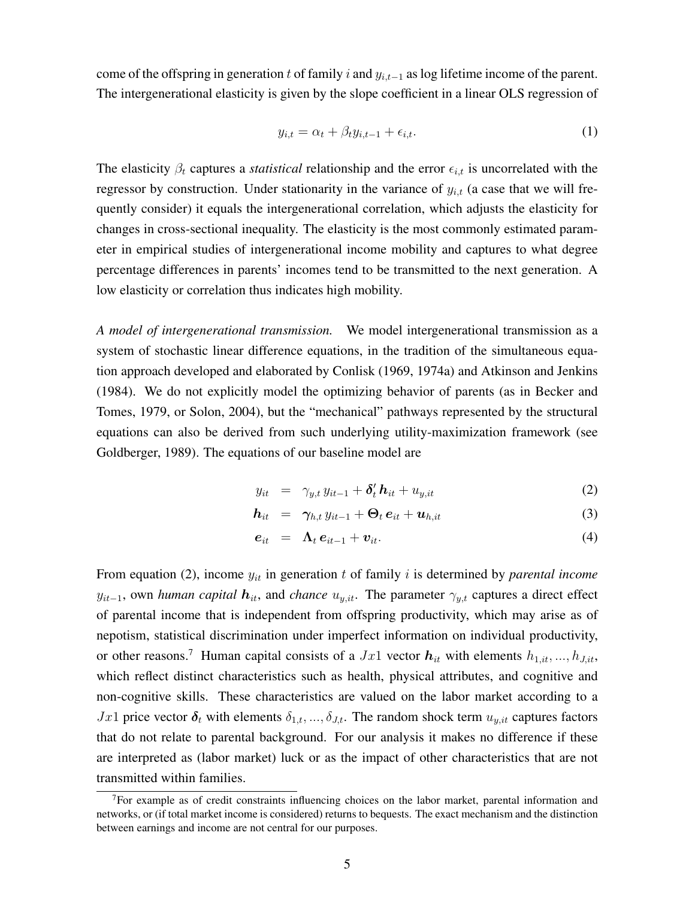come of the offspring in generation $t$ of family $i$ and $y_{i,t-1}$ as log lifetime income of the parent. The intergenerational elasticity is given by the slope coefficient in a linear OLS regression of

$$y_{i,t} = \alpha_t + \beta_t y_{i,t-1} + \epsilon_{i,t}. \tag{1}$$

The elasticity $\beta_t$ captures a *statistical* relationship and the error $\epsilon_{i,t}$ is uncorrelated with the regressor by construction. Under stationarity in the variance of $y_{i,t}$ (a case that we will frequently consider) it equals the intergenerational correlation, which adjusts the elasticity for changes in cross-sectional inequality. The elasticity is the most commonly estimated parameter in empirical studies of intergenerational income mobility and captures to what degree percentage differences in parents' incomes tend to be transmitted to the next generation. A low elasticity or correlation thus indicates high mobility.

*A model of intergenerational transmission.* We model intergenerational transmission as a system of stochastic linear difference equations, in the tradition of the simultaneous equation approach developed and elaborated by Conlisk (1969, 1974a) and Atkinson and Jenkins (1984). We do not explicitly model the optimizing behavior of parents (as in Becker and Tomes, 1979, or Solon, 2004), but the "mechanical" pathways represented by the structural equations can also be derived from such underlying utility-maximization framework (see Goldberger, 1989). The equations of our baseline model are

$$y_{it} = \gamma_{y,t}\, y_{it-1} + \boldsymbol{\delta}_t'\, \boldsymbol{h}_{it} + u_{y,it} \tag{2}$$

$$\boldsymbol{h}_{it} = \boldsymbol{\gamma}_{h,t}\, y_{it-1} + \boldsymbol{\Theta}_t\, \boldsymbol{e}_{it} + \boldsymbol{u}_{h,it} \tag{3}$$

$$\boldsymbol{e}_{it} = \boldsymbol{\Lambda}_t\, \boldsymbol{e}_{it-1} + \boldsymbol{v}_{it}. \tag{4}$$

From equation (2), income $y_{it}$ in generation $t$ of family $i$ is determined by *parental income* $y_{it-1}$, own *human capital* $\boldsymbol{h}_{it}$, and *chance* $u_{y,it}$. The parameter $\gamma_{y,t}$ captures a direct effect of parental income that is independent from offspring productivity, which may arise as of nepotism, statistical discrimination under imperfect information on individual productivity, or other reasons.[7] Human capital consists of a $Jx1$ vector $\boldsymbol{h}_{it}$ with elements $h_{1,it}, ..., h_{J,it}$, which reflect distinct characteristics such as health, physical attributes, and cognitive and non-cognitive skills. These characteristics are valued on the labor market according to a $Jx1$ price vector $\boldsymbol{\delta}_t$ with elements $\delta_{1,t}, ..., \delta_{J,t}$. The random shock term $u_{y,it}$ captures factors that do not relate to parental background. For our analysis it makes no difference if these are interpreted as (labor market) luck or as the impact of other characteristics that are not transmitted within families.

[7] For example as of credit constraints influencing choices on the labor market, parental information and networks, or (if total market income is considered) returns to bequests. The exact mechanism and the distinction between earnings and income are not central for our purposes.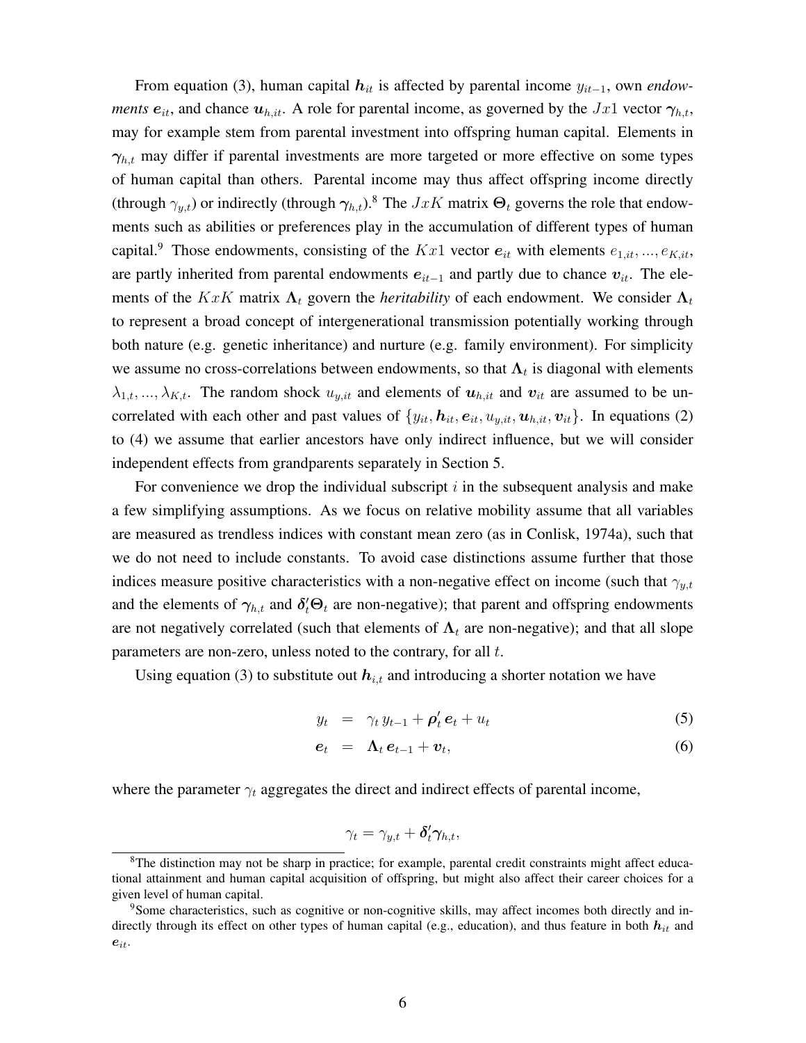From equation (3), human capital $\boldsymbol{h}_{it}$ is affected by parental income $y_{it-1}$, own *endowments* $\boldsymbol{e}_{it}$, and chance $\boldsymbol{u}_{h,it}$. A role for parental income, as governed by the $Jx1$ vector $\boldsymbol{\gamma}_{h,t}$, may for example stem from parental investment into offspring human capital. Elements in $\boldsymbol{\gamma}_{h,t}$ may differ if parental investments are more targeted or more effective on some types of human capital than others. Parental income may thus affect offspring income directly (through $\gamma_{y,t}$) or indirectly (through $\boldsymbol{\gamma}_{h,t}$).[8] The $JxK$ matrix $\boldsymbol{\Theta}_t$ governs the role that endowments such as abilities or preferences play in the accumulation of different types of human capital.[9] Those endowments, consisting of the $Kx1$ vector $\boldsymbol{e}_{it}$ with elements $e_{1,it}, ..., e_{K,it}$, are partly inherited from parental endowments $\boldsymbol{e}_{it-1}$ and partly due to chance $\boldsymbol{v}_{it}$. The elements of the $KxK$ matrix $\boldsymbol{\Lambda}_t$ govern the *heritability* of each endowment. We consider $\boldsymbol{\Lambda}_t$ to represent a broad concept of intergenerational transmission potentially working through both nature (e.g. genetic inheritance) and nurture (e.g. family environment). For simplicity we assume no cross-correlations between endowments, so that $\boldsymbol{\Lambda}_t$ is diagonal with elements $\lambda_{1,t}, ..., \lambda_{K,t}$. The random shock $u_{y,it}$ and elements of $\boldsymbol{u}_{h,it}$ and $\boldsymbol{v}_{it}$ are assumed to be uncorrelated with each other and past values of $\{y_{it}, \boldsymbol{h}_{it}, \boldsymbol{e}_{it}, u_{y,it}, \boldsymbol{u}_{h,it}, \boldsymbol{v}_{it}\}$. In equations (2) to (4) we assume that earlier ancestors have only indirect influence, but we will consider independent effects from grandparents separately in Section 5.

For convenience we drop the individual subscript $i$ in the subsequent analysis and make a few simplifying assumptions. As we focus on relative mobility assume that all variables are measured as trendless indices with constant mean zero (as in Conlisk, 1974a), such that we do not need to include constants. To avoid case distinctions assume further that those indices measure positive characteristics with a non-negative effect on income (such that $\gamma_{y,t}$ and the elements of $\boldsymbol{\gamma}_{h,t}$ and $\boldsymbol{\delta}_t'\boldsymbol{\Theta}_t$ are non-negative); that parent and offspring endowments are not negatively correlated (such that elements of $\boldsymbol{\Lambda}_t$ are non-negative); and that all slope parameters are non-zero, unless noted to the contrary, for all $t$.

Using equation (3) to substitute out $\boldsymbol{h}_{i,t}$ and introducing a shorter notation we have

$$y_t = \gamma_t \, y_{t-1} + \boldsymbol{\rho}_t' \, \boldsymbol{e}_t + u_t \tag{5}$$

$$\boldsymbol{e}_t = \boldsymbol{\Lambda}_t \, \boldsymbol{e}_{t-1} + \boldsymbol{v}_t, \tag{6}$$

where the parameter $\gamma_t$ aggregates the direct and indirect effects of parental income,

$$\gamma_t = \gamma_{y,t} + \boldsymbol{\delta}_t'\boldsymbol{\gamma}_{h,t},$$

[8] The distinction may not be sharp in practice; for example, parental credit constraints might affect educational attainment and human capital acquisition of offspring, but might also affect their career choices for a given level of human capital.

[9] Some characteristics, such as cognitive or non-cognitive skills, may affect incomes both directly and indirectly through its effect on other types of human capital (e.g., education), and thus feature in both $\boldsymbol{h}_{it}$ and $\boldsymbol{e}_{it}$.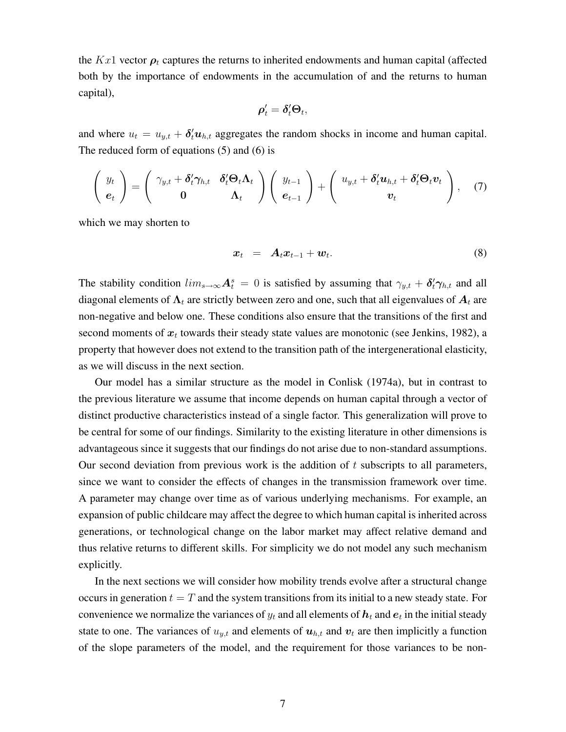the $Kx1$ vector $\boldsymbol{\rho}_t$ captures the returns to inherited endowments and human capital (affected both by the importance of endowments in the accumulation of and the returns to human capital),

$$\boldsymbol{\rho}_t' = \boldsymbol{\delta}_t' \boldsymbol{\Theta}_t,$$

and where $u_t = u_{y,t} + \boldsymbol{\delta}_t' \boldsymbol{u}_{h,t}$ aggregates the random shocks in income and human capital. The reduced form of equations (5) and (6) is

$$\begin{pmatrix} y_t \\ \boldsymbol{e}_t \end{pmatrix} = \begin{pmatrix} \gamma_{y,t} + \boldsymbol{\delta}_t' \boldsymbol{\gamma}_{h,t} & \boldsymbol{\delta}_t' \boldsymbol{\Theta}_t \boldsymbol{\Lambda}_t \\ \boldsymbol{0} & \boldsymbol{\Lambda}_t \end{pmatrix} \begin{pmatrix} y_{t-1} \\ \boldsymbol{e}_{t-1} \end{pmatrix} + \begin{pmatrix} u_{y,t} + \boldsymbol{\delta}_t' \boldsymbol{u}_{h,t} + \boldsymbol{\delta}_t' \boldsymbol{\Theta}_t \boldsymbol{v}_t \\ \boldsymbol{v}_t \end{pmatrix}, \quad (7)$$

which we may shorten to

$$\boldsymbol{x}_t \quad = \quad \boldsymbol{A}_t \boldsymbol{x}_{t-1} + \boldsymbol{w}_t. \quad (8)$$

The stability condition $lim_{s \to \infty} \boldsymbol{A}_t^s = 0$ is satisfied by assuming that $\gamma_{y,t} + \boldsymbol{\delta}_t' \boldsymbol{\gamma}_{h,t}$ and all diagonal elements of $\boldsymbol{\Lambda}_t$ are strictly between zero and one, such that all eigenvalues of $\boldsymbol{A}_t$ are non-negative and below one. These conditions also ensure that the transitions of the first and second moments of $\boldsymbol{x}_t$ towards their steady state values are monotonic (see Jenkins, 1982), a property that however does not extend to the transition path of the intergenerational elasticity, as we will discuss in the next section.

Our model has a similar structure as the model in Conlisk (1974a), but in contrast to the previous literature we assume that income depends on human capital through a vector of distinct productive characteristics instead of a single factor. This generalization will prove to be central for some of our findings. Similarity to the existing literature in other dimensions is advantageous since it suggests that our findings do not arise due to non-standard assumptions. Our second deviation from previous work is the addition of $t$ subscripts to all parameters, since we want to consider the effects of changes in the transmission framework over time. A parameter may change over time as of various underlying mechanisms. For example, an expansion of public childcare may affect the degree to which human capital is inherited across generations, or technological change on the labor market may affect relative demand and thus relative returns to different skills. For simplicity we do not model any such mechanism explicitly.

In the next sections we will consider how mobility trends evolve after a structural change occurs in generation $t = T$ and the system transitions from its initial to a new steady state. For convenience we normalize the variances of $y_t$ and all elements of $\boldsymbol{h}_t$ and $\boldsymbol{e}_t$ in the initial steady state to one. The variances of $u_{y,t}$ and elements of $\boldsymbol{u}_{h,t}$ and $\boldsymbol{v}_t$ are then implicitly a function of the slope parameters of the model, and the requirement for those variances to be non-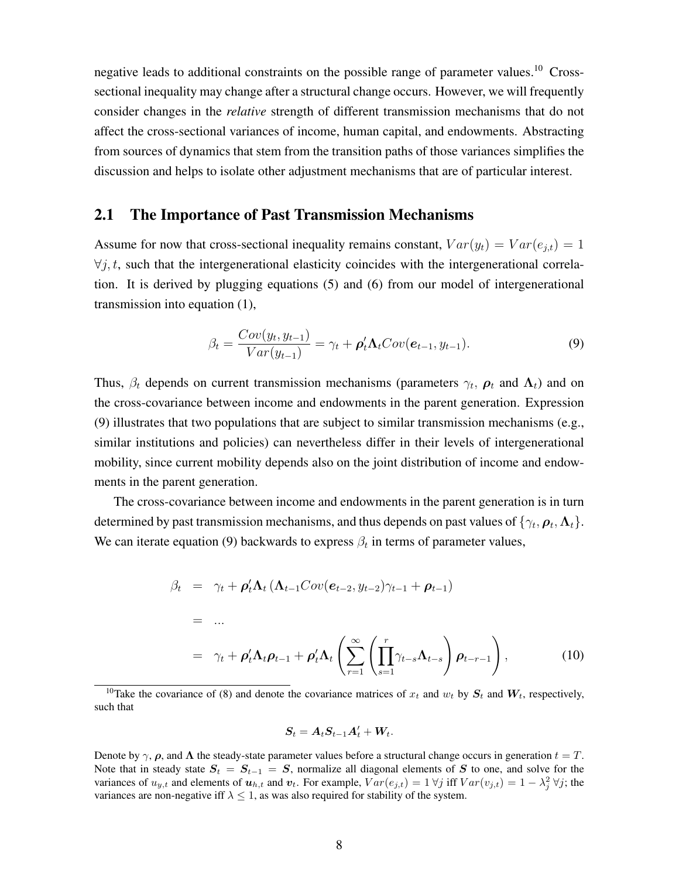negative leads to additional constraints on the possible range of parameter values.[10] Cross-sectional inequality may change after a structural change occurs. However, we will frequently consider changes in the *relative* strength of different transmission mechanisms that do not affect the cross-sectional variances of income, human capital, and endowments. Abstracting from sources of dynamics that stem from the transition paths of those variances simplifies the discussion and helps to isolate other adjustment mechanisms that are of particular interest.

## 2.1 The Importance of Past Transmission Mechanisms

Assume for now that cross-sectional inequality remains constant, $Var(y_t) = Var(e_{j,t}) = 1$ $\forall j, t$, such that the intergenerational elasticity coincides with the intergenerational correlation. It is derived by plugging equations (5) and (6) from our model of intergenerational transmission into equation (1),

$$\beta_t = \frac{Cov(y_t, y_{t-1})}{Var(y_{t-1})} = \gamma_t + \boldsymbol{\rho}_t' \boldsymbol{\Lambda}_t Cov(\boldsymbol{e}_{t-1}, y_{t-1}). \tag{9}$$

Thus, $\beta_t$ depends on current transmission mechanisms (parameters $\gamma_t$, $\boldsymbol{\rho}_t$ and $\boldsymbol{\Lambda}_t$) and on the cross-covariance between income and endowments in the parent generation. Expression (9) illustrates that two populations that are subject to similar transmission mechanisms (e.g., similar institutions and policies) can nevertheless differ in their levels of intergenerational mobility, since current mobility depends also on the joint distribution of income and endowments in the parent generation.

The cross-covariance between income and endowments in the parent generation is in turn determined by past transmission mechanisms, and thus depends on past values of $\{\gamma_t, \boldsymbol{\rho}_t, \boldsymbol{\Lambda}_t\}$. We can iterate equation (9) backwards to express $\beta_t$ in terms of parameter values,

$$\begin{aligned}
\beta_t &= \gamma_t + \boldsymbol{\rho}_t' \boldsymbol{\Lambda}_t \left( \boldsymbol{\Lambda}_{t-1} Cov(\boldsymbol{e}_{t-2}, y_{t-2}) \gamma_{t-1} + \boldsymbol{\rho}_{t-1} \right) \\
&= \ldots \\
&= \gamma_t + \boldsymbol{\rho}_t' \boldsymbol{\Lambda}_t \boldsymbol{\rho}_{t-1} + \boldsymbol{\rho}_t' \boldsymbol{\Lambda}_t \left( \sum_{r=1}^{\infty} \left( \prod_{s=1}^{r} \gamma_{t-s} \boldsymbol{\Lambda}_{t-s} \right) \boldsymbol{\rho}_{t-r-1} \right),
\end{aligned} \tag{10}$$

[10] Take the covariance of (8) and denote the covariance matrices of $x_t$ and $w_t$ by $\boldsymbol{S}_t$ and $\boldsymbol{W}_t$, respectively, such that

$$\boldsymbol{S}_t = \boldsymbol{A}_t \boldsymbol{S}_{t-1} \boldsymbol{A}_t' + \boldsymbol{W}_t.$$

Denote by $\gamma$, $\boldsymbol{\rho}$, and $\boldsymbol{\Lambda}$ the steady-state parameter values before a structural change occurs in generation $t = T$. Note that in steady state $\boldsymbol{S}_t = \boldsymbol{S}_{t-1} = \boldsymbol{S}$, normalize all diagonal elements of $\boldsymbol{S}$ to one, and solve for the variances of $u_{y,t}$ and elements of $\boldsymbol{u}_{h,t}$ and $\boldsymbol{v}_t$. For example, $Var(e_{j,t}) = 1 \, \forall j$ iff $Var(v_{j,t}) = 1 - \lambda_j^2 \, \forall j$; the variances are non-negative iff $\lambda \leq 1$, as was also required for stability of the system.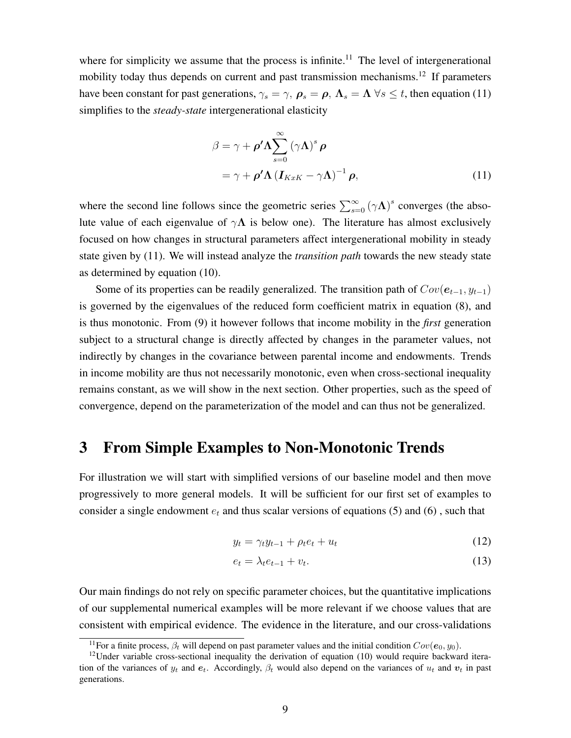where for simplicity we assume that the process is infinite.[11] The level of intergenerational mobility today thus depends on current and past transmission mechanisms.[12] If parameters have been constant for past generations, $\gamma_s = \gamma$, $\boldsymbol{\rho}_s = \boldsymbol{\rho}$, $\boldsymbol{\Lambda}_s = \boldsymbol{\Lambda}\ \forall s \leq t$, then equation (11) simplifies to the *steady-state* intergenerational elasticity

$$
\begin{aligned}
\beta &= \gamma + \boldsymbol{\rho}'\boldsymbol{\Lambda}\sum_{s=0}^{\infty}\left(\gamma\boldsymbol{\Lambda}\right)^{s}\boldsymbol{\rho} \\
&= \gamma + \boldsymbol{\rho}'\boldsymbol{\Lambda}\left(\boldsymbol{I}_{KxK} - \gamma\boldsymbol{\Lambda}\right)^{-1}\boldsymbol{\rho},
\end{aligned} \tag{11}
$$

where the second line follows since the geometric series $\sum_{s=0}^{\infty}\left(\gamma\boldsymbol{\Lambda}\right)^{s}$ converges (the absolute value of each eigenvalue of $\gamma\boldsymbol{\Lambda}$ is below one). The literature has almost exclusively focused on how changes in structural parameters affect intergenerational mobility in steady state given by (11). We will instead analyze the *transition path* towards the new steady state as determined by equation (10).

Some of its properties can be readily generalized. The transition path of $Cov(\boldsymbol{e}_{t-1}, y_{t-1})$ is governed by the eigenvalues of the reduced form coefficient matrix in equation (8), and is thus monotonic. From (9) it however follows that income mobility in the *first* generation subject to a structural change is directly affected by changes in the parameter values, not indirectly by changes in the covariance between parental income and endowments. Trends in income mobility are thus not necessarily monotonic, even when cross-sectional inequality remains constant, as we will show in the next section. Other properties, such as the speed of convergence, depend on the parameterization of the model and can thus not be generalized.

# 3 From Simple Examples to Non-Monotonic Trends

For illustration we will start with simplified versions of our baseline model and then move progressively to more general models. It will be sufficient for our first set of examples to consider a single endowment $e_t$ and thus scalar versions of equations (5) and (6) , such that

$$
y_t = \gamma_t y_{t-1} + \rho_t e_t + u_t \tag{12}
$$

$$
e_t = \lambda_t e_{t-1} + v_t. \tag{13}
$$

Our main findings do not rely on specific parameter choices, but the quantitative implications of our supplemental numerical examples will be more relevant if we choose values that are consistent with empirical evidence. The evidence in the literature, and our cross-validations

[11] For a finite process, $\beta_t$ will depend on past parameter values and the initial condition $Cov(\boldsymbol{e}_0, y_0)$.

[12] Under variable cross-sectional inequality the derivation of equation (10) would require backward iteration of the variances of $y_t$ and $\boldsymbol{e}_t$. Accordingly, $\beta_t$ would also depend on the variances of $u_t$ and $\boldsymbol{v}_t$ in past generations.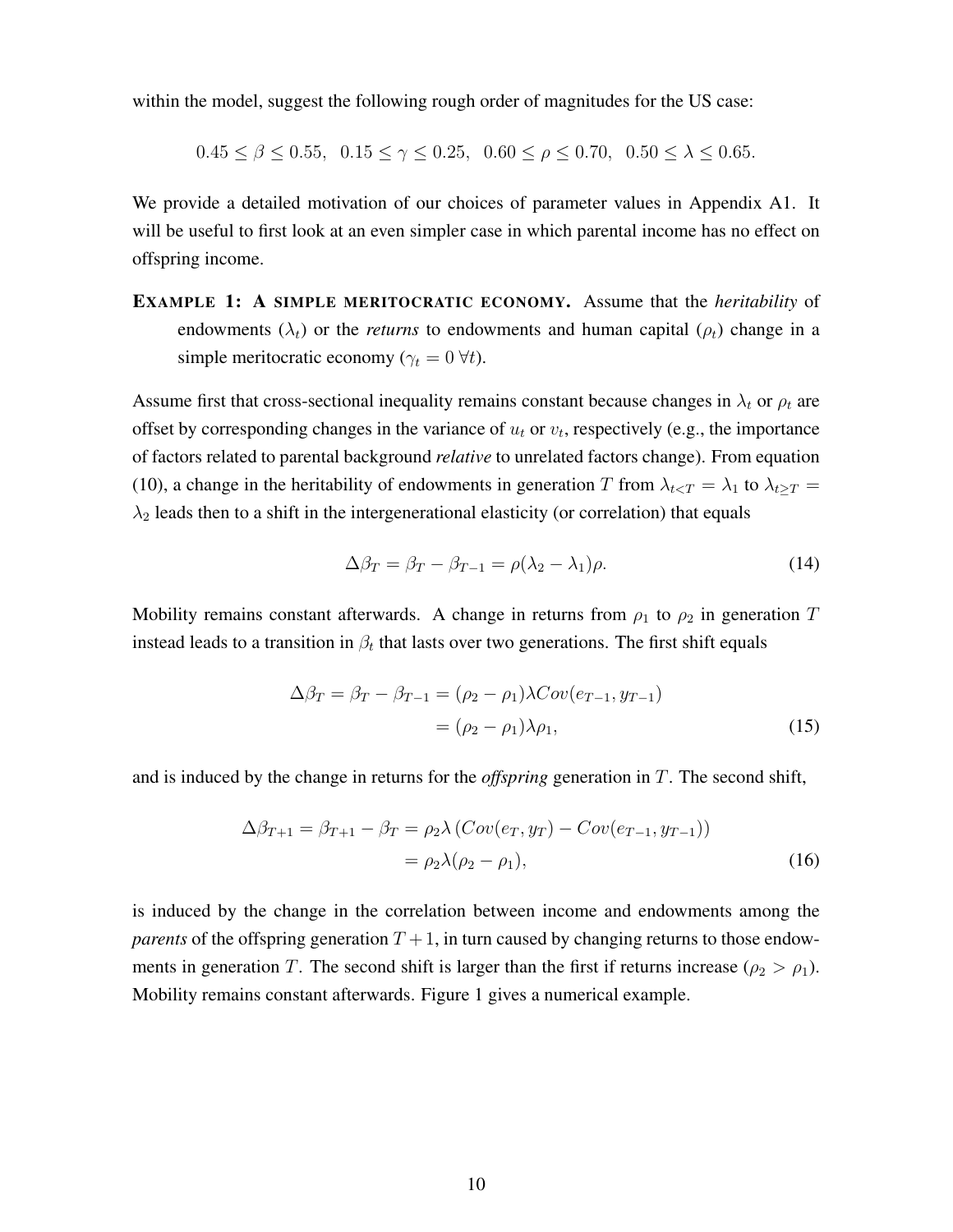within the model, suggest the following rough order of magnitudes for the US case:

$$0.45 \leq \beta \leq 0.55, \;\; 0.15 \leq \gamma \leq 0.25, \;\; 0.60 \leq \rho \leq 0.70, \;\; 0.50 \leq \lambda \leq 0.65.$$

We provide a detailed motivation of our choices of parameter values in Appendix A1. It will be useful to first look at an even simpler case in which parental income has no effect on offspring income.

**EXAMPLE 1: A SIMPLE MERITOCRATIC ECONOMY.** Assume that the *heritability* of endowments ($\lambda_t$) or the *returns* to endowments and human capital ($\rho_t$) change in a simple meritocratic economy ($\gamma_t = 0 \; \forall t$).

Assume first that cross-sectional inequality remains constant because changes in $\lambda_t$ or $\rho_t$ are offset by corresponding changes in the variance of $u_t$ or $v_t$, respectively (e.g., the importance of factors related to parental background *relative* to unrelated factors change). From equation (10), a change in the heritability of endowments in generation $T$ from $\lambda_{t<T} = \lambda_1$ to $\lambda_{t \geq T} = \lambda_2$ leads then to a shift in the intergenerational elasticity (or correlation) that equals

$$\Delta\beta_T = \beta_T - \beta_{T-1} = \rho(\lambda_2 - \lambda_1)\rho. \tag{14}$$

Mobility remains constant afterwards. A change in returns from $\rho_1$ to $\rho_2$ in generation $T$ instead leads to a transition in $\beta_t$ that lasts over two generations. The first shift equals

$$\begin{aligned} \Delta\beta_T = \beta_T - \beta_{T-1} &= (\rho_2 - \rho_1)\lambda Cov(e_{T-1}, y_{T-1}) \\ &= (\rho_2 - \rho_1)\lambda\rho_1, \end{aligned} \tag{15}$$

and is induced by the change in returns for the *offspring* generation in $T$. The second shift,

$$\begin{aligned} \Delta\beta_{T+1} = \beta_{T+1} - \beta_T &= \rho_2\lambda\left(Cov(e_T, y_T) - Cov(e_{T-1}, y_{T-1})\right) \\ &= \rho_2\lambda(\rho_2 - \rho_1), \end{aligned} \tag{16}$$

is induced by the change in the correlation between income and endowments among the *parents* of the offspring generation $T+1$, in turn caused by changing returns to those endowments in generation $T$. The second shift is larger than the first if returns increase ($\rho_2 > \rho_1$). Mobility remains constant afterwards. Figure 1 gives a numerical example.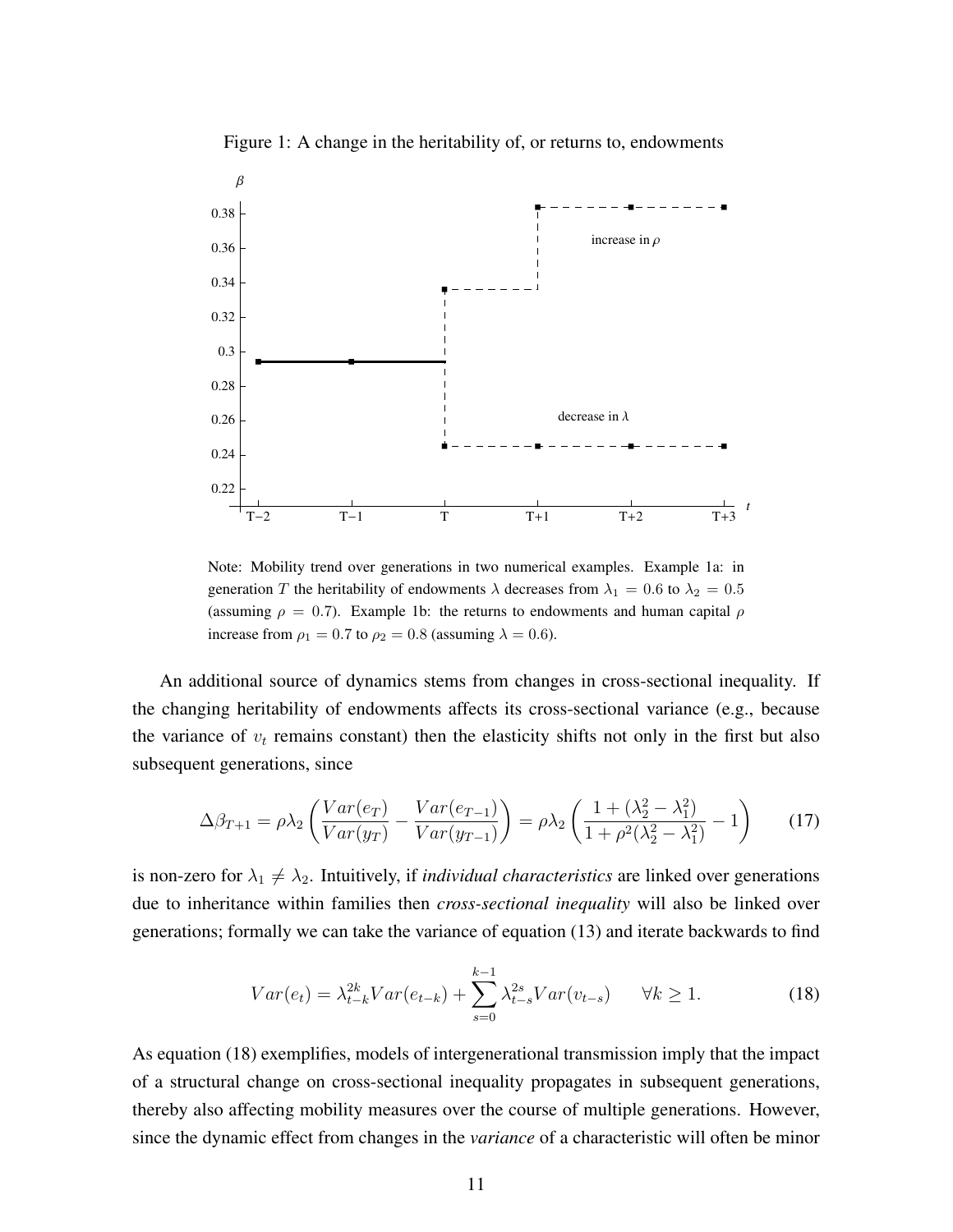Figure 1: A change in the heritability of, or returns to, endowments

Note: Mobility trend over generations in two numerical examples. Example 1a: in generation $T$ the heritability of endowments $\lambda$ decreases from $\lambda_1 = 0.6$ to $\lambda_2 = 0.5$ (assuming $\rho = 0.7$). Example 1b: the returns to endowments and human capital $\rho$ increase from $\rho_1 = 0.7$ to $\rho_2 = 0.8$ (assuming $\lambda = 0.6$).

An additional source of dynamics stems from changes in cross-sectional inequality. If the changing heritability of endowments affects its cross-sectional variance (e.g., because the variance of $v_t$ remains constant) then the elasticity shifts not only in the first but also subsequent generations, since

$$\Delta\beta_{T+1} = \rho\lambda_2 \left( \frac{Var(e_T)}{Var(y_T)} - \frac{Var(e_{T-1})}{Var(y_{T-1})} \right) = \rho\lambda_2 \left( \frac{1 + (\lambda_2^2 - \lambda_1^2)}{1 + \rho^2(\lambda_2^2 - \lambda_1^2)} - 1 \right) \tag{17}$$

is non-zero for $\lambda_1 \neq \lambda_2$. Intuitively, if *individual characteristics* are linked over generations due to inheritance within families then *cross-sectional inequality* will also be linked over generations; formally we can take the variance of equation (13) and iterate backwards to find

$$Var(e_t) = \lambda_{t-k}^{2k} Var(e_{t-k}) + \sum_{s=0}^{k-1} \lambda_{t-s}^{2s} Var(v_{t-s}) \qquad \forall k \geq 1. \tag{18}$$

As equation (18) exemplifies, models of intergenerational transmission imply that the impact of a structural change on cross-sectional inequality propagates in subsequent generations, thereby also affecting mobility measures over the course of multiple generations. However, since the dynamic effect from changes in the *variance* of a characteristic will often be minor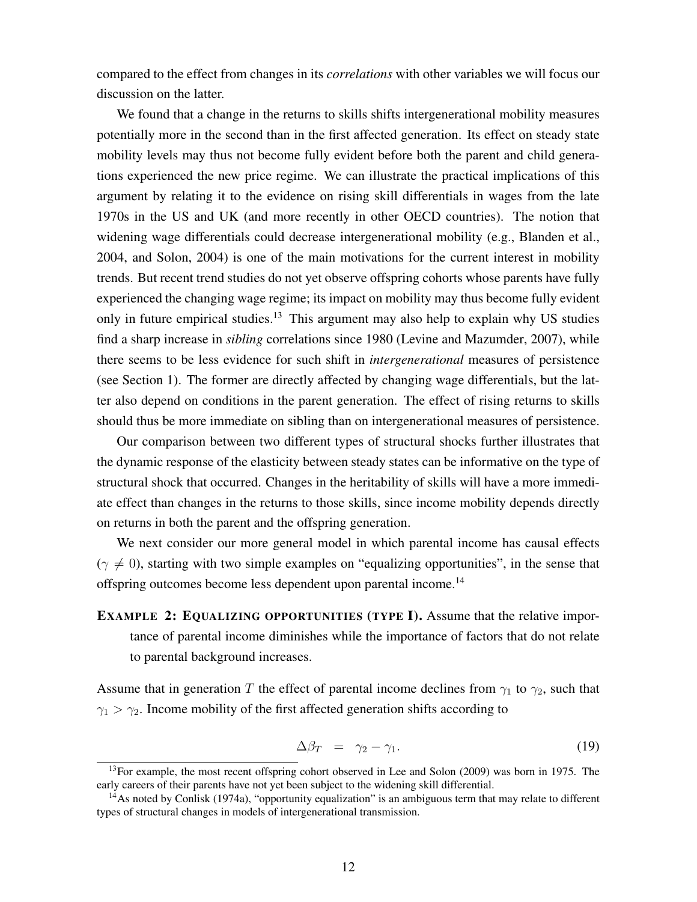compared to the effect from changes in its *correlations* with other variables we will focus our discussion on the latter.

We found that a change in the returns to skills shifts intergenerational mobility measures potentially more in the second than in the first affected generation. Its effect on steady state mobility levels may thus not become fully evident before both the parent and child generations experienced the new price regime. We can illustrate the practical implications of this argument by relating it to the evidence on rising skill differentials in wages from the late 1970s in the US and UK (and more recently in other OECD countries). The notion that widening wage differentials could decrease intergenerational mobility (e.g., Blanden et al., 2004, and Solon, 2004) is one of the main motivations for the current interest in mobility trends. But recent trend studies do not yet observe offspring cohorts whose parents have fully experienced the changing wage regime; its impact on mobility may thus become fully evident only in future empirical studies.[13] This argument may also help to explain why US studies find a sharp increase in *sibling* correlations since 1980 (Levine and Mazumder, 2007), while there seems to be less evidence for such shift in *intergenerational* measures of persistence (see Section 1). The former are directly affected by changing wage differentials, but the latter also depend on conditions in the parent generation. The effect of rising returns to skills should thus be more immediate on sibling than on intergenerational measures of persistence.

Our comparison between two different types of structural shocks further illustrates that the dynamic response of the elasticity between steady states can be informative on the type of structural shock that occurred. Changes in the heritability of skills will have a more immediate effect than changes in the returns to those skills, since income mobility depends directly on returns in both the parent and the offspring generation.

We next consider our more general model in which parental income has causal effects ($\gamma \neq 0$), starting with two simple examples on "equalizing opportunities", in the sense that offspring outcomes become less dependent upon parental income.[14]

**EXAMPLE 2: EQUALIZING OPPORTUNITIES (TYPE I).** Assume that the relative importance of parental income diminishes while the importance of factors that do not relate to parental background increases.

Assume that in generation $T$ the effect of parental income declines from $\gamma_1$ to $\gamma_2$, such that $\gamma_1 > \gamma_2$. Income mobility of the first affected generation shifts according to

$$\Delta\beta_T \quad = \quad \gamma_2 - \gamma_1. \tag{19}$$

[13] For example, the most recent offspring cohort observed in Lee and Solon (2009) was born in 1975. The early careers of their parents have not yet been subject to the widening skill differential.

[14] As noted by Conlisk (1974a), "opportunity equalization" is an ambiguous term that may relate to different types of structural changes in models of intergenerational transmission.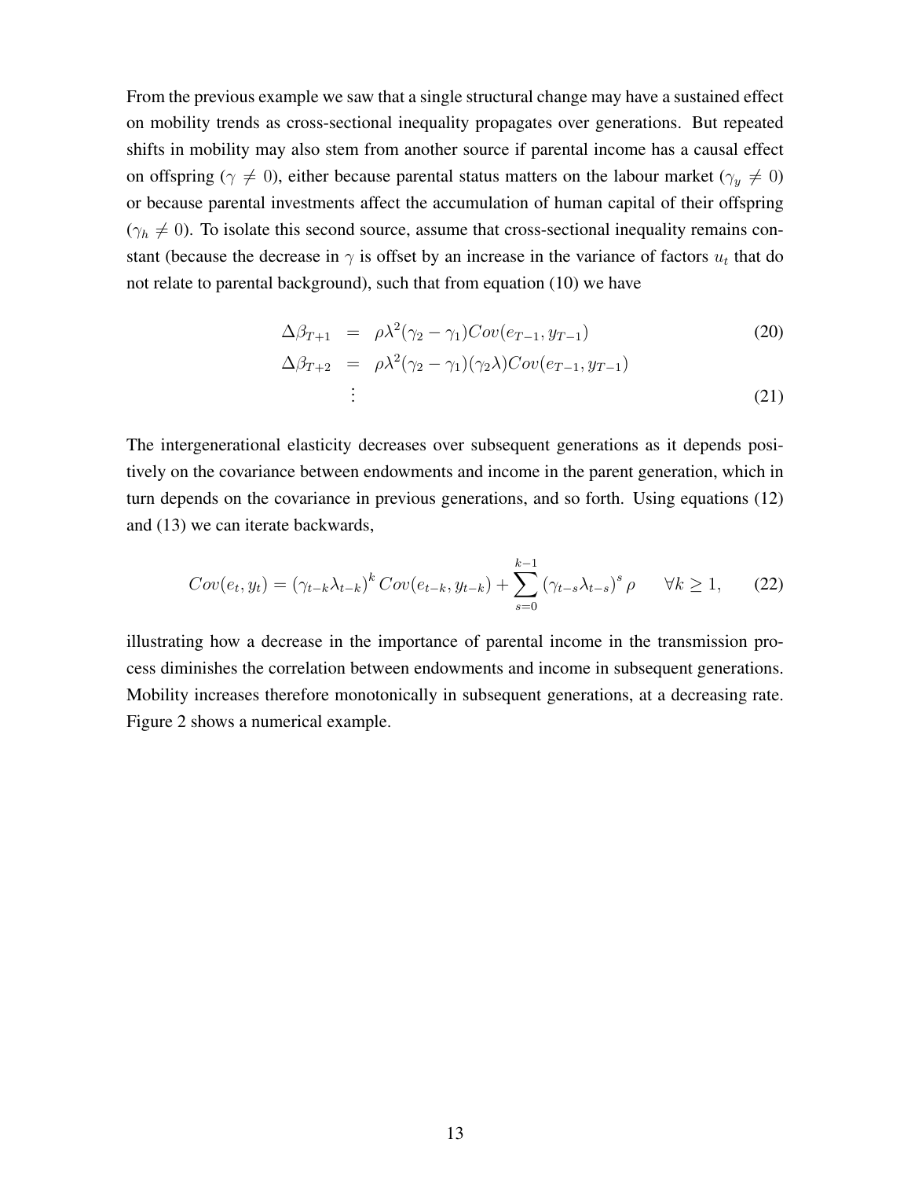From the previous example we saw that a single structural change may have a sustained effect on mobility trends as cross-sectional inequality propagates over generations. But repeated shifts in mobility may also stem from another source if parental income has a causal effect on offspring ($\gamma \neq 0$), either because parental status matters on the labour market ($\gamma_y \neq 0$) or because parental investments affect the accumulation of human capital of their offspring ($\gamma_h \neq 0$). To isolate this second source, assume that cross-sectional inequality remains constant (because the decrease in $\gamma$ is offset by an increase in the variance of factors $u_t$ that do not relate to parental background), such that from equation (10) we have

$$
\begin{aligned}
\Delta\beta_{T+1} &= \rho\lambda^2(\gamma_2 - \gamma_1)Cov(e_{T-1}, y_{T-1}) \qquad (20)\\
\Delta\beta_{T+2} &= \rho\lambda^2(\gamma_2 - \gamma_1)(\gamma_2\lambda)Cov(e_{T-1}, y_{T-1})\\
&\vdots \qquad (21)
\end{aligned}
$$

The intergenerational elasticity decreases over subsequent generations as it depends positively on the covariance between endowments and income in the parent generation, which in turn depends on the covariance in previous generations, and so forth. Using equations (12) and (13) we can iterate backwards,

$$
Cov(e_t, y_t) = (\gamma_{t-k}\lambda_{t-k})^k Cov(e_{t-k}, y_{t-k}) + \sum_{s=0}^{k-1} (\gamma_{t-s}\lambda_{t-s})^s \rho \qquad \forall k \geq 1, \qquad (22)
$$

illustrating how a decrease in the importance of parental income in the transmission process diminishes the correlation between endowments and income in subsequent generations. Mobility increases therefore monotonically in subsequent generations, at a decreasing rate. Figure 2 shows a numerical example.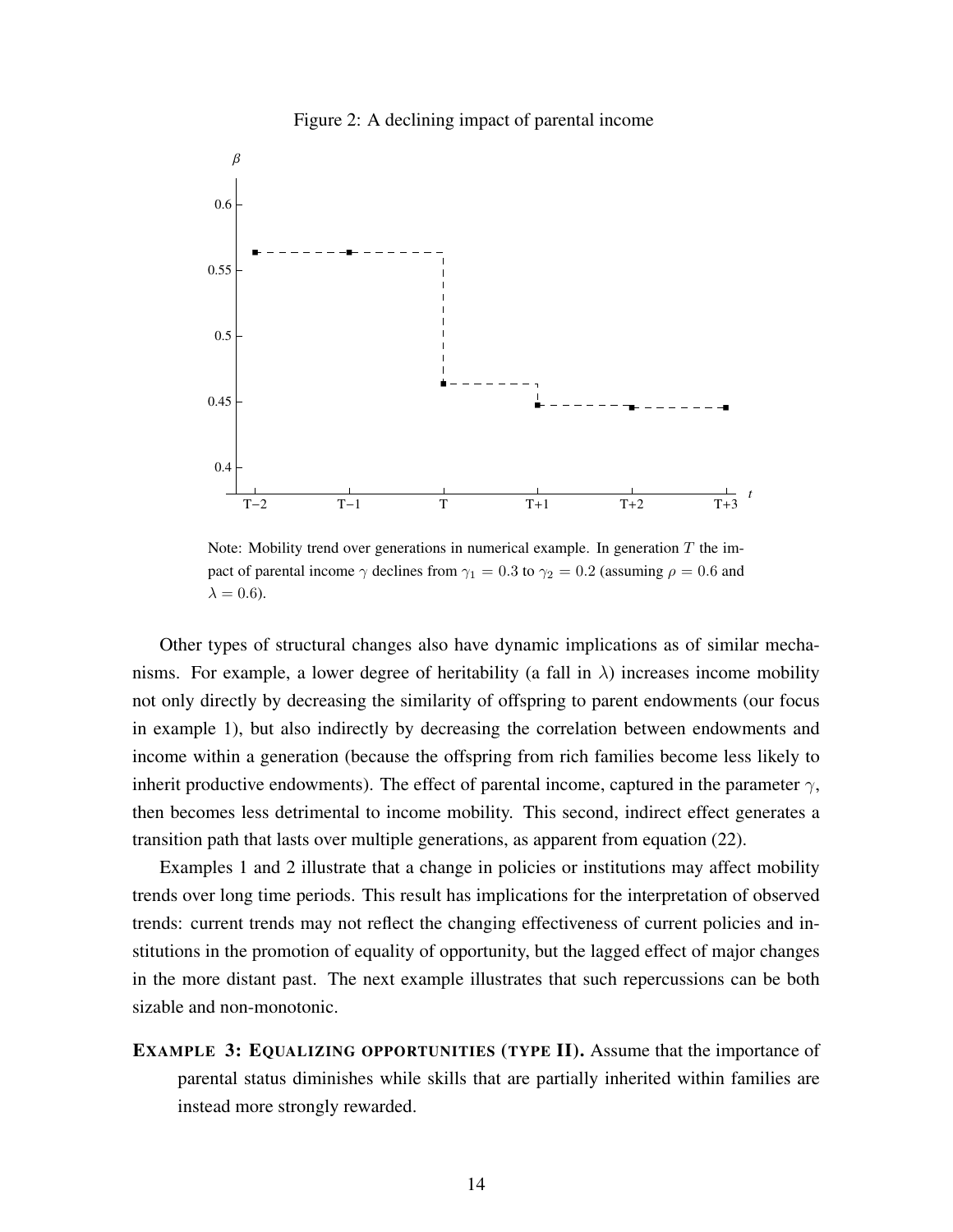Figure 2: A declining impact of parental income

Note: Mobility trend over generations in numerical example. In generation $T$ the impact of parental income $\gamma$ declines from $\gamma_1 = 0.3$ to $\gamma_2 = 0.2$ (assuming $\rho = 0.6$ and $\lambda = 0.6$).

Other types of structural changes also have dynamic implications as of similar mechanisms. For example, a lower degree of heritability (a fall in $\lambda$) increases income mobility not only directly by decreasing the similarity of offspring to parent endowments (our focus in example 1), but also indirectly by decreasing the correlation between endowments and income within a generation (because the offspring from rich families become less likely to inherit productive endowments). The effect of parental income, captured in the parameter $\gamma$, then becomes less detrimental to income mobility. This second, indirect effect generates a transition path that lasts over multiple generations, as apparent from equation (22).

Examples 1 and 2 illustrate that a change in policies or institutions may affect mobility trends over long time periods. This result has implications for the interpretation of observed trends: current trends may not reflect the changing effectiveness of current policies and institutions in the promotion of equality of opportunity, but the lagged effect of major changes in the more distant past. The next example illustrates that such repercussions can be both sizable and non-monotonic.

**EXAMPLE 3: EQUALIZING OPPORTUNITIES (TYPE II).** Assume that the importance of parental status diminishes while skills that are partially inherited within families are instead more strongly rewarded.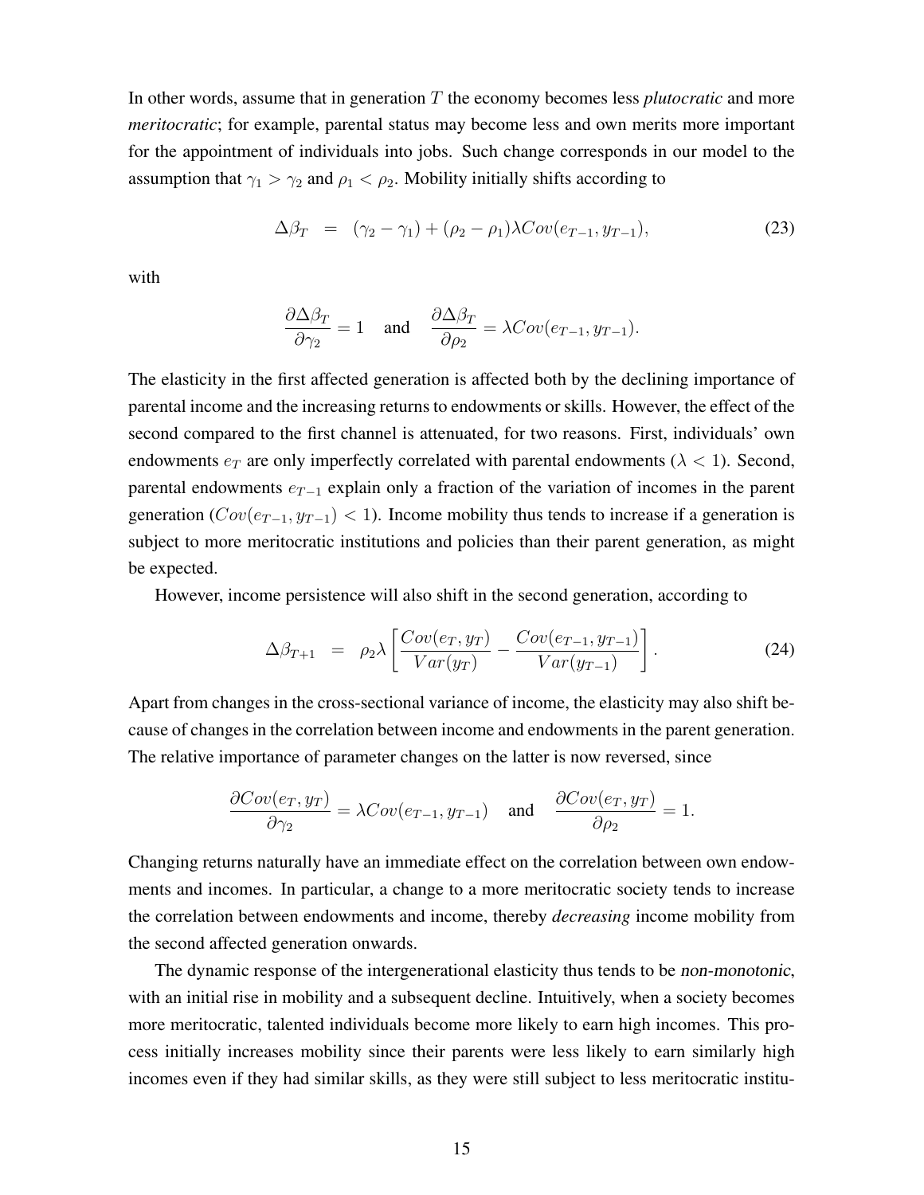In other words, assume that in generation $T$ the economy becomes less *plutocratic* and more *meritocratic*; for example, parental status may become less and own merits more important for the appointment of individuals into jobs. Such change corresponds in our model to the assumption that $\gamma_1 > \gamma_2$ and $\rho_1 < \rho_2$. Mobility initially shifts according to

$$\Delta\beta_T \;=\; (\gamma_2 - \gamma_1) + (\rho_2 - \rho_1)\lambda Cov(e_{T-1}, y_{T-1}), \tag{23}$$

with

$$\frac{\partial \Delta\beta_T}{\partial \gamma_2} = 1 \quad \text{and} \quad \frac{\partial \Delta\beta_T}{\partial \rho_2} = \lambda Cov(e_{T-1}, y_{T-1}).$$

The elasticity in the first affected generation is affected both by the declining importance of parental income and the increasing returns to endowments or skills. However, the effect of the second compared to the first channel is attenuated, for two reasons. First, individuals' own endowments $e_T$ are only imperfectly correlated with parental endowments ($\lambda < 1$). Second, parental endowments $e_{T-1}$ explain only a fraction of the variation of incomes in the parent generation ($Cov(e_{T-1}, y_{T-1}) < 1$). Income mobility thus tends to increase if a generation is subject to more meritocratic institutions and policies than their parent generation, as might be expected.

However, income persistence will also shift in the second generation, according to

$$\Delta\beta_{T+1} \;=\; \rho_2\lambda\left[\frac{Cov(e_T, y_T)}{Var(y_T)} - \frac{Cov(e_{T-1}, y_{T-1})}{Var(y_{T-1})}\right]. \tag{24}$$

Apart from changes in the cross-sectional variance of income, the elasticity may also shift because of changes in the correlation between income and endowments in the parent generation. The relative importance of parameter changes on the latter is now reversed, since

$$\frac{\partial Cov(e_T, y_T)}{\partial \gamma_2} = \lambda Cov(e_{T-1}, y_{T-1}) \quad \text{and} \quad \frac{\partial Cov(e_T, y_T)}{\partial \rho_2} = 1.$$

Changing returns naturally have an immediate effect on the correlation between own endowments and incomes. In particular, a change to a more meritocratic society tends to increase the correlation between endowments and income, thereby *decreasing* income mobility from the second affected generation onwards.

The dynamic response of the intergenerational elasticity thus tends to be *non-monotonic*, with an initial rise in mobility and a subsequent decline. Intuitively, when a society becomes more meritocratic, talented individuals become more likely to earn high incomes. This process initially increases mobility since their parents were less likely to earn similarly high incomes even if they had similar skills, as they were still subject to less meritocratic institu-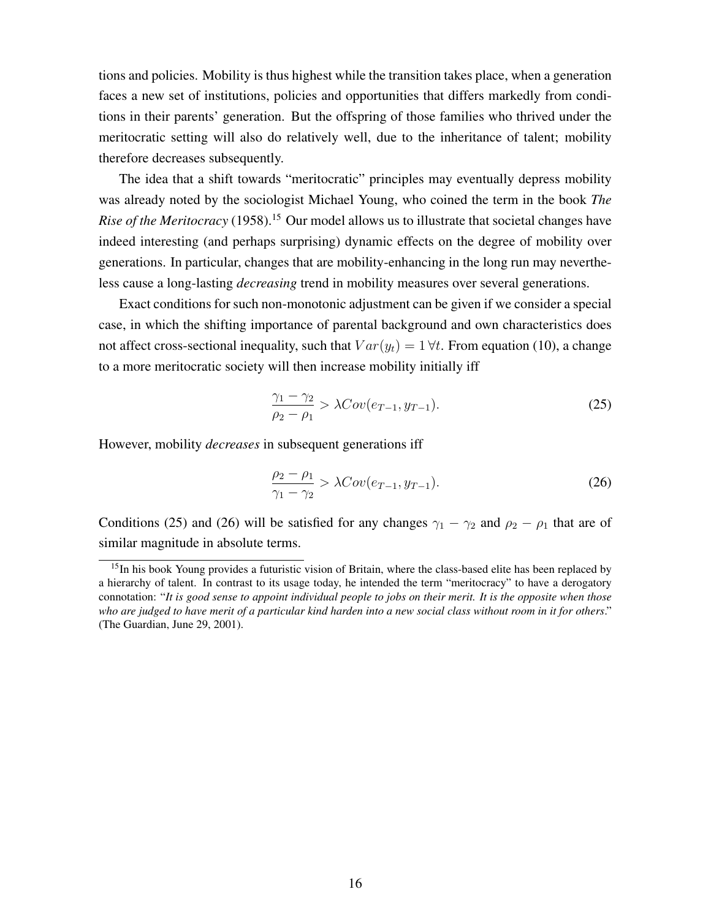tions and policies. Mobility is thus highest while the transition takes place, when a generation faces a new set of institutions, policies and opportunities that differs markedly from conditions in their parents' generation. But the offspring of those families who thrived under the meritocratic setting will also do relatively well, due to the inheritance of talent; mobility therefore decreases subsequently.

The idea that a shift towards "meritocratic" principles may eventually depress mobility was already noted by the sociologist Michael Young, who coined the term in the book *The Rise of the Meritocracy* (1958).[15] Our model allows us to illustrate that societal changes have indeed interesting (and perhaps surprising) dynamic effects on the degree of mobility over generations. In particular, changes that are mobility-enhancing in the long run may nevertheless cause a long-lasting *decreasing* trend in mobility measures over several generations.

Exact conditions for such non-monotonic adjustment can be given if we consider a special case, in which the shifting importance of parental background and own characteristics does not affect cross-sectional inequality, such that $Var(y_t) = 1 \, \forall t$. From equation (10), a change to a more meritocratic society will then increase mobility initially iff

$$\frac{\gamma_1 - \gamma_2}{\rho_2 - \rho_1} > \lambda Cov(e_{T-1}, y_{T-1}). \tag{25}$$

However, mobility *decreases* in subsequent generations iff

$$\frac{\rho_2 - \rho_1}{\gamma_1 - \gamma_2} > \lambda Cov(e_{T-1}, y_{T-1}). \tag{26}$$

Conditions (25) and (26) will be satisfied for any changes $\gamma_1 - \gamma_2$ and $\rho_2 - \rho_1$ that are of similar magnitude in absolute terms.

[15] In his book Young provides a futuristic vision of Britain, where the class-based elite has been replaced by a hierarchy of talent. In contrast to its usage today, he intended the term "meritocracy" to have a derogatory connotation: "*It is good sense to appoint individual people to jobs on their merit. It is the opposite when those who are judged to have merit of a particular kind harden into a new social class without room in it for others*." (The Guardian, June 29, 2001).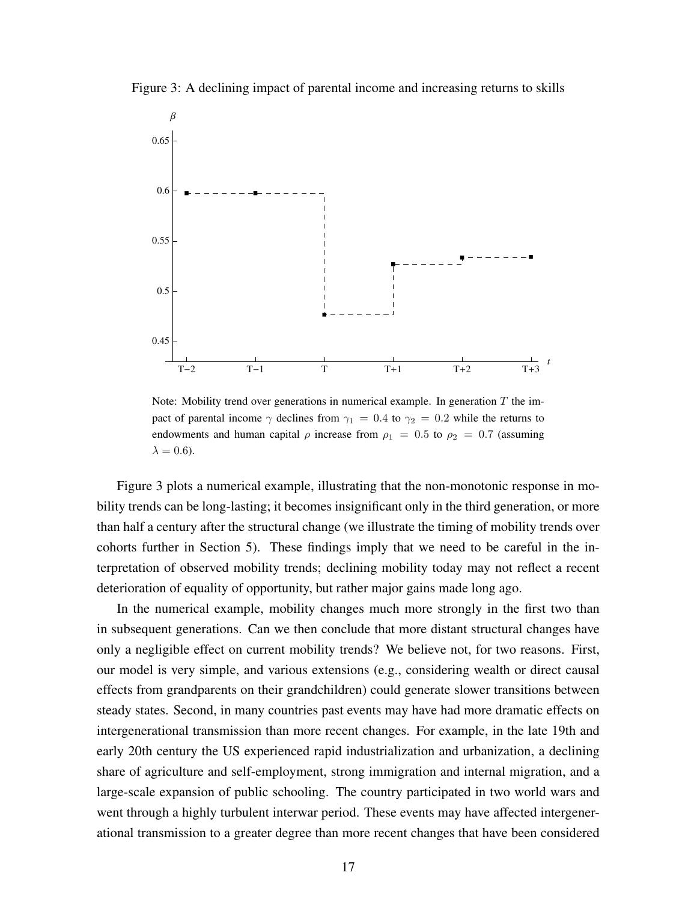Figure 3: A declining impact of parental income and increasing returns to skills

Note: Mobility trend over generations in numerical example. In generation $T$ the impact of parental income $\gamma$ declines from $\gamma_1 = 0.4$ to $\gamma_2 = 0.2$ while the returns to endowments and human capital $\rho$ increase from $\rho_1 = 0.5$ to $\rho_2 = 0.7$ (assuming $\lambda = 0.6$).

Figure 3 plots a numerical example, illustrating that the non-monotonic response in mobility trends can be long-lasting; it becomes insignificant only in the third generation, or more than half a century after the structural change (we illustrate the timing of mobility trends over cohorts further in Section 5). These findings imply that we need to be careful in the interpretation of observed mobility trends; declining mobility today may not reflect a recent deterioration of equality of opportunity, but rather major gains made long ago.

In the numerical example, mobility changes much more strongly in the first two than in subsequent generations. Can we then conclude that more distant structural changes have only a negligible effect on current mobility trends? We believe not, for two reasons. First, our model is very simple, and various extensions (e.g., considering wealth or direct causal effects from grandparents on their grandchildren) could generate slower transitions between steady states. Second, in many countries past events may have had more dramatic effects on intergenerational transmission than more recent changes. For example, in the late 19th and early 20th century the US experienced rapid industrialization and urbanization, a declining share of agriculture and self-employment, strong immigration and internal migration, and a large-scale expansion of public schooling. The country participated in two world wars and went through a highly turbulent interwar period. These events may have affected intergenerational transmission to a greater degree than more recent changes that have been considered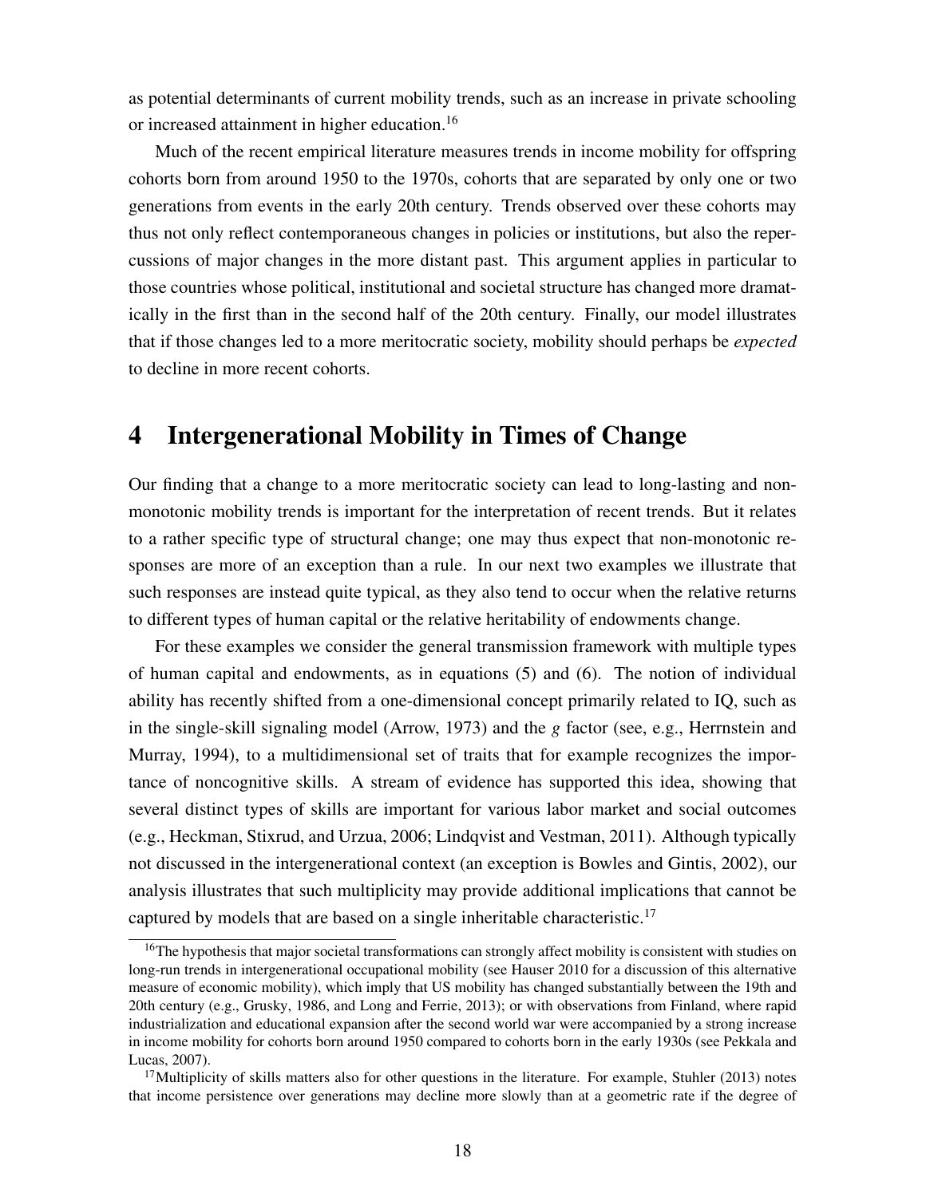as potential determinants of current mobility trends, such as an increase in private schooling or increased attainment in higher education.[16]

Much of the recent empirical literature measures trends in income mobility for offspring cohorts born from around 1950 to the 1970s, cohorts that are separated by only one or two generations from events in the early 20th century. Trends observed over these cohorts may thus not only reflect contemporaneous changes in policies or institutions, but also the repercussions of major changes in the more distant past. This argument applies in particular to those countries whose political, institutional and societal structure has changed more dramatically in the first than in the second half of the 20th century. Finally, our model illustrates that if those changes led to a more meritocratic society, mobility should perhaps be *expected* to decline in more recent cohorts.

# 4 Intergenerational Mobility in Times of Change

Our finding that a change to a more meritocratic society can lead to long-lasting and non-monotonic mobility trends is important for the interpretation of recent trends. But it relates to a rather specific type of structural change; one may thus expect that non-monotonic responses are more of an exception than a rule. In our next two examples we illustrate that such responses are instead quite typical, as they also tend to occur when the relative returns to different types of human capital or the relative heritability of endowments change.

For these examples we consider the general transmission framework with multiple types of human capital and endowments, as in equations (5) and (6). The notion of individual ability has recently shifted from a one-dimensional concept primarily related to IQ, such as in the single-skill signaling model (Arrow, 1973) and the *g* factor (see, e.g., Herrnstein and Murray, 1994), to a multidimensional set of traits that for example recognizes the importance of noncognitive skills. A stream of evidence has supported this idea, showing that several distinct types of skills are important for various labor market and social outcomes (e.g., Heckman, Stixrud, and Urzua, 2006; Lindqvist and Vestman, 2011). Although typically not discussed in the intergenerational context (an exception is Bowles and Gintis, 2002), our analysis illustrates that such multiplicity may provide additional implications that cannot be captured by models that are based on a single inheritable characteristic.[17]

[16] The hypothesis that major societal transformations can strongly affect mobility is consistent with studies on long-run trends in intergenerational occupational mobility (see Hauser 2010 for a discussion of this alternative measure of economic mobility), which imply that US mobility has changed substantially between the 19th and 20th century (e.g., Grusky, 1986, and Long and Ferrie, 2013); or with observations from Finland, where rapid industrialization and educational expansion after the second world war were accompanied by a strong increase in income mobility for cohorts born around 1950 compared to cohorts born in the early 1930s (see Pekkala and Lucas, 2007).

[17] Multiplicity of skills matters also for other questions in the literature. For example, Stuhler (2013) notes that income persistence over generations may decline more slowly than at a geometric rate if the degree of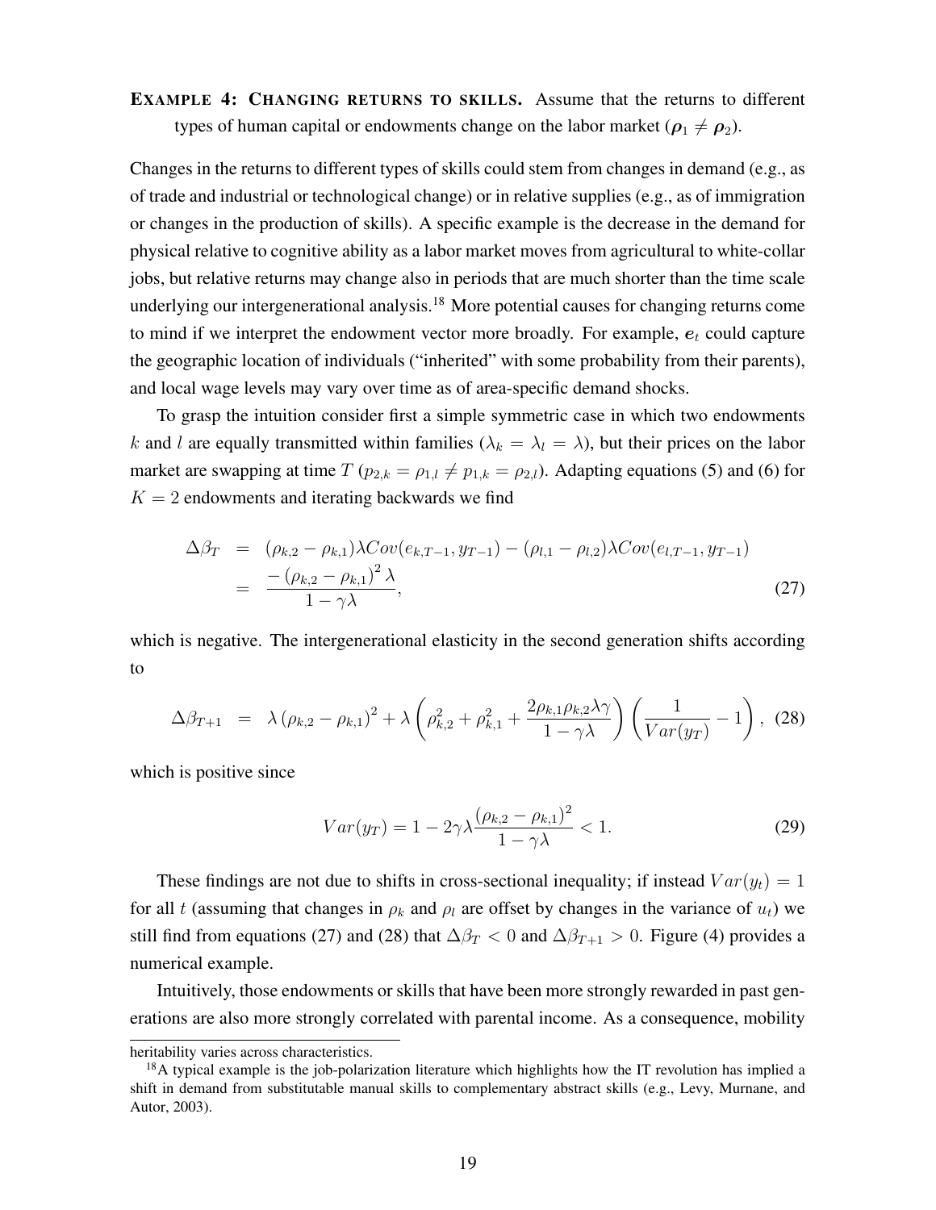**EXAMPLE 4: CHANGING RETURNS TO SKILLS.** Assume that the returns to different types of human capital or endowments change on the labor market ($\boldsymbol{\rho}_1 \neq \boldsymbol{\rho}_2$).

Changes in the returns to different types of skills could stem from changes in demand (e.g., as of trade and industrial or technological change) or in relative supplies (e.g., as of immigration or changes in the production of skills). A specific example is the decrease in the demand for physical relative to cognitive ability as a labor market moves from agricultural to white-collar jobs, but relative returns may change also in periods that are much shorter than the time scale underlying our intergenerational analysis.[18] More potential causes for changing returns come to mind if we interpret the endowment vector more broadly. For example, $\boldsymbol{e}_t$ could capture the geographic location of individuals ("inherited" with some probability from their parents), and local wage levels may vary over time as of area-specific demand shocks.

To grasp the intuition consider first a simple symmetric case in which two endowments $k$ and $l$ are equally transmitted within families ($\lambda_k = \lambda_l = \lambda$), but their prices on the labor market are swapping at time $T$ ($p_{2,k} = \rho_{1,l} \neq p_{1,k} = \rho_{2,l}$). Adapting equations (5) and (6) for $K = 2$ endowments and iterating backwards we find

$$\begin{aligned}
\Delta\beta_T &= (\rho_{k,2} - \rho_{k,1})\lambda Cov(e_{k,T-1}, y_{T-1}) - (\rho_{l,1} - \rho_{l,2})\lambda Cov(e_{l,T-1}, y_{T-1}) \\
&= \frac{-(\rho_{k,2} - \rho_{k,1})^2 \lambda}{1 - \gamma\lambda},
\end{aligned} \tag{27}$$

which is negative. The intergenerational elasticity in the second generation shifts according to

$$\Delta\beta_{T+1} = \lambda\left(\rho_{k,2} - \rho_{k,1}\right)^2 + \lambda\left(\rho_{k,2}^2 + \rho_{k,1}^2 + \frac{2\rho_{k,1}\rho_{k,2}\lambda\gamma}{1 - \gamma\lambda}\right)\left(\frac{1}{Var(y_T)} - 1\right), \tag{28}$$

which is positive since

$$Var(y_T) = 1 - 2\gamma\lambda\frac{(\rho_{k,2} - \rho_{k,1})^2}{1 - \gamma\lambda} < 1. \tag{29}$$

These findings are not due to shifts in cross-sectional inequality; if instead $Var(y_t) = 1$ for all $t$ (assuming that changes in $\rho_k$ and $\rho_l$ are offset by changes in the variance of $u_t$) we still find from equations (27) and (28) that $\Delta\beta_T < 0$ and $\Delta\beta_{T+1} > 0$. Figure (4) provides a numerical example.

Intuitively, those endowments or skills that have been more strongly rewarded in past generations are also more strongly correlated with parental income. As a consequence, mobility

---

heritability varies across characteristics.

[18] A typical example is the job-polarization literature which highlights how the IT revolution has implied a shift in demand from substitutable manual skills to complementary abstract skills (e.g., Levy, Murnane, and Autor, 2003).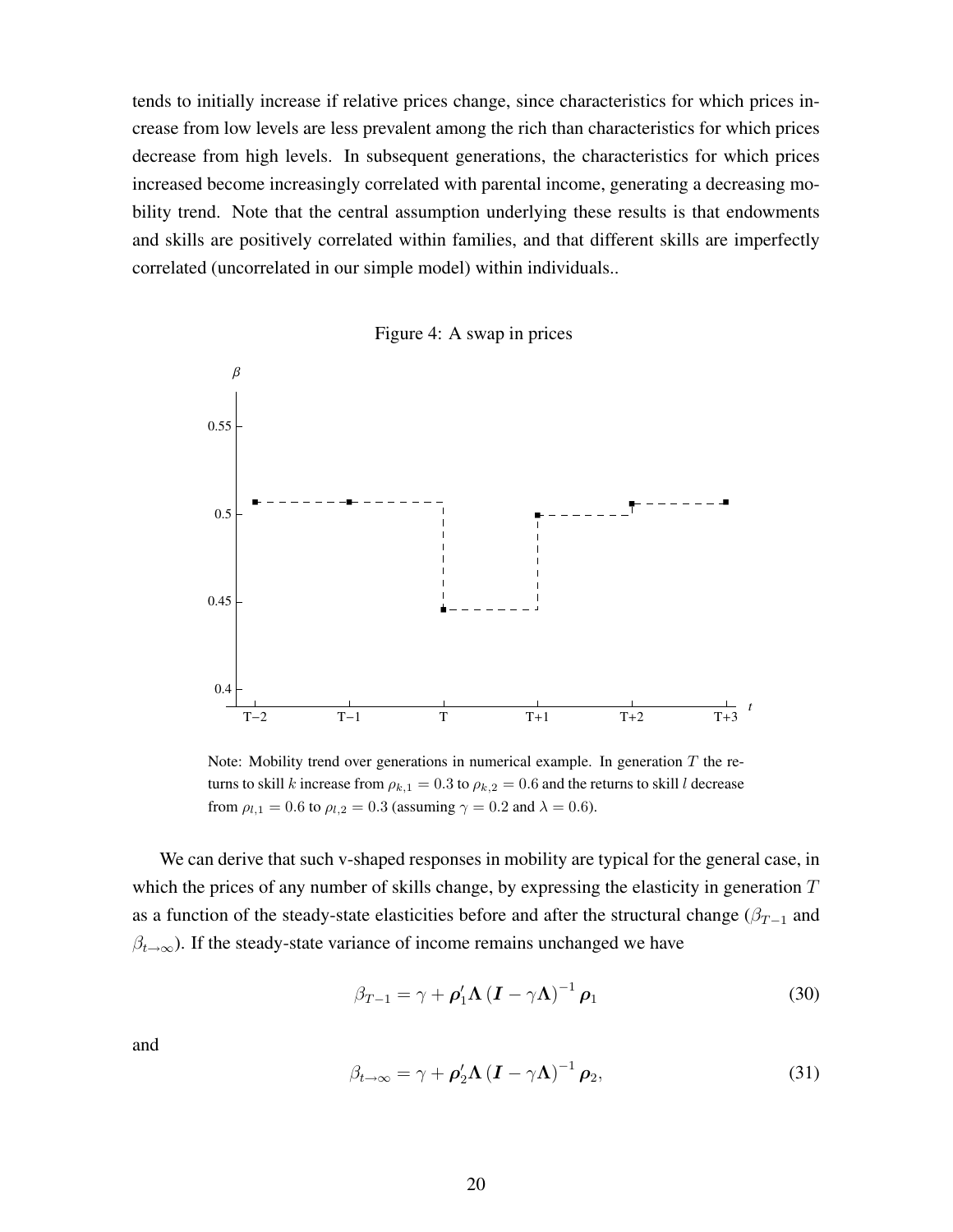tends to initially increase if relative prices change, since characteristics for which prices increase from low levels are less prevalent among the rich than characteristics for which prices decrease from high levels. In subsequent generations, the characteristics for which prices increased become increasingly correlated with parental income, generating a decreasing mobility trend. Note that the central assumption underlying these results is that endowments and skills are positively correlated within families, and that different skills are imperfectly correlated (uncorrelated in our simple model) within individuals..

Figure 4: A swap in prices

Note: Mobility trend over generations in numerical example. In generation $T$ the returns to skill $k$ increase from $\rho_{k,1} = 0.3$ to $\rho_{k,2} = 0.6$ and the returns to skill $l$ decrease from $\rho_{l,1} = 0.6$ to $\rho_{l,2} = 0.3$ (assuming $\gamma = 0.2$ and $\lambda = 0.6$).

We can derive that such v-shaped responses in mobility are typical for the general case, in which the prices of any number of skills change, by expressing the elasticity in generation $T$ as a function of the steady-state elasticities before and after the structural change ($\beta_{T-1}$ and $\beta_{t\to\infty}$). If the steady-state variance of income remains unchanged we have

$$\beta_{T-1} = \gamma + \boldsymbol{\rho}_1' \boldsymbol{\Lambda} \left( \boldsymbol{I} - \gamma \boldsymbol{\Lambda} \right)^{-1} \boldsymbol{\rho}_1 \tag{30}$$

and

$$\beta_{t\to\infty} = \gamma + \boldsymbol{\rho}_2' \boldsymbol{\Lambda} \left( \boldsymbol{I} - \gamma \boldsymbol{\Lambda} \right)^{-1} \boldsymbol{\rho}_2, \tag{31}$$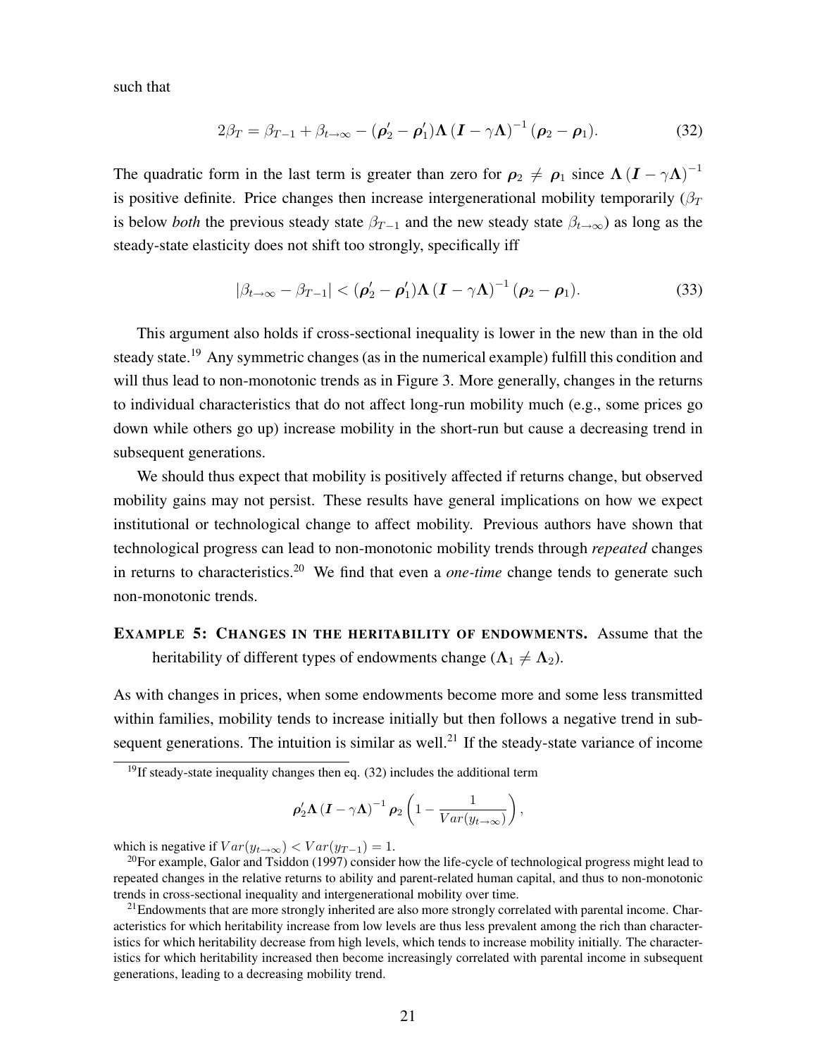such that

$$2\beta_T = \beta_{T-1} + \beta_{t\to\infty} - (\boldsymbol{\rho}_2' - \boldsymbol{\rho}_1')\boldsymbol{\Lambda}\left(\boldsymbol{I} - \gamma\boldsymbol{\Lambda}\right)^{-1}(\boldsymbol{\rho}_2 - \boldsymbol{\rho}_1). \tag{32}$$

The quadratic form in the last term is greater than zero for $\boldsymbol{\rho}_2 \neq \boldsymbol{\rho}_1$ since $\boldsymbol{\Lambda}\left(\boldsymbol{I} - \gamma\boldsymbol{\Lambda}\right)^{-1}$ is positive definite. Price changes then increase intergenerational mobility temporarily ($\beta_T$ is below *both* the previous steady state $\beta_{T-1}$ and the new steady state $\beta_{t\to\infty}$) as long as the steady-state elasticity does not shift too strongly, specifically iff

$$|\beta_{t\to\infty} - \beta_{T-1}| < (\boldsymbol{\rho}_2' - \boldsymbol{\rho}_1')\boldsymbol{\Lambda}\left(\boldsymbol{I} - \gamma\boldsymbol{\Lambda}\right)^{-1}(\boldsymbol{\rho}_2 - \boldsymbol{\rho}_1). \tag{33}$$

This argument also holds if cross-sectional inequality is lower in the new than in the old steady state.[19] Any symmetric changes (as in the numerical example) fulfill this condition and will thus lead to non-monotonic trends as in Figure 3. More generally, changes in the returns to individual characteristics that do not affect long-run mobility much (e.g., some prices go down while others go up) increase mobility in the short-run but cause a decreasing trend in subsequent generations.

We should thus expect that mobility is positively affected if returns change, but observed mobility gains may not persist. These results have general implications on how we expect institutional or technological change to affect mobility. Previous authors have shown that technological progress can lead to non-monotonic mobility trends through *repeated* changes in returns to characteristics.[20] We find that even a *one-time* change tends to generate such non-monotonic trends.

**EXAMPLE 5: CHANGES IN THE HERITABILITY OF ENDOWMENTS.** Assume that the heritability of different types of endowments change ($\boldsymbol{\Lambda}_1 \neq \boldsymbol{\Lambda}_2$).

As with changes in prices, when some endowments become more and some less transmitted within families, mobility tends to increase initially but then follows a negative trend in subsequent generations. The intuition is similar as well.[21] If the steady-state variance of income

---

[19] If steady-state inequality changes then eq. (32) includes the additional term

$$\boldsymbol{\rho}_2'\boldsymbol{\Lambda}\left(\boldsymbol{I} - \gamma\boldsymbol{\Lambda}\right)^{-1}\boldsymbol{\rho}_2\left(1 - \frac{1}{Var(y_{t\to\infty})}\right),$$

which is negative if $Var(y_{t\to\infty}) < Var(y_{T-1}) = 1$.

[20] For example, Galor and Tsiddon (1997) consider how the life-cycle of technological progress might lead to repeated changes in the relative returns to ability and parent-related human capital, and thus to non-monotonic trends in cross-sectional inequality and intergenerational mobility over time.

[21] Endowments that are more strongly inherited are also more strongly correlated with parental income. Characteristics for which heritability increase from low levels are thus less prevalent among the rich than characteristics for which heritability decrease from high levels, which tends to increase mobility initially. The characteristics for which heritability increased then become increasingly correlated with parental income in subsequent generations, leading to a decreasing mobility trend.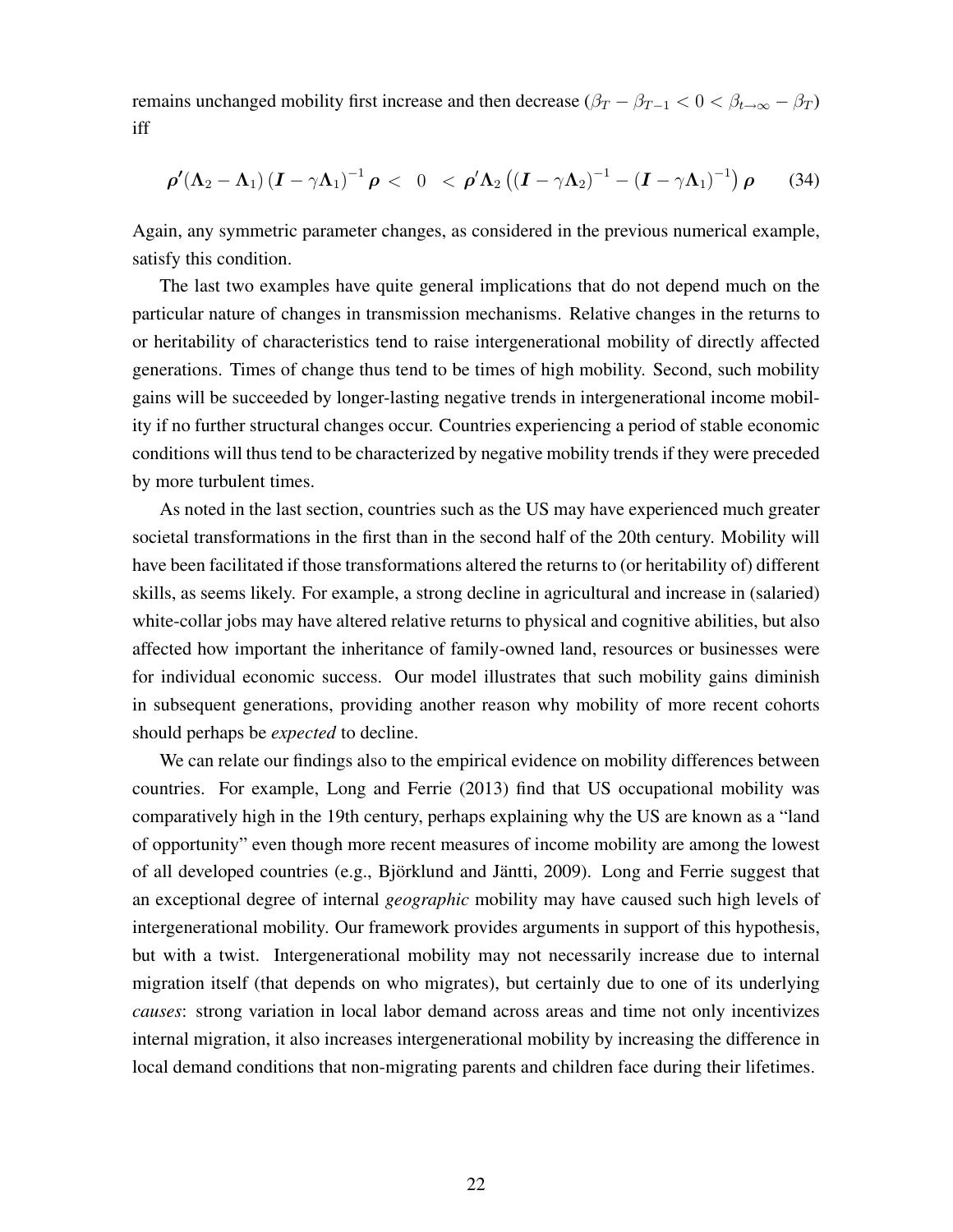remains unchanged mobility first increase and then decrease ($\beta_T - \beta_{T-1} < 0 < \beta_{t\to\infty} - \beta_T$) iff

$$\boldsymbol{\rho}'(\boldsymbol{\Lambda}_2 - \boldsymbol{\Lambda}_1)\left(\boldsymbol{I} - \gamma\boldsymbol{\Lambda}_1\right)^{-1}\boldsymbol{\rho} < \quad 0 \quad < \boldsymbol{\rho}'\boldsymbol{\Lambda}_2\left(\left(\boldsymbol{I} - \gamma\boldsymbol{\Lambda}_2\right)^{-1} - \left(\boldsymbol{I} - \gamma\boldsymbol{\Lambda}_1\right)^{-1}\right)\boldsymbol{\rho} \tag{34}$$

Again, any symmetric parameter changes, as considered in the previous numerical example, satisfy this condition.

The last two examples have quite general implications that do not depend much on the particular nature of changes in transmission mechanisms. Relative changes in the returns to or heritability of characteristics tend to raise intergenerational mobility of directly affected generations. Times of change thus tend to be times of high mobility. Second, such mobility gains will be succeeded by longer-lasting negative trends in intergenerational income mobility if no further structural changes occur. Countries experiencing a period of stable economic conditions will thus tend to be characterized by negative mobility trends if they were preceded by more turbulent times.

As noted in the last section, countries such as the US may have experienced much greater societal transformations in the first than in the second half of the 20th century. Mobility will have been facilitated if those transformations altered the returns to (or heritability of) different skills, as seems likely. For example, a strong decline in agricultural and increase in (salaried) white-collar jobs may have altered relative returns to physical and cognitive abilities, but also affected how important the inheritance of family-owned land, resources or businesses were for individual economic success. Our model illustrates that such mobility gains diminish in subsequent generations, providing another reason why mobility of more recent cohorts should perhaps be *expected* to decline.

We can relate our findings also to the empirical evidence on mobility differences between countries. For example, Long and Ferrie (2013) find that US occupational mobility was comparatively high in the 19th century, perhaps explaining why the US are known as a "land of opportunity" even though more recent measures of income mobility are among the lowest of all developed countries (e.g., Björklund and Jäntti, 2009). Long and Ferrie suggest that an exceptional degree of internal *geographic* mobility may have caused such high levels of intergenerational mobility. Our framework provides arguments in support of this hypothesis, but with a twist. Intergenerational mobility may not necessarily increase due to internal migration itself (that depends on who migrates), but certainly due to one of its underlying *causes*: strong variation in local labor demand across areas and time not only incentivizes internal migration, it also increases intergenerational mobility by increasing the difference in local demand conditions that non-migrating parents and children face during their lifetimes.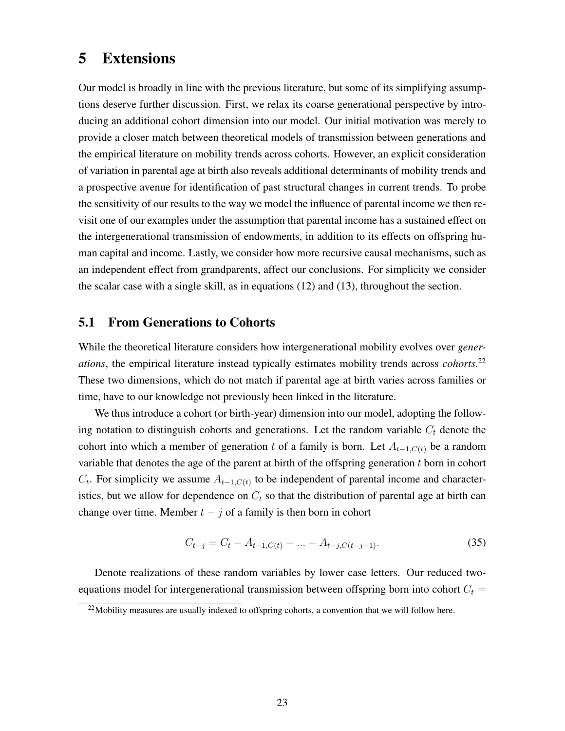# 5 Extensions

Our model is broadly in line with the previous literature, but some of its simplifying assumptions deserve further discussion. First, we relax its coarse generational perspective by introducing an additional cohort dimension into our model. Our initial motivation was merely to provide a closer match between theoretical models of transmission between generations and the empirical literature on mobility trends across cohorts. However, an explicit consideration of variation in parental age at birth also reveals additional determinants of mobility trends and a prospective avenue for identification of past structural changes in current trends. To probe the sensitivity of our results to the way we model the influence of parental income we then revisit one of our examples under the assumption that parental income has a sustained effect on the intergenerational transmission of endowments, in addition to its effects on offspring human capital and income. Lastly, we consider how more recursive causal mechanisms, such as an independent effect from grandparents, affect our conclusions. For simplicity we consider the scalar case with a single skill, as in equations (12) and (13), throughout the section.

## 5.1 From Generations to Cohorts

While the theoretical literature considers how intergenerational mobility evolves over *generations*, the empirical literature instead typically estimates mobility trends across *cohorts*.[22] These two dimensions, which do not match if parental age at birth varies across families or time, have to our knowledge not previously been linked in the literature.

We thus introduce a cohort (or birth-year) dimension into our model, adopting the following notation to distinguish cohorts and generations. Let the random variable $C_t$ denote the cohort into which a member of generation $t$ of a family is born. Let $A_{t-1,C(t)}$ be a random variable that denotes the age of the parent at birth of the offspring generation $t$ born in cohort $C_t$. For simplicity we assume $A_{t-1,C(t)}$ to be independent of parental income and characteristics, but we allow for dependence on $C_t$ so that the distribution of parental age at birth can change over time. Member $t - j$ of a family is then born in cohort

$$C_{t-j} = C_t - A_{t-1,C(t)} - ... - A_{t-j,C(t-j+1)}. \tag{35}$$

Denote realizations of these random variables by lower case letters. Our reduced two-equations model for intergenerational transmission between offspring born into cohort $C_t =$

[22] Mobility measures are usually indexed to offspring cohorts, a convention that we will follow here.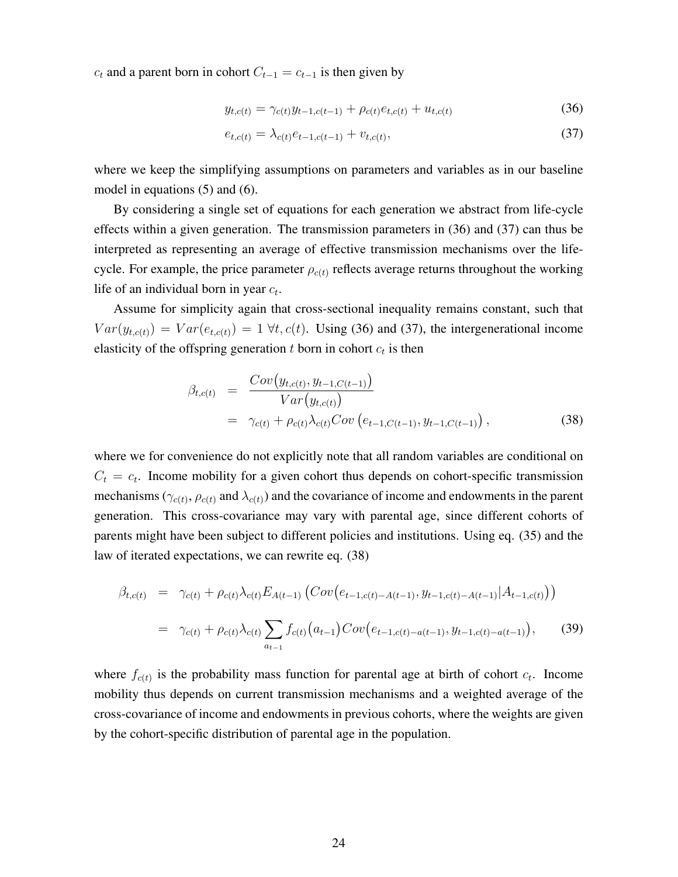$c_t$ and a parent born in cohort $C_{t-1} = c_{t-1}$ is then given by

$$y_{t,c(t)} = \gamma_{c(t)} y_{t-1,c(t-1)} + \rho_{c(t)} e_{t,c(t)} + u_{t,c(t)} \tag{36}$$

$$e_{t,c(t)} = \lambda_{c(t)} e_{t-1,c(t-1)} + v_{t,c(t)}, \tag{37}$$

where we keep the simplifying assumptions on parameters and variables as in our baseline model in equations (5) and (6).

By considering a single set of equations for each generation we abstract from life-cycle effects within a given generation. The transmission parameters in (36) and (37) can thus be interpreted as representing an average of effective transmission mechanisms over the life-cycle. For example, the price parameter $\rho_{c(t)}$ reflects average returns throughout the working life of an individual born in year $c_t$.

Assume for simplicity again that cross-sectional inequality remains constant, such that $Var(y_{t,c(t)}) = Var(e_{t,c(t)}) = 1 \; \forall t, c(t)$. Using (36) and (37), the intergenerational income elasticity of the offspring generation $t$ born in cohort $c_t$ is then

$$\begin{aligned}
\beta_{t,c(t)} &= \frac{Cov\big(y_{t,c(t)}, y_{t-1,C(t-1)}\big)}{Var\big(y_{t,c(t)}\big)} \\
&= \gamma_{c(t)} + \rho_{c(t)} \lambda_{c(t)} Cov\left(e_{t-1,C(t-1)}, y_{t-1,C(t-1)}\right),
\end{aligned} \tag{38}$$

where we for convenience do not explicitly note that all random variables are conditional on $C_t = c_t$. Income mobility for a given cohort thus depends on cohort-specific transmission mechanisms ($\gamma_{c(t)}$, $\rho_{c(t)}$ and $\lambda_{c(t)}$) and the covariance of income and endowments in the parent generation. This cross-covariance may vary with parental age, since different cohorts of parents might have been subject to different policies and institutions. Using eq. (35) and the law of iterated expectations, we can rewrite eq. (38)

$$\begin{aligned}
\beta_{t,c(t)} &= \gamma_{c(t)} + \rho_{c(t)} \lambda_{c(t)} E_{A(t-1)} \left( Cov\big(e_{t-1,c(t)-A(t-1)}, y_{t-1,c(t)-A(t-1)} | A_{t-1,c(t)}\big)\right) \\
&= \gamma_{c(t)} + \rho_{c(t)} \lambda_{c(t)} \sum_{a_{t-1}} f_{c(t)}\big(a_{t-1}\big) Cov\big(e_{t-1,c(t)-a(t-1)}, y_{t-1,c(t)-a(t-1)}\big),
\end{aligned} \tag{39}$$

where $f_{c(t)}$ is the probability mass function for parental age at birth of cohort $c_t$. Income mobility thus depends on current transmission mechanisms and a weighted average of the cross-covariance of income and endowments in previous cohorts, where the weights are given by the cohort-specific distribution of parental age in the population.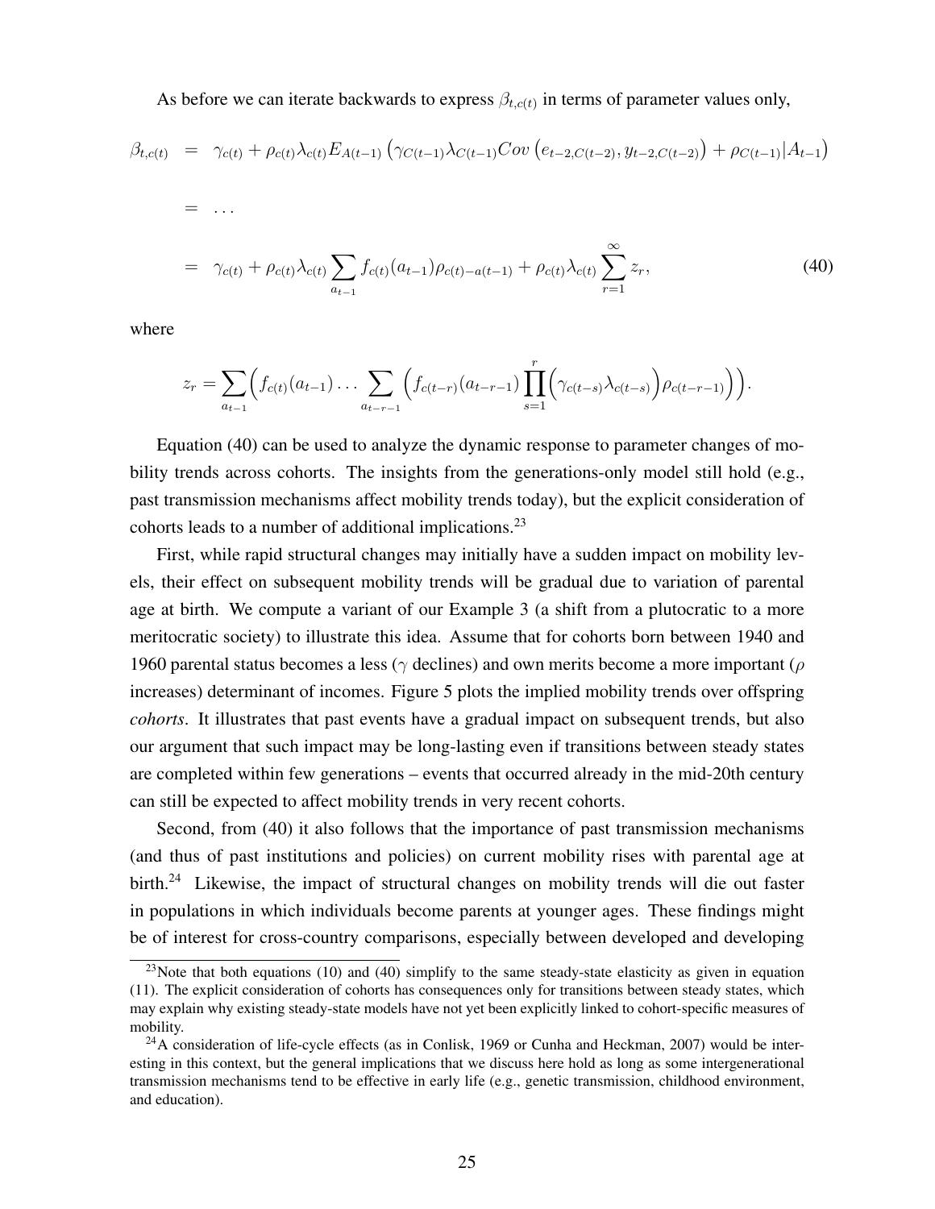As before we can iterate backwards to express $\beta_{t,c(t)}$ in terms of parameter values only,

$$
\begin{aligned}
\beta_{t,c(t)} &= \gamma_{c(t)} + \rho_{c(t)}\lambda_{c(t)} E_{A(t-1)}\left(\gamma_{C(t-1)}\lambda_{C(t-1)} Cov\left(e_{t-2,C(t-2)}, y_{t-2,C(t-2)}\right) + \rho_{C(t-1)}|A_{t-1}\right) \\
&= \ldots \\
&= \gamma_{c(t)} + \rho_{c(t)}\lambda_{c(t)} \sum_{a_{t-1}} f_{c(t)}(a_{t-1})\rho_{c(t)-a(t-1)} + \rho_{c(t)}\lambda_{c(t)} \sum_{r=1}^{\infty} z_r, \qquad (40)
\end{aligned}
$$

where

$$
z_r = \sum_{a_{t-1}} \Big( f_{c(t)}(a_{t-1}) \ldots \sum_{a_{t-r-1}} \Big( f_{c(t-r)}(a_{t-r-1}) \prod_{s=1}^{r} \Big( \gamma_{c(t-s)}\lambda_{c(t-s)} \Big) \rho_{c(t-r-1)} \Big) \Big).
$$

Equation (40) can be used to analyze the dynamic response to parameter changes of mobility trends across cohorts. The insights from the generations-only model still hold (e.g., past transmission mechanisms affect mobility trends today), but the explicit consideration of cohorts leads to a number of additional implications.[23]

First, while rapid structural changes may initially have a sudden impact on mobility levels, their effect on subsequent mobility trends will be gradual due to variation of parental age at birth. We compute a variant of our Example 3 (a shift from a plutocratic to a more meritocratic society) to illustrate this idea. Assume that for cohorts born between 1940 and 1960 parental status becomes a less ($\gamma$ declines) and own merits become a more important ($\rho$ increases) determinant of incomes. Figure 5 plots the implied mobility trends over offspring *cohorts*. It illustrates that past events have a gradual impact on subsequent trends, but also our argument that such impact may be long-lasting even if transitions between steady states are completed within few generations – events that occurred already in the mid-20th century can still be expected to affect mobility trends in very recent cohorts.

Second, from (40) it also follows that the importance of past transmission mechanisms (and thus of past institutions and policies) on current mobility rises with parental age at birth.[24] Likewise, the impact of structural changes on mobility trends will die out faster in populations in which individuals become parents at younger ages. These findings might be of interest for cross-country comparisons, especially between developed and developing

[23] Note that both equations (10) and (40) simplify to the same steady-state elasticity as given in equation (11). The explicit consideration of cohorts has consequences only for transitions between steady states, which may explain why existing steady-state models have not yet been explicitly linked to cohort-specific measures of mobility.

[24] A consideration of life-cycle effects (as in Conlisk, 1969 or Cunha and Heckman, 2007) would be interesting in this context, but the general implications that we discuss here hold as long as some intergenerational transmission mechanisms tend to be effective in early life (e.g., genetic transmission, childhood environment, and education).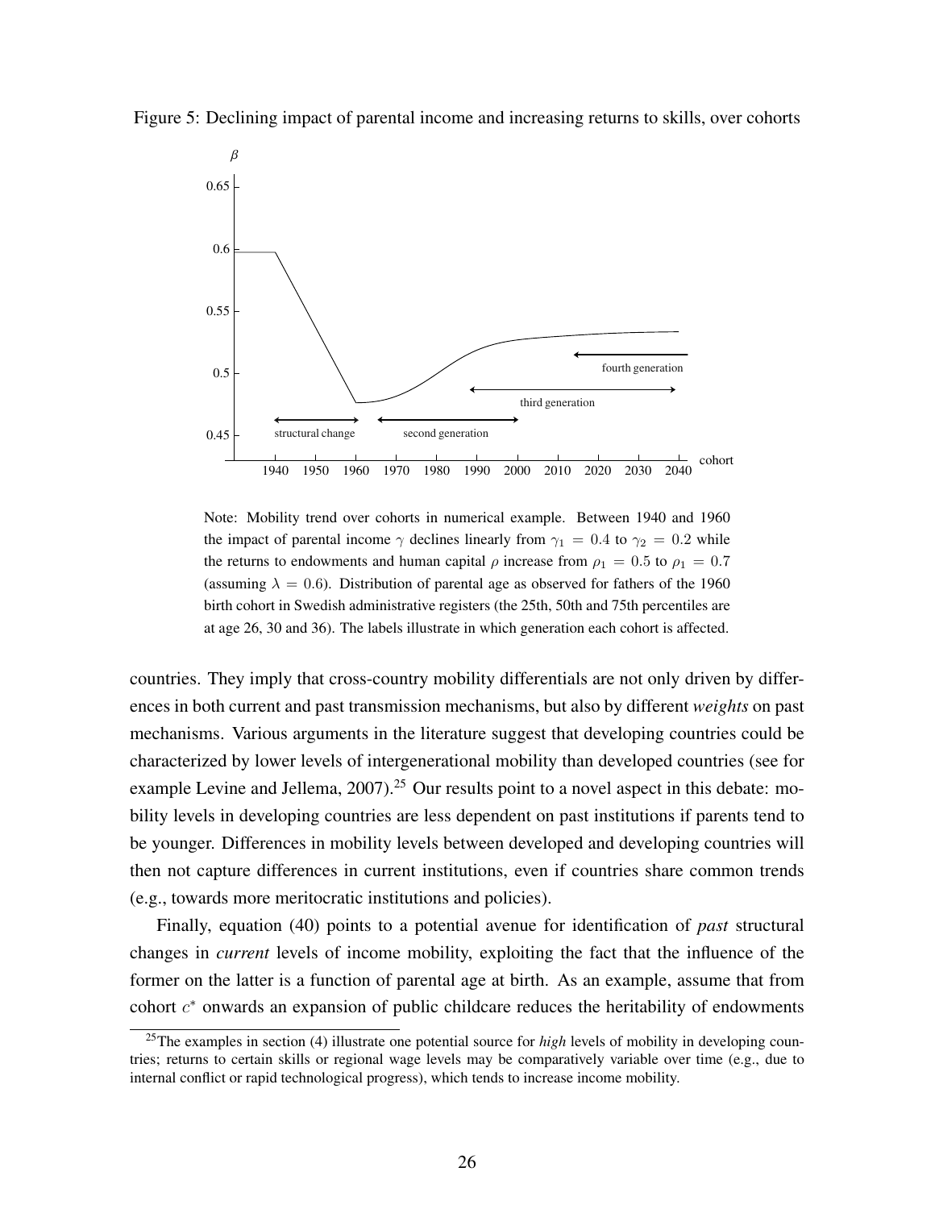Figure 5: Declining impact of parental income and increasing returns to skills, over cohorts

Note: Mobility trend over cohorts in numerical example. Between 1940 and 1960 the impact of parental income $\gamma$ declines linearly from $\gamma_1 = 0.4$ to $\gamma_2 = 0.2$ while the returns to endowments and human capital $\rho$ increase from $\rho_1 = 0.5$ to $\rho_1 = 0.7$ (assuming $\lambda = 0.6$). Distribution of parental age as observed for fathers of the 1960 birth cohort in Swedish administrative registers (the 25th, 50th and 75th percentiles are at age 26, 30 and 36). The labels illustrate in which generation each cohort is affected.

countries. They imply that cross-country mobility differentials are not only driven by differences in both current and past transmission mechanisms, but also by different *weights* on past mechanisms. Various arguments in the literature suggest that developing countries could be characterized by lower levels of intergenerational mobility than developed countries (see for example Levine and Jellema, 2007).[25] Our results point to a novel aspect in this debate: mobility levels in developing countries are less dependent on past institutions if parents tend to be younger. Differences in mobility levels between developed and developing countries will then not capture differences in current institutions, even if countries share common trends (e.g., towards more meritocratic institutions and policies).

Finally, equation (40) points to a potential avenue for identification of *past* structural changes in *current* levels of income mobility, exploiting the fact that the influence of the former on the latter is a function of parental age at birth. As an example, assume that from cohort $c^*$ onwards an expansion of public childcare reduces the heritability of endowments

[25] The examples in section (4) illustrate one potential source for *high* levels of mobility in developing countries; returns to certain skills or regional wage levels may be comparatively variable over time (e.g., due to internal conflict or rapid technological progress), which tends to increase income mobility.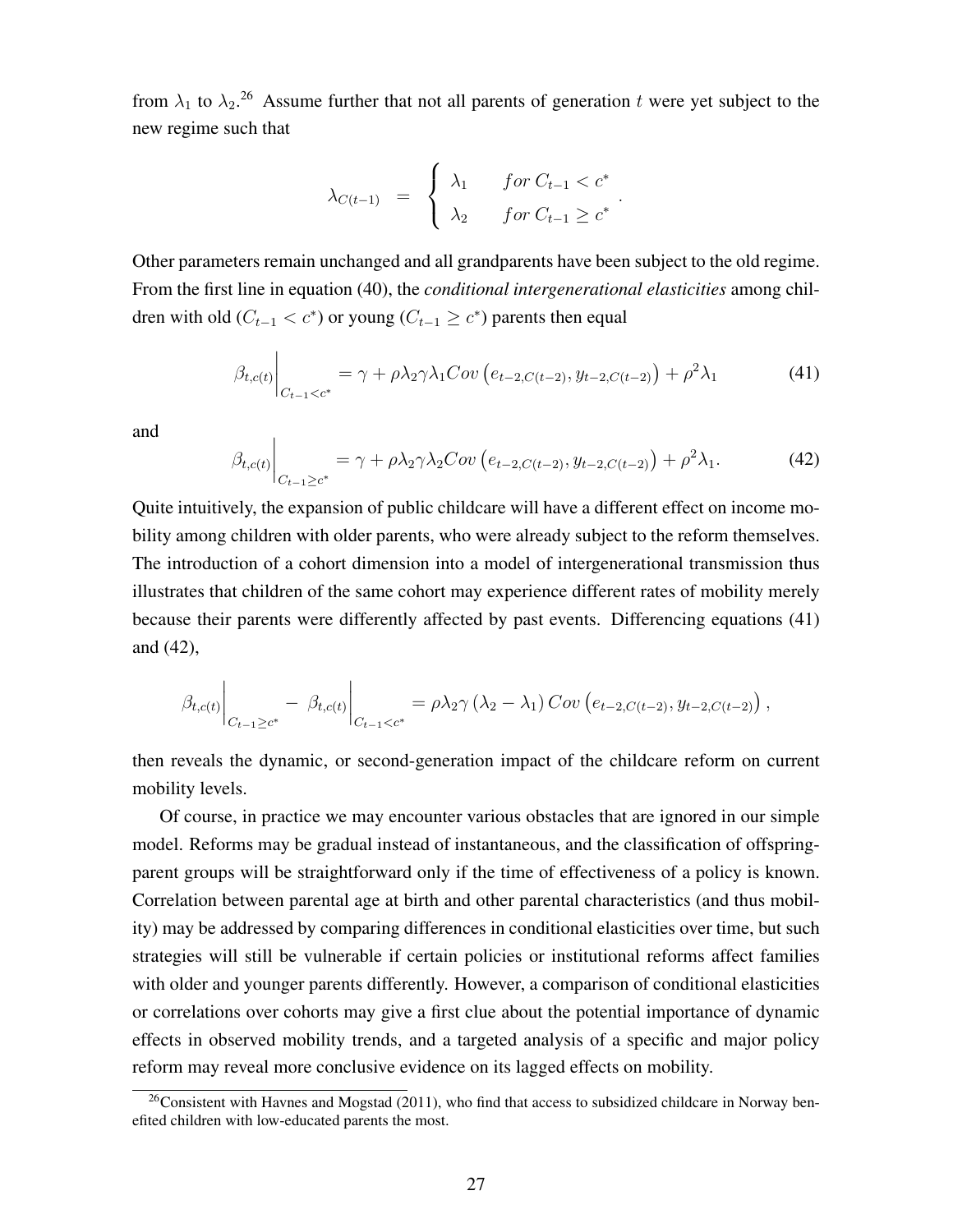from $\lambda_1$ to $\lambda_2$.[26] Assume further that not all parents of generation $t$ were yet subject to the new regime such that

$$\lambda_{C(t-1)} \;\; = \;\; \begin{cases} \lambda_1 & for\; C_{t-1} < c^* \\ \lambda_2 & for\; C_{t-1} \geq c^* \end{cases}.$$

Other parameters remain unchanged and all grandparents have been subject to the old regime. From the first line in equation (40), the *conditional intergenerational elasticities* among children with old ($C_{t-1} < c^*$) or young ($C_{t-1} \geq c^*$) parents then equal

$$\beta_{t,c(t)}\Big|_{C_{t-1}<c^*} = \gamma + \rho\lambda_2\gamma\lambda_1 Cov\left(e_{t-2,C(t-2)}, y_{t-2,C(t-2)}\right) + \rho^2\lambda_1 \tag{41}$$

and

$$\beta_{t,c(t)}\Big|_{C_{t-1}\geq c^*} = \gamma + \rho\lambda_2\gamma\lambda_2 Cov\left(e_{t-2,C(t-2)}, y_{t-2,C(t-2)}\right) + \rho^2\lambda_1. \tag{42}$$

Quite intuitively, the expansion of public childcare will have a different effect on income mobility among children with older parents, who were already subject to the reform themselves. The introduction of a cohort dimension into a model of intergenerational transmission thus illustrates that children of the same cohort may experience different rates of mobility merely because their parents were differently affected by past events. Differencing equations (41) and (42),

$$\beta_{t,c(t)}\Big|_{C_{t-1}\geq c^*} - \; \beta_{t,c(t)}\Big|_{C_{t-1}<c^*} = \rho\lambda_2\gamma\left(\lambda_2 - \lambda_1\right) Cov\left(e_{t-2,C(t-2)}, y_{t-2,C(t-2)}\right),$$

then reveals the dynamic, or second-generation impact of the childcare reform on current mobility levels.

Of course, in practice we may encounter various obstacles that are ignored in our simple model. Reforms may be gradual instead of instantaneous, and the classification of offspring-parent groups will be straightforward only if the time of effectiveness of a policy is known. Correlation between parental age at birth and other parental characteristics (and thus mobility) may be addressed by comparing differences in conditional elasticities over time, but such strategies will still be vulnerable if certain policies or institutional reforms affect families with older and younger parents differently. However, a comparison of conditional elasticities or correlations over cohorts may give a first clue about the potential importance of dynamic effects in observed mobility trends, and a targeted analysis of a specific and major policy reform may reveal more conclusive evidence on its lagged effects on mobility.

[26] Consistent with Havnes and Mogstad (2011), who find that access to subsidized childcare in Norway benefited children with low-educated parents the most.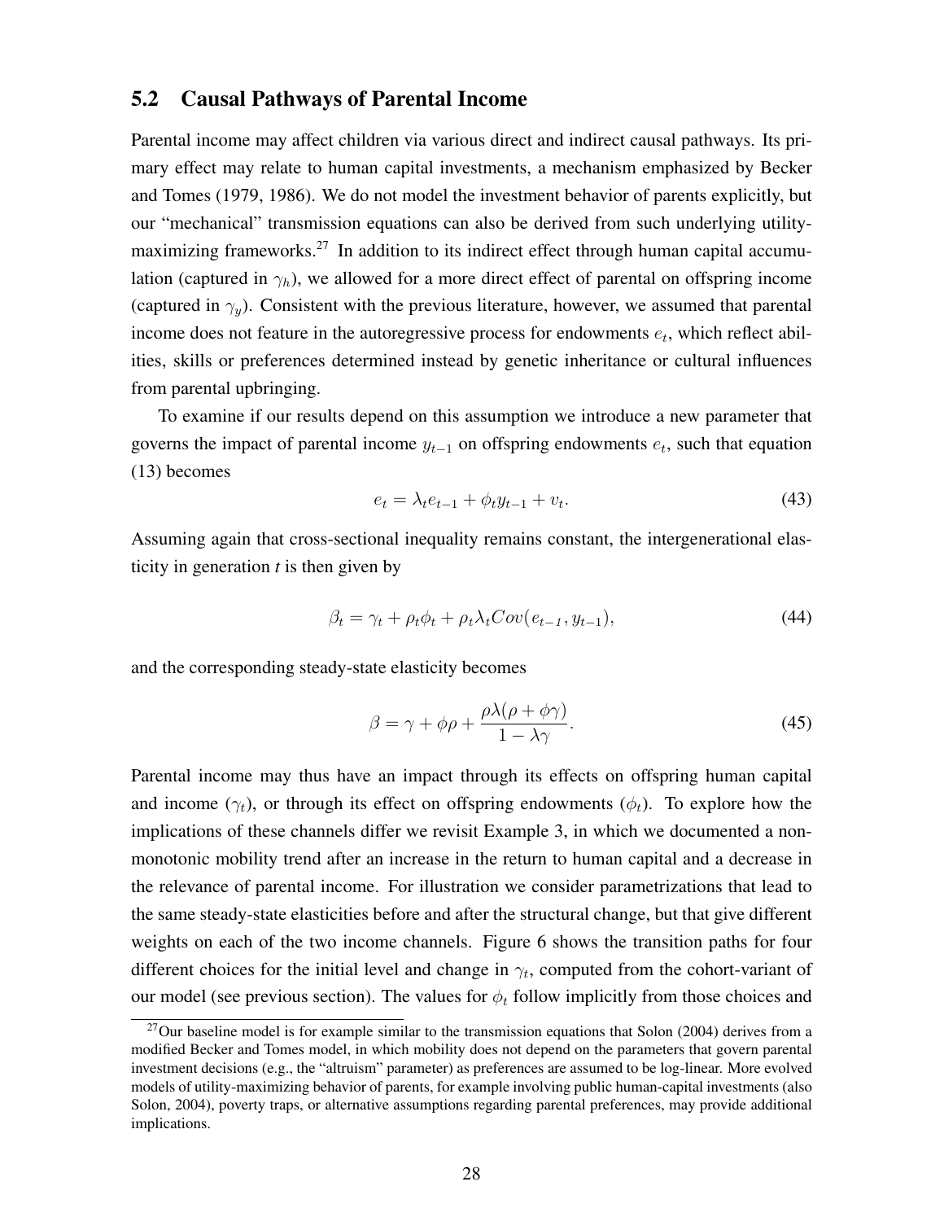## 5.2 Causal Pathways of Parental Income

Parental income may affect children via various direct and indirect causal pathways. Its primary effect may relate to human capital investments, a mechanism emphasized by Becker and Tomes (1979, 1986). We do not model the investment behavior of parents explicitly, but our "mechanical" transmission equations can also be derived from such underlying utility-maximizing frameworks.[27] In addition to its indirect effect through human capital accumulation (captured in $\gamma_h$), we allowed for a more direct effect of parental on offspring income (captured in $\gamma_y$). Consistent with the previous literature, however, we assumed that parental income does not feature in the autoregressive process for endowments $e_t$, which reflect abilities, skills or preferences determined instead by genetic inheritance or cultural influences from parental upbringing.

To examine if our results depend on this assumption we introduce a new parameter that governs the impact of parental income $y_{t-1}$ on offspring endowments $e_t$, such that equation (13) becomes

$$e_t = \lambda_t e_{t-1} + \phi_t y_{t-1} + v_t. \tag{43}$$

Assuming again that cross-sectional inequality remains constant, the intergenerational elasticity in generation *t* is then given by

$$\beta_t = \gamma_t + \rho_t \phi_t + \rho_t \lambda_t Cov(e_{t-1}, y_{t-1}), \tag{44}$$

and the corresponding steady-state elasticity becomes

$$\beta = \gamma + \phi\rho + \frac{\rho\lambda(\rho + \phi\gamma)}{1 - \lambda\gamma}. \tag{45}$$

Parental income may thus have an impact through its effects on offspring human capital and income ($\gamma_t$), or through its effect on offspring endowments ($\phi_t$). To explore how the implications of these channels differ we revisit Example 3, in which we documented a non-monotonic mobility trend after an increase in the return to human capital and a decrease in the relevance of parental income. For illustration we consider parametrizations that lead to the same steady-state elasticities before and after the structural change, but that give different weights on each of the two income channels. Figure 6 shows the transition paths for four different choices for the initial level and change in $\gamma_t$, computed from the cohort-variant of our model (see previous section). The values for $\phi_t$ follow implicitly from those choices and

[27] Our baseline model is for example similar to the transmission equations that Solon (2004) derives from a modified Becker and Tomes model, in which mobility does not depend on the parameters that govern parental investment decisions (e.g., the "altruism" parameter) as preferences are assumed to be log-linear. More evolved models of utility-maximizing behavior of parents, for example involving public human-capital investments (also Solon, 2004), poverty traps, or alternative assumptions regarding parental preferences, may provide additional implications.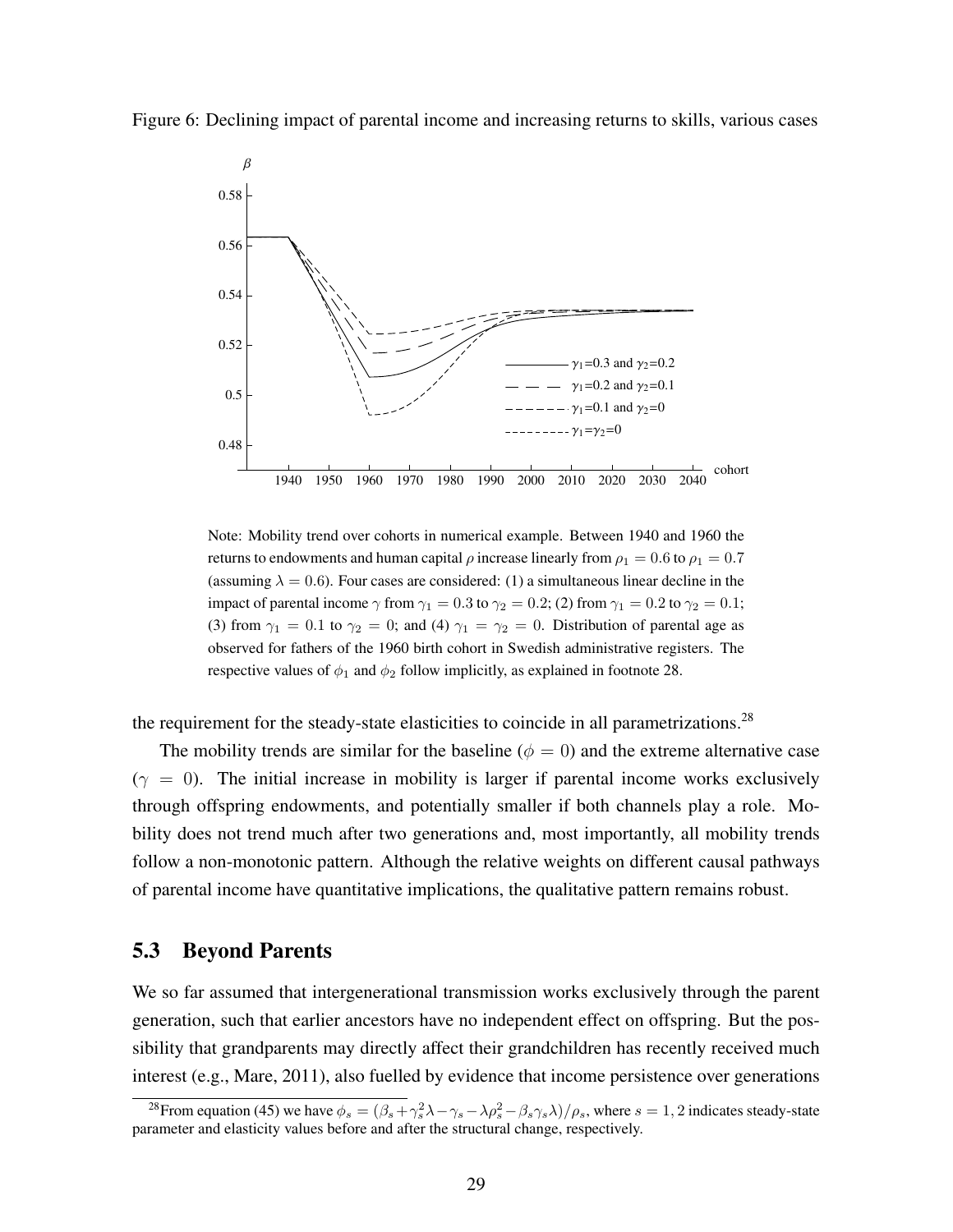Figure 6: Declining impact of parental income and increasing returns to skills, various cases

Note: Mobility trend over cohorts in numerical example. Between 1940 and 1960 the returns to endowments and human capital $\rho$ increase linearly from $\rho_1 = 0.6$ to $\rho_1 = 0.7$ (assuming $\lambda = 0.6$). Four cases are considered: (1) a simultaneous linear decline in the impact of parental income $\gamma$ from $\gamma_1 = 0.3$ to $\gamma_2 = 0.2$; (2) from $\gamma_1 = 0.2$ to $\gamma_2 = 0.1$; (3) from $\gamma_1 = 0.1$ to $\gamma_2 = 0$; and (4) $\gamma_1 = \gamma_2 = 0$. Distribution of parental age as observed for fathers of the 1960 birth cohort in Swedish administrative registers. The respective values of $\phi_1$ and $\phi_2$ follow implicitly, as explained in footnote 28.

the requirement for the steady-state elasticities to coincide in all parametrizations.[28]

The mobility trends are similar for the baseline ($\phi = 0$) and the extreme alternative case ($\gamma = 0$). The initial increase in mobility is larger if parental income works exclusively through offspring endowments, and potentially smaller if both channels play a role. Mobility does not trend much after two generations and, most importantly, all mobility trends follow a non-monotonic pattern. Although the relative weights on different causal pathways of parental income have quantitative implications, the qualitative pattern remains robust.

## 5.3 Beyond Parents

We so far assumed that intergenerational transmission works exclusively through the parent generation, such that earlier ancestors have no independent effect on offspring. But the possibility that grandparents may directly affect their grandchildren has recently received much interest (e.g., Mare, 2011), also fuelled by evidence that income persistence over generations

[28] From equation (45) we have $\phi_s = (\beta_s + \gamma_s^2 \lambda - \gamma_s - \lambda \rho_s^2 - \beta_s \gamma_s \lambda)/\rho_s$, where $s = 1, 2$ indicates steady-state parameter and elasticity values before and after the structural change, respectively.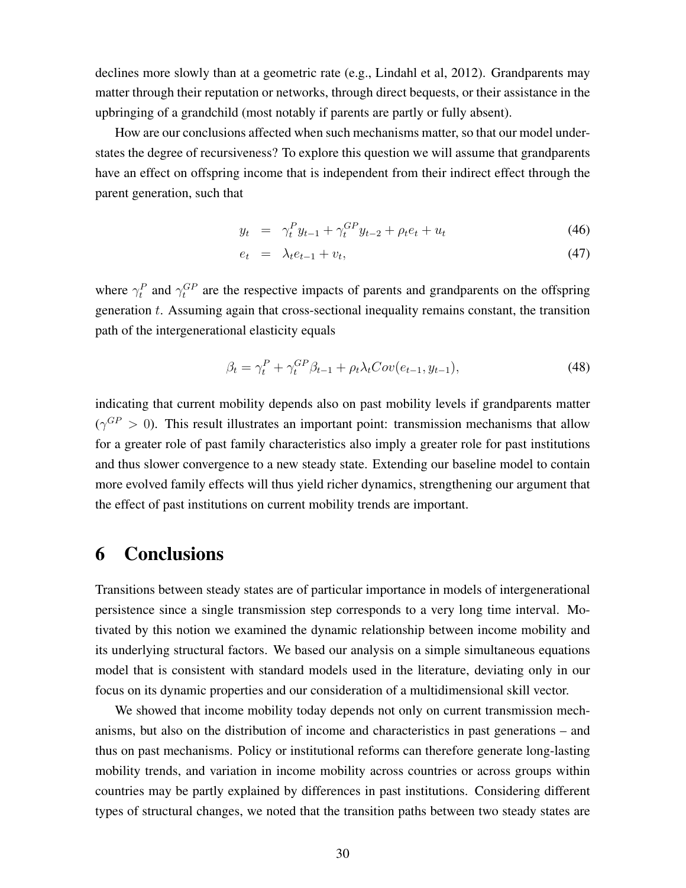declines more slowly than at a geometric rate (e.g., Lindahl et al, 2012). Grandparents may matter through their reputation or networks, through direct bequests, or their assistance in the upbringing of a grandchild (most notably if parents are partly or fully absent).

How are our conclusions affected when such mechanisms matter, so that our model understates the degree of recursiveness? To explore this question we will assume that grandparents have an effect on offspring income that is independent from their indirect effect through the parent generation, such that

$$y_t = \gamma_t^P y_{t-1} + \gamma_t^{GP} y_{t-2} + \rho_t e_t + u_t \tag{46}$$

$$e_t = \lambda_t e_{t-1} + v_t, \tag{47}$$

where $\gamma_t^P$ and $\gamma_t^{GP}$ are the respective impacts of parents and grandparents on the offspring generation $t$. Assuming again that cross-sectional inequality remains constant, the transition path of the intergenerational elasticity equals

$$\beta_t = \gamma_t^P + \gamma_t^{GP} \beta_{t-1} + \rho_t \lambda_t Cov(e_{t-1}, y_{t-1}), \tag{48}$$

indicating that current mobility depends also on past mobility levels if grandparents matter ($\gamma^{GP} > 0$). This result illustrates an important point: transmission mechanisms that allow for a greater role of past family characteristics also imply a greater role for past institutions and thus slower convergence to a new steady state. Extending our baseline model to contain more evolved family effects will thus yield richer dynamics, strengthening our argument that the effect of past institutions on current mobility trends are important.

# 6 Conclusions

Transitions between steady states are of particular importance in models of intergenerational persistence since a single transmission step corresponds to a very long time interval. Motivated by this notion we examined the dynamic relationship between income mobility and its underlying structural factors. We based our analysis on a simple simultaneous equations model that is consistent with standard models used in the literature, deviating only in our focus on its dynamic properties and our consideration of a multidimensional skill vector.

We showed that income mobility today depends not only on current transmission mechanisms, but also on the distribution of income and characteristics in past generations – and thus on past mechanisms. Policy or institutional reforms can therefore generate long-lasting mobility trends, and variation in income mobility across countries or across groups within countries may be partly explained by differences in past institutions. Considering different types of structural changes, we noted that the transition paths between two steady states are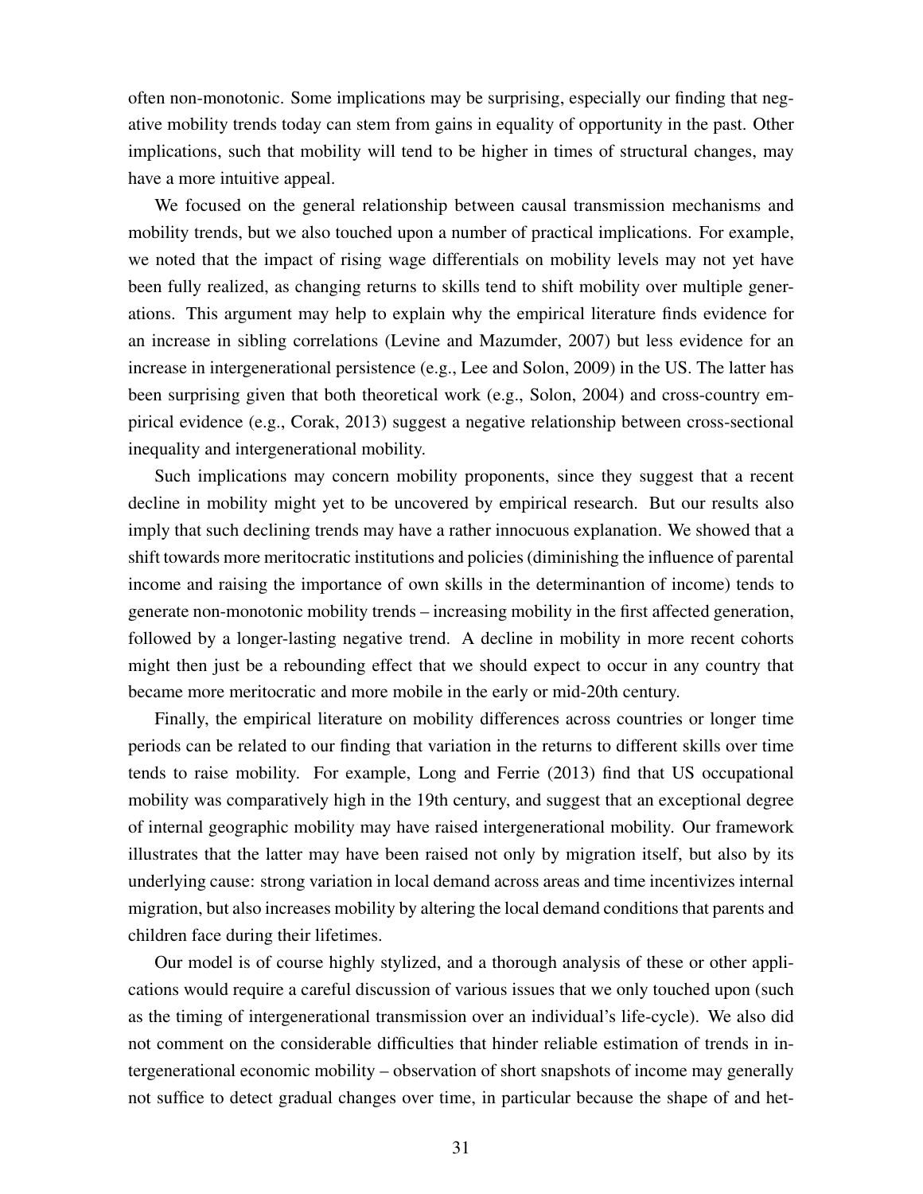often non-monotonic. Some implications may be surprising, especially our finding that negative mobility trends today can stem from gains in equality of opportunity in the past. Other implications, such that mobility will tend to be higher in times of structural changes, may have a more intuitive appeal.

We focused on the general relationship between causal transmission mechanisms and mobility trends, but we also touched upon a number of practical implications. For example, we noted that the impact of rising wage differentials on mobility levels may not yet have been fully realized, as changing returns to skills tend to shift mobility over multiple generations. This argument may help to explain why the empirical literature finds evidence for an increase in sibling correlations (Levine and Mazumder, 2007) but less evidence for an increase in intergenerational persistence (e.g., Lee and Solon, 2009) in the US. The latter has been surprising given that both theoretical work (e.g., Solon, 2004) and cross-country empirical evidence (e.g., Corak, 2013) suggest a negative relationship between cross-sectional inequality and intergenerational mobility.

Such implications may concern mobility proponents, since they suggest that a recent decline in mobility might yet to be uncovered by empirical research. But our results also imply that such declining trends may have a rather innocuous explanation. We showed that a shift towards more meritocratic institutions and policies (diminishing the influence of parental income and raising the importance of own skills in the determinantion of income) tends to generate non-monotonic mobility trends – increasing mobility in the first affected generation, followed by a longer-lasting negative trend. A decline in mobility in more recent cohorts might then just be a rebounding effect that we should expect to occur in any country that became more meritocratic and more mobile in the early or mid-20th century.

Finally, the empirical literature on mobility differences across countries or longer time periods can be related to our finding that variation in the returns to different skills over time tends to raise mobility. For example, Long and Ferrie (2013) find that US occupational mobility was comparatively high in the 19th century, and suggest that an exceptional degree of internal geographic mobility may have raised intergenerational mobility. Our framework illustrates that the latter may have been raised not only by migration itself, but also by its underlying cause: strong variation in local demand across areas and time incentivizes internal migration, but also increases mobility by altering the local demand conditions that parents and children face during their lifetimes.

Our model is of course highly stylized, and a thorough analysis of these or other applications would require a careful discussion of various issues that we only touched upon (such as the timing of intergenerational transmission over an individual's life-cycle). We also did not comment on the considerable difficulties that hinder reliable estimation of trends in intergenerational economic mobility – observation of short snapshots of income may generally not suffice to detect gradual changes over time, in particular because the shape of and het-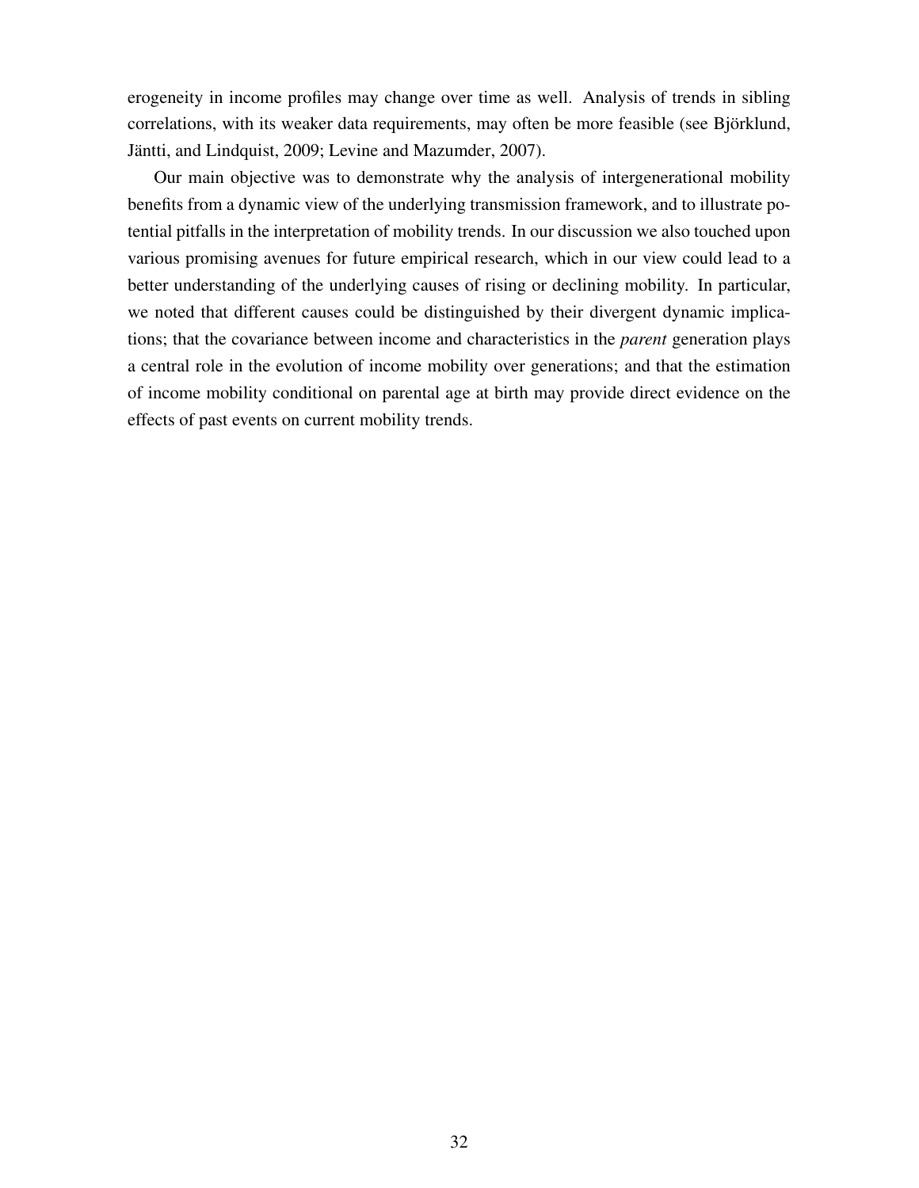erogeneity in income profiles may change over time as well. Analysis of trends in sibling correlations, with its weaker data requirements, may often be more feasible (see Björklund, Jäntti, and Lindquist, 2009; Levine and Mazumder, 2007).

Our main objective was to demonstrate why the analysis of intergenerational mobility benefits from a dynamic view of the underlying transmission framework, and to illustrate potential pitfalls in the interpretation of mobility trends. In our discussion we also touched upon various promising avenues for future empirical research, which in our view could lead to a better understanding of the underlying causes of rising or declining mobility. In particular, we noted that different causes could be distinguished by their divergent dynamic implications; that the covariance between income and characteristics in the *parent* generation plays a central role in the evolution of income mobility over generations; and that the estimation of income mobility conditional on parental age at birth may provide direct evidence on the effects of past events on current mobility trends.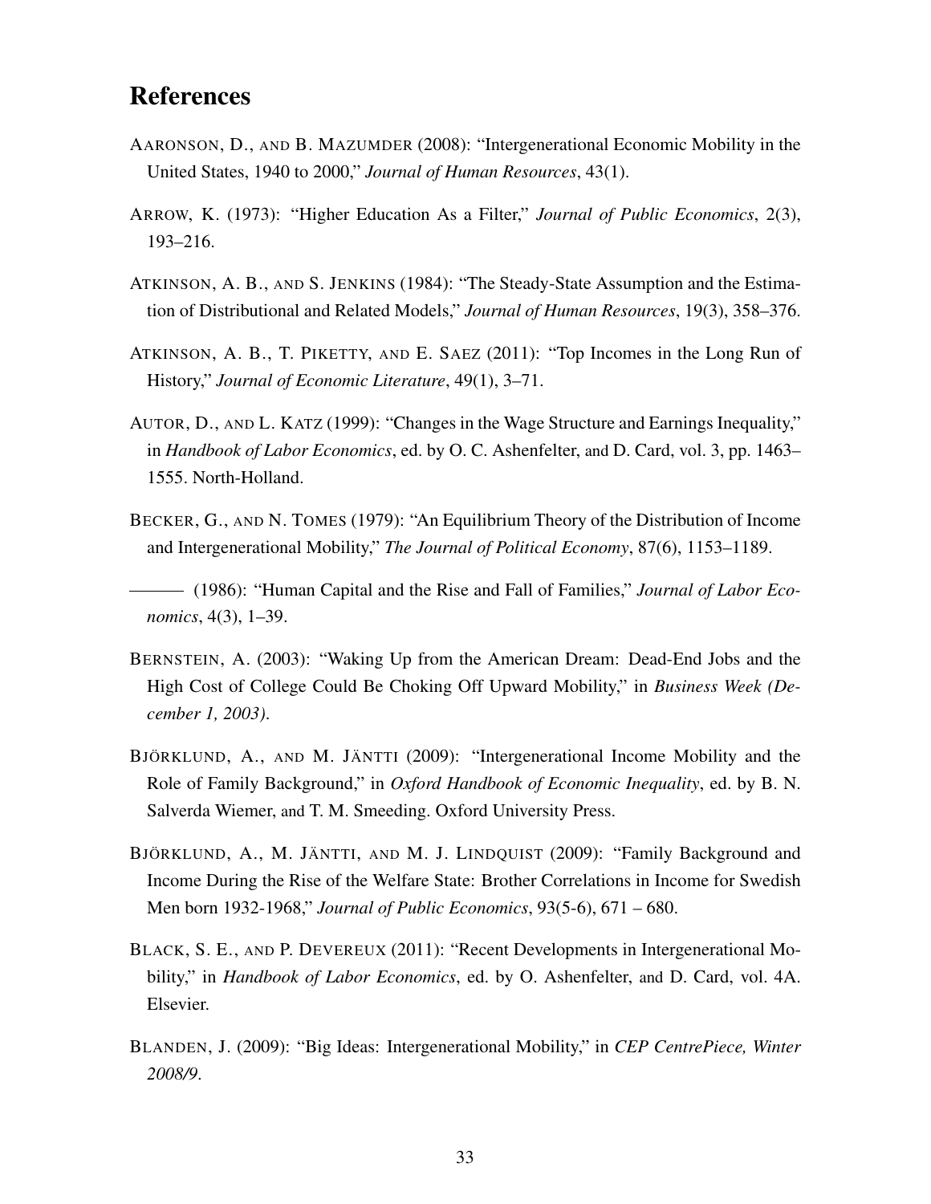## References

AARONSON, D., AND B. MAZUMDER (2008): "Intergenerational Economic Mobility in the United States, 1940 to 2000," *Journal of Human Resources*, 43(1).

ARROW, K. (1973): "Higher Education As a Filter," *Journal of Public Economics*, 2(3), 193–216.

ATKINSON, A. B., AND S. JENKINS (1984): "The Steady-State Assumption and the Estimation of Distributional and Related Models," *Journal of Human Resources*, 19(3), 358–376.

ATKINSON, A. B., T. PIKETTY, AND E. SAEZ (2011): "Top Incomes in the Long Run of History," *Journal of Economic Literature*, 49(1), 3–71.

AUTOR, D., AND L. KATZ (1999): "Changes in the Wage Structure and Earnings Inequality," in *Handbook of Labor Economics*, ed. by O. C. Ashenfelter, and D. Card, vol. 3, pp. 1463–1555. North-Holland.

BECKER, G., AND N. TOMES (1979): "An Equilibrium Theory of the Distribution of Income and Intergenerational Mobility," *The Journal of Political Economy*, 87(6), 1153–1189.

——— (1986): "Human Capital and the Rise and Fall of Families," *Journal of Labor Economics*, 4(3), 1–39.

BERNSTEIN, A. (2003): "Waking Up from the American Dream: Dead-End Jobs and the High Cost of College Could Be Choking Off Upward Mobility," in *Business Week (December 1, 2003)*.

BJÖRKLUND, A., AND M. JÄNTTI (2009): "Intergenerational Income Mobility and the Role of Family Background," in *Oxford Handbook of Economic Inequality*, ed. by B. N. Salverda Wiemer, and T. M. Smeeding. Oxford University Press.

BJÖRKLUND, A., M. JÄNTTI, AND M. J. LINDQUIST (2009): "Family Background and Income During the Rise of the Welfare State: Brother Correlations in Income for Swedish Men born 1932-1968," *Journal of Public Economics*, 93(5-6), 671 – 680.

BLACK, S. E., AND P. DEVEREUX (2011): "Recent Developments in Intergenerational Mobility," in *Handbook of Labor Economics*, ed. by O. Ashenfelter, and D. Card, vol. 4A. Elsevier.

BLANDEN, J. (2009): "Big Ideas: Intergenerational Mobility," in *CEP CentrePiece, Winter 2008/9*.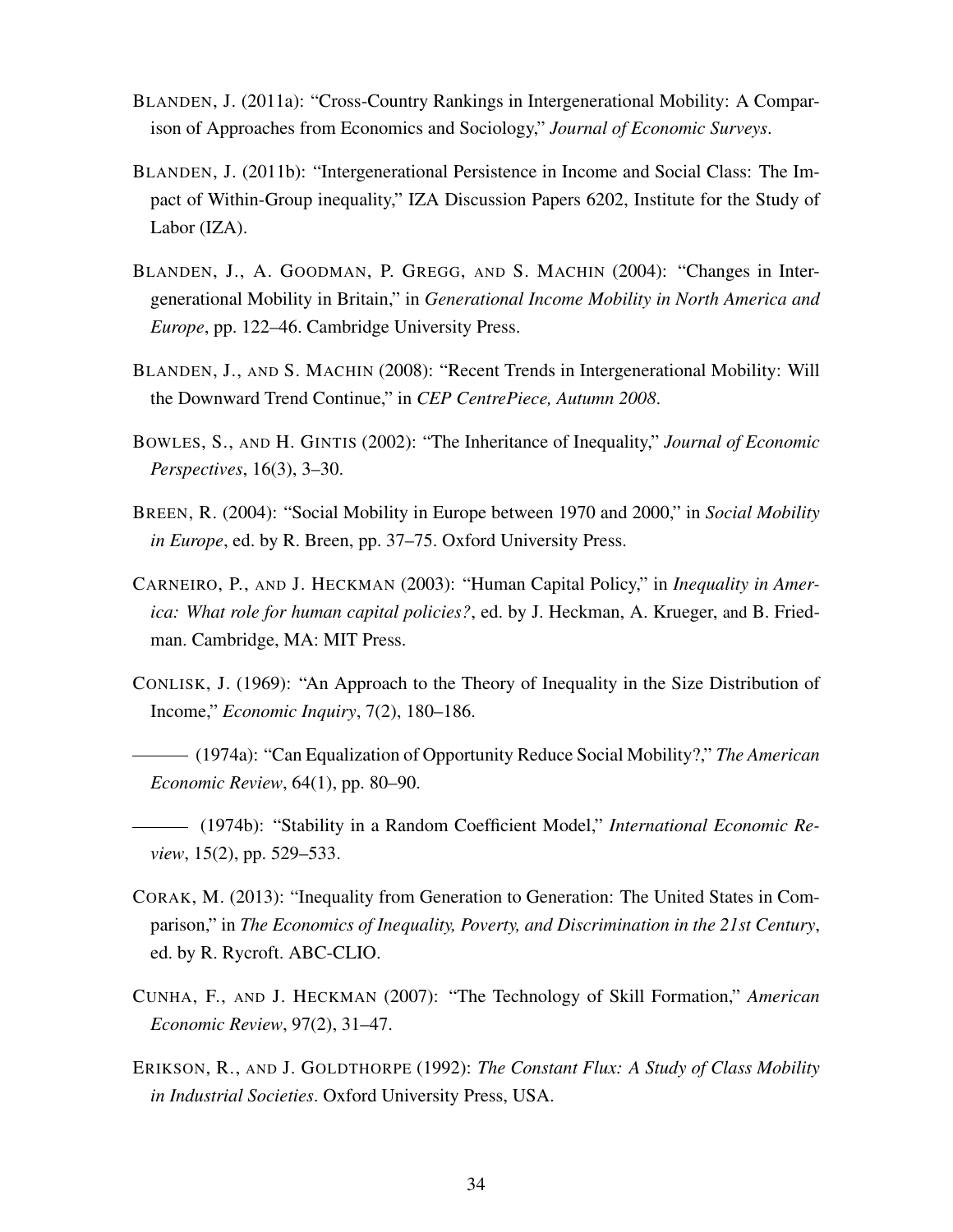BLANDEN, J. (2011a): "Cross-Country Rankings in Intergenerational Mobility: A Comparison of Approaches from Economics and Sociology," *Journal of Economic Surveys*.

BLANDEN, J. (2011b): "Intergenerational Persistence in Income and Social Class: The Impact of Within-Group inequality," IZA Discussion Papers 6202, Institute for the Study of Labor (IZA).

BLANDEN, J., A. GOODMAN, P. GREGG, AND S. MACHIN (2004): "Changes in Intergenerational Mobility in Britain," in *Generational Income Mobility in North America and Europe*, pp. 122–46. Cambridge University Press.

BLANDEN, J., AND S. MACHIN (2008): "Recent Trends in Intergenerational Mobility: Will the Downward Trend Continue," in *CEP CentrePiece, Autumn 2008*.

BOWLES, S., AND H. GINTIS (2002): "The Inheritance of Inequality," *Journal of Economic Perspectives*, 16(3), 3–30.

BREEN, R. (2004): "Social Mobility in Europe between 1970 and 2000," in *Social Mobility in Europe*, ed. by R. Breen, pp. 37–75. Oxford University Press.

CARNEIRO, P., AND J. HECKMAN (2003): "Human Capital Policy," in *Inequality in America: What role for human capital policies?*, ed. by J. Heckman, A. Krueger, and B. Friedman. Cambridge, MA: MIT Press.

CONLISK, J. (1969): "An Approach to the Theory of Inequality in the Size Distribution of Income," *Economic Inquiry*, 7(2), 180–186.

——— (1974a): "Can Equalization of Opportunity Reduce Social Mobility?," *The American Economic Review*, 64(1), pp. 80–90.

——— (1974b): "Stability in a Random Coefficient Model," *International Economic Review*, 15(2), pp. 529–533.

CORAK, M. (2013): "Inequality from Generation to Generation: The United States in Comparison," in *The Economics of Inequality, Poverty, and Discrimination in the 21st Century*, ed. by R. Rycroft. ABC-CLIO.

CUNHA, F., AND J. HECKMAN (2007): "The Technology of Skill Formation," *American Economic Review*, 97(2), 31–47.

ERIKSON, R., AND J. GOLDTHORPE (1992): *The Constant Flux: A Study of Class Mobility in Industrial Societies*. Oxford University Press, USA.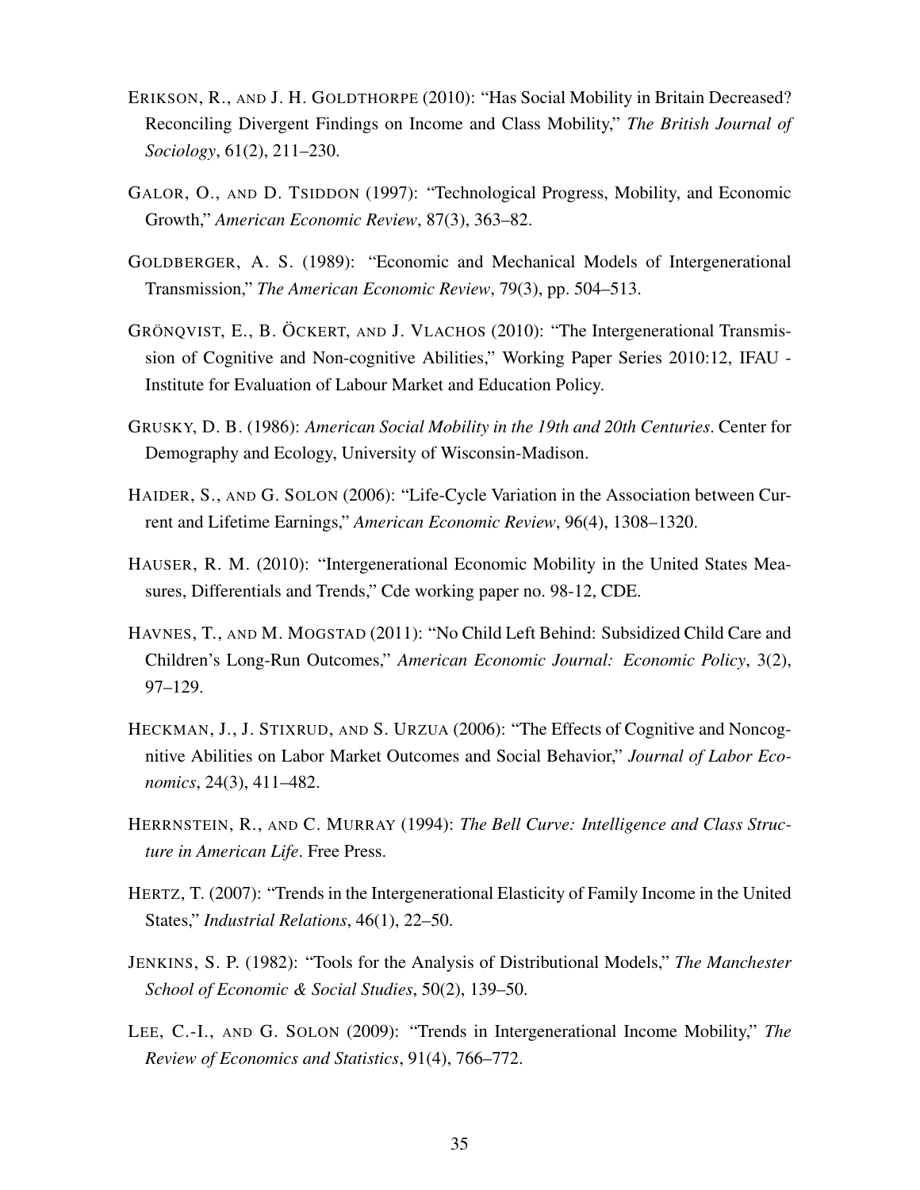ERIKSON, R., AND J. H. GOLDTHORPE (2010): "Has Social Mobility in Britain Decreased? Reconciling Divergent Findings on Income and Class Mobility," *The British Journal of Sociology*, 61(2), 211–230.

GALOR, O., AND D. TSIDDON (1997): "Technological Progress, Mobility, and Economic Growth," *American Economic Review*, 87(3), 363–82.

GOLDBERGER, A. S. (1989): "Economic and Mechanical Models of Intergenerational Transmission," *The American Economic Review*, 79(3), pp. 504–513.

GRÖNQVIST, E., B. ÖCKERT, AND J. VLACHOS (2010): "The Intergenerational Transmission of Cognitive and Non-cognitive Abilities," Working Paper Series 2010:12, IFAU - Institute for Evaluation of Labour Market and Education Policy.

GRUSKY, D. B. (1986): *American Social Mobility in the 19th and 20th Centuries*. Center for Demography and Ecology, University of Wisconsin-Madison.

HAIDER, S., AND G. SOLON (2006): "Life-Cycle Variation in the Association between Current and Lifetime Earnings," *American Economic Review*, 96(4), 1308–1320.

HAUSER, R. M. (2010): "Intergenerational Economic Mobility in the United States Measures, Differentials and Trends," Cde working paper no. 98-12, CDE.

HAVNES, T., AND M. MOGSTAD (2011): "No Child Left Behind: Subsidized Child Care and Children's Long-Run Outcomes," *American Economic Journal: Economic Policy*, 3(2), 97–129.

HECKMAN, J., J. STIXRUD, AND S. URZUA (2006): "The Effects of Cognitive and Noncognitive Abilities on Labor Market Outcomes and Social Behavior," *Journal of Labor Economics*, 24(3), 411–482.

HERRNSTEIN, R., AND C. MURRAY (1994): *The Bell Curve: Intelligence and Class Structure in American Life*. Free Press.

HERTZ, T. (2007): "Trends in the Intergenerational Elasticity of Family Income in the United States," *Industrial Relations*, 46(1), 22–50.

JENKINS, S. P. (1982): "Tools for the Analysis of Distributional Models," *The Manchester School of Economic & Social Studies*, 50(2), 139–50.

LEE, C.-I., AND G. SOLON (2009): "Trends in Intergenerational Income Mobility," *The Review of Economics and Statistics*, 91(4), 766–772.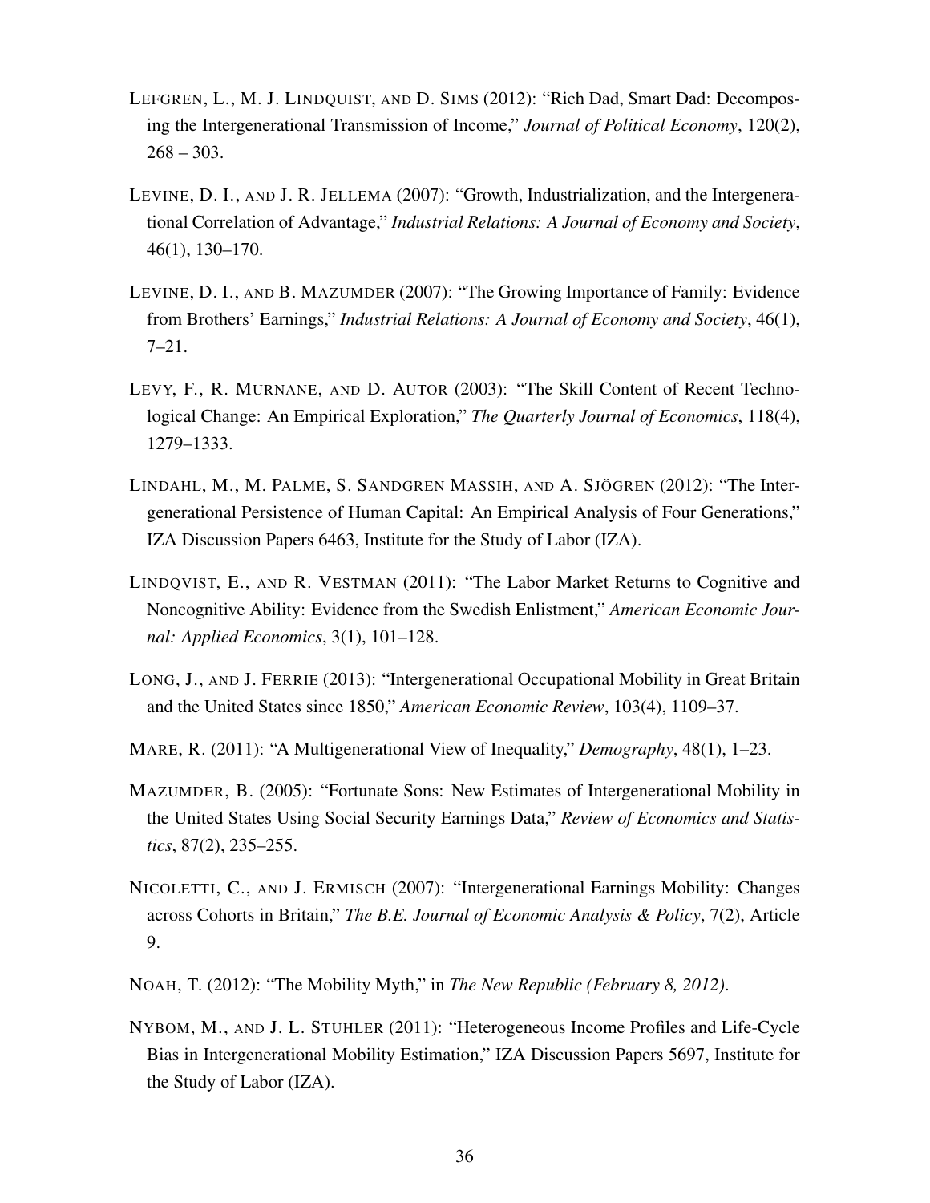LEFGREN, L., M. J. LINDQUIST, AND D. SIMS (2012): "Rich Dad, Smart Dad: Decomposing the Intergenerational Transmission of Income," *Journal of Political Economy*, 120(2), 268 – 303.

LEVINE, D. I., AND J. R. JELLEMA (2007): "Growth, Industrialization, and the Intergenerational Correlation of Advantage," *Industrial Relations: A Journal of Economy and Society*, 46(1), 130–170.

LEVINE, D. I., AND B. MAZUMDER (2007): "The Growing Importance of Family: Evidence from Brothers' Earnings," *Industrial Relations: A Journal of Economy and Society*, 46(1), 7–21.

LEVY, F., R. MURNANE, AND D. AUTOR (2003): "The Skill Content of Recent Technological Change: An Empirical Exploration," *The Quarterly Journal of Economics*, 118(4), 1279–1333.

LINDAHL, M., M. PALME, S. SANDGREN MASSIH, AND A. SJÖGREN (2012): "The Intergenerational Persistence of Human Capital: An Empirical Analysis of Four Generations," IZA Discussion Papers 6463, Institute for the Study of Labor (IZA).

LINDQVIST, E., AND R. VESTMAN (2011): "The Labor Market Returns to Cognitive and Noncognitive Ability: Evidence from the Swedish Enlistment," *American Economic Journal: Applied Economics*, 3(1), 101–128.

LONG, J., AND J. FERRIE (2013): "Intergenerational Occupational Mobility in Great Britain and the United States since 1850," *American Economic Review*, 103(4), 1109–37.

MARE, R. (2011): "A Multigenerational View of Inequality," *Demography*, 48(1), 1–23.

MAZUMDER, B. (2005): "Fortunate Sons: New Estimates of Intergenerational Mobility in the United States Using Social Security Earnings Data," *Review of Economics and Statistics*, 87(2), 235–255.

NICOLETTI, C., AND J. ERMISCH (2007): "Intergenerational Earnings Mobility: Changes across Cohorts in Britain," *The B.E. Journal of Economic Analysis & Policy*, 7(2), Article 9.

NOAH, T. (2012): "The Mobility Myth," in *The New Republic (February 8, 2012)*.

NYBOM, M., AND J. L. STUHLER (2011): "Heterogeneous Income Profiles and Life-Cycle Bias in Intergenerational Mobility Estimation," IZA Discussion Papers 5697, Institute for the Study of Labor (IZA).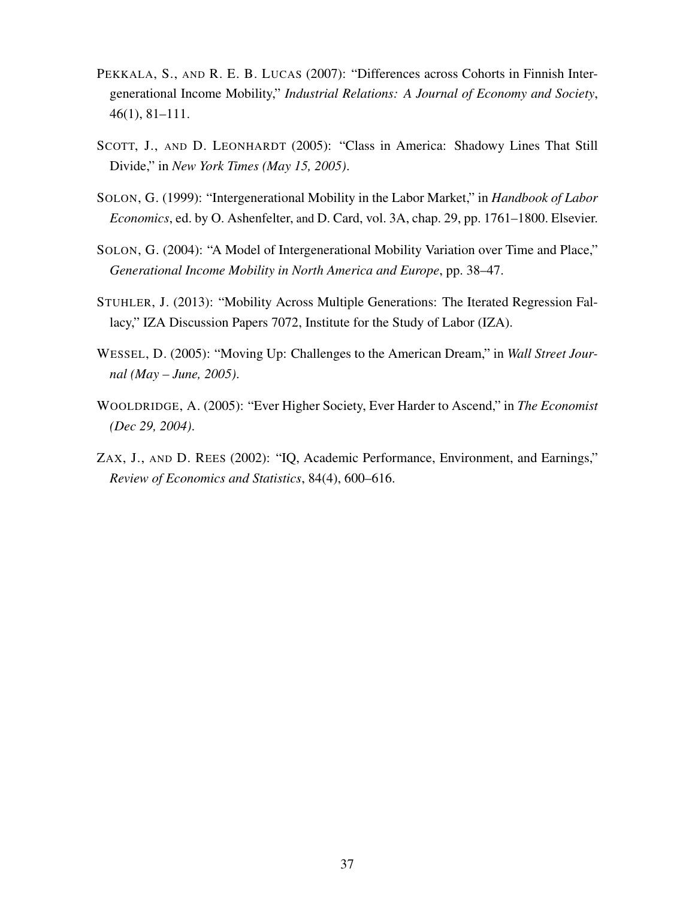PEKKALA, S., AND R. E. B. LUCAS (2007): "Differences across Cohorts in Finnish Intergenerational Income Mobility," *Industrial Relations: A Journal of Economy and Society*, 46(1), 81–111.

SCOTT, J., AND D. LEONHARDT (2005): "Class in America: Shadowy Lines That Still Divide," in *New York Times (May 15, 2005)*.

SOLON, G. (1999): "Intergenerational Mobility in the Labor Market," in *Handbook of Labor Economics*, ed. by O. Ashenfelter, and D. Card, vol. 3A, chap. 29, pp. 1761–1800. Elsevier.

SOLON, G. (2004): "A Model of Intergenerational Mobility Variation over Time and Place," *Generational Income Mobility in North America and Europe*, pp. 38–47.

STUHLER, J. (2013): "Mobility Across Multiple Generations: The Iterated Regression Fallacy," IZA Discussion Papers 7072, Institute for the Study of Labor (IZA).

WESSEL, D. (2005): "Moving Up: Challenges to the American Dream," in *Wall Street Journal (May – June, 2005)*.

WOOLDRIDGE, A. (2005): "Ever Higher Society, Ever Harder to Ascend," in *The Economist (Dec 29, 2004)*.

ZAX, J., AND D. REES (2002): "IQ, Academic Performance, Environment, and Earnings," *Review of Economics and Statistics*, 84(4), 600–616.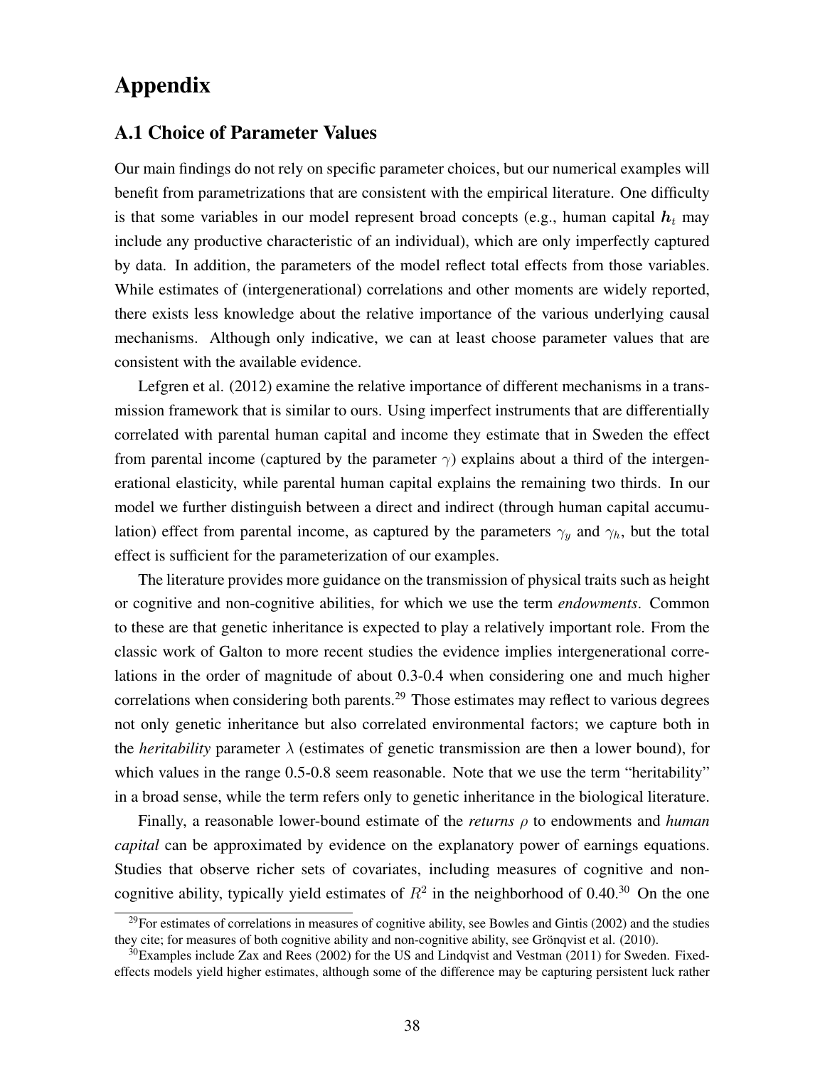# Appendix

## A.1 Choice of Parameter Values

Our main findings do not rely on specific parameter choices, but our numerical examples will benefit from parametrizations that are consistent with the empirical literature. One difficulty is that some variables in our model represent broad concepts (e.g., human capital $\boldsymbol{h}_t$ may include any productive characteristic of an individual), which are only imperfectly captured by data. In addition, the parameters of the model reflect total effects from those variables. While estimates of (intergenerational) correlations and other moments are widely reported, there exists less knowledge about the relative importance of the various underlying causal mechanisms. Although only indicative, we can at least choose parameter values that are consistent with the available evidence.

Lefgren et al. (2012) examine the relative importance of different mechanisms in a transmission framework that is similar to ours. Using imperfect instruments that are differentially correlated with parental human capital and income they estimate that in Sweden the effect from parental income (captured by the parameter $\gamma$) explains about a third of the intergenerational elasticity, while parental human capital explains the remaining two thirds. In our model we further distinguish between a direct and indirect (through human capital accumulation) effect from parental income, as captured by the parameters $\gamma_y$ and $\gamma_h$, but the total effect is sufficient for the parameterization of our examples.

The literature provides more guidance on the transmission of physical traits such as height or cognitive and non-cognitive abilities, for which we use the term *endowments*. Common to these are that genetic inheritance is expected to play a relatively important role. From the classic work of Galton to more recent studies the evidence implies intergenerational correlations in the order of magnitude of about 0.3-0.4 when considering one and much higher correlations when considering both parents.[29] Those estimates may reflect to various degrees not only genetic inheritance but also correlated environmental factors; we capture both in the *heritability* parameter $\lambda$ (estimates of genetic transmission are then a lower bound), for which values in the range 0.5-0.8 seem reasonable. Note that we use the term "heritability" in a broad sense, while the term refers only to genetic inheritance in the biological literature.

Finally, a reasonable lower-bound estimate of the *returns* $\rho$ to endowments and *human capital* can be approximated by evidence on the explanatory power of earnings equations. Studies that observe richer sets of covariates, including measures of cognitive and non-cognitive ability, typically yield estimates of $R^2$ in the neighborhood of 0.40.[30] On the one

[29] For estimates of correlations in measures of cognitive ability, see Bowles and Gintis (2002) and the studies they cite; for measures of both cognitive ability and non-cognitive ability, see Grönqvist et al. (2010).

[30] Examples include Zax and Rees (2002) for the US and Lindqvist and Vestman (2011) for Sweden. Fixed-effects models yield higher estimates, although some of the difference may be capturing persistent luck rather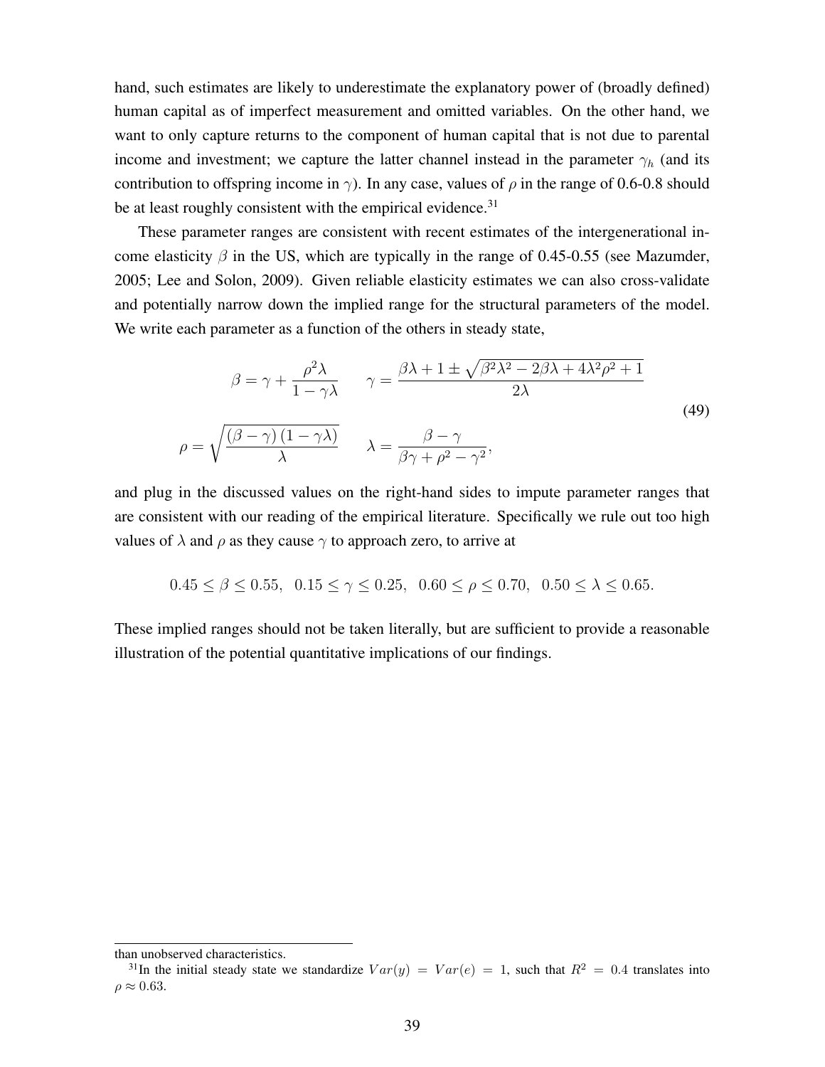hand, such estimates are likely to underestimate the explanatory power of (broadly defined) human capital as of imperfect measurement and omitted variables. On the other hand, we want to only capture returns to the component of human capital that is not due to parental income and investment; we capture the latter channel instead in the parameter $\gamma_h$ (and its contribution to offspring income in $\gamma$). In any case, values of $\rho$ in the range of 0.6-0.8 should be at least roughly consistent with the empirical evidence.[31]

These parameter ranges are consistent with recent estimates of the intergenerational income elasticity $\beta$ in the US, which are typically in the range of 0.45-0.55 (see Mazumder, 2005; Lee and Solon, 2009). Given reliable elasticity estimates we can also cross-validate and potentially narrow down the implied range for the structural parameters of the model. We write each parameter as a function of the others in steady state,

$$
\begin{aligned}
\beta &= \gamma + \frac{\rho^2 \lambda}{1 - \gamma \lambda} \qquad \gamma = \frac{\beta \lambda + 1 \pm \sqrt{\beta^2 \lambda^2 - 2\beta\lambda + 4\lambda^2 \rho^2 + 1}}{2\lambda} \\
\rho &= \sqrt{\frac{(\beta - \gamma)(1 - \gamma \lambda)}{\lambda}} \qquad \lambda = \frac{\beta - \gamma}{\beta \gamma + \rho^2 - \gamma^2},
\end{aligned}
\tag{49}
$$

and plug in the discussed values on the right-hand sides to impute parameter ranges that are consistent with our reading of the empirical literature. Specifically we rule out too high values of $\lambda$ and $\rho$ as they cause $\gamma$ to approach zero, to arrive at

$$
0.45 \leq \beta \leq 0.55, \quad 0.15 \leq \gamma \leq 0.25, \quad 0.60 \leq \rho \leq 0.70, \quad 0.50 \leq \lambda \leq 0.65.
$$

These implied ranges should not be taken literally, but are sufficient to provide a reasonable illustration of the potential quantitative implications of our findings.

---

than unobserved characteristics.

[31] In the initial steady state we standardize $Var(y) = Var(e) = 1$, such that $R^2 = 0.4$ translates into $\rho \approx 0.63$.